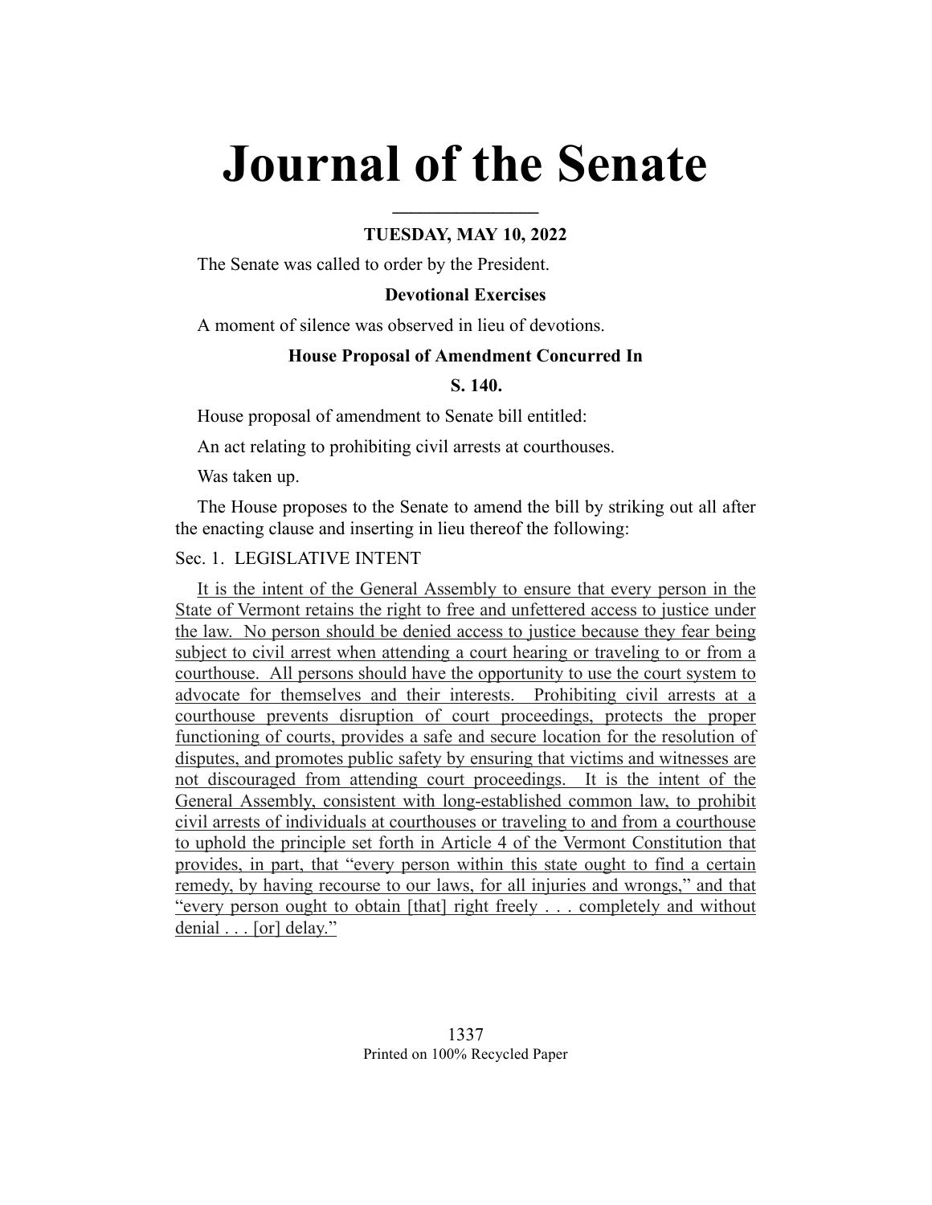# Journal of the Senate

**TUESDAY, MAY 10, 2022**

The Senate was called to order by the President.

**Devotional Exercises**

A moment of silence was observed in lieu of devotions.

**House Proposal of Amendment Concurred In**

**S. 140.**

House proposal of amendment to Senate bill entitled:

An act relating to prohibiting civil arrests at courthouses.

Was taken up.

The House proposes to the Senate to amend the bill by striking out all after the enacting clause and inserting in lieu thereof the following:

Sec. 1. LEGISLATIVE INTENT

It is the intent of the General Assembly to ensure that every person in the State of Vermont retains the right to free and unfettered access to justice under the law. No person should be denied access to justice because they fear being subject to civil arrest when attending a court hearing or traveling to or from a courthouse. All persons should have the opportunity to use the court system to advocate for themselves and their interests. Prohibiting civil arrests at a courthouse prevents disruption of court proceedings, protects the proper functioning of courts, provides a safe and secure location for the resolution of disputes, and promotes public safety by ensuring that victims and witnesses are not discouraged from attending court proceedings. It is the intent of the General Assembly, consistent with long-established common law, to prohibit civil arrests of individuals at courthouses or traveling to and from a courthouse to uphold the principle set forth in Article 4 of the Vermont Constitution that provides, in part, that "every person within this state ought to find a certain remedy, by having recourse to our laws, for all injuries and wrongs," and that "every person ought to obtain [that] right freely . . . completely and without denial . . . [or] delay."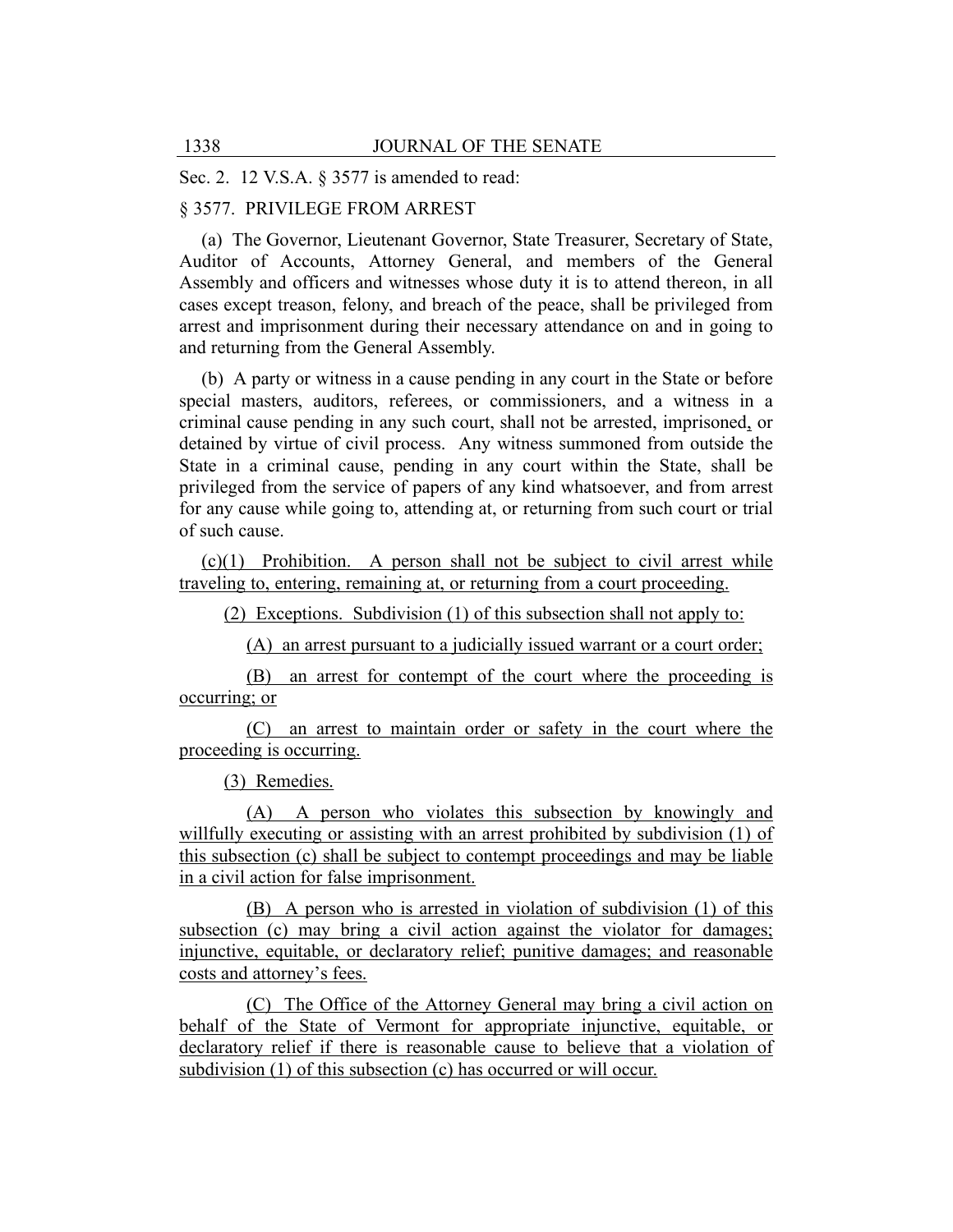Sec. 2. 12 V.S.A. § 3577 is amended to read:

§ 3577. PRIVILEGE FROM ARREST

(a) The Governor, Lieutenant Governor, State Treasurer, Secretary of State, Auditor of Accounts, Attorney General, and members of the General Assembly and officers and witnesses whose duty it is to attend thereon, in all cases except treason, felony, and breach of the peace, shall be privileged from arrest and imprisonment during their necessary attendance on and in going to and returning from the General Assembly.

(b) A party or witness in a cause pending in any court in the State or before special masters, auditors, referees, or commissioners, and a witness in a criminal cause pending in any such court, shall not be arrested, imprisoned, or detained by virtue of civil process. Any witness summoned from outside the State in a criminal cause, pending in any court within the State, shall be privileged from the service of papers of any kind whatsoever, and from arrest for any cause while going to, attending at, or returning from such court or trial of such cause.

(c)(1) Prohibition. A person shall not be subject to civil arrest while traveling to, entering, remaining at, or returning from a court proceeding.

(2) Exceptions. Subdivision (1) of this subsection shall not apply to:

(A) an arrest pursuant to a judicially issued warrant or a court order;

(B) an arrest for contempt of the court where the proceeding is occurring; or

(C) an arrest to maintain order or safety in the court where the proceeding is occurring.

(3) Remedies.

(A) A person who violates this subsection by knowingly and willfully executing or assisting with an arrest prohibited by subdivision (1) of this subsection (c) shall be subject to contempt proceedings and may be liable in a civil action for false imprisonment.

(B) A person who is arrested in violation of subdivision (1) of this subsection (c) may bring a civil action against the violator for damages; injunctive, equitable, or declaratory relief; punitive damages; and reasonable costs and attorney's fees.

(C) The Office of the Attorney General may bring a civil action on behalf of the State of Vermont for appropriate injunctive, equitable, or declaratory relief if there is reasonable cause to believe that a violation of subdivision (1) of this subsection (c) has occurred or will occur.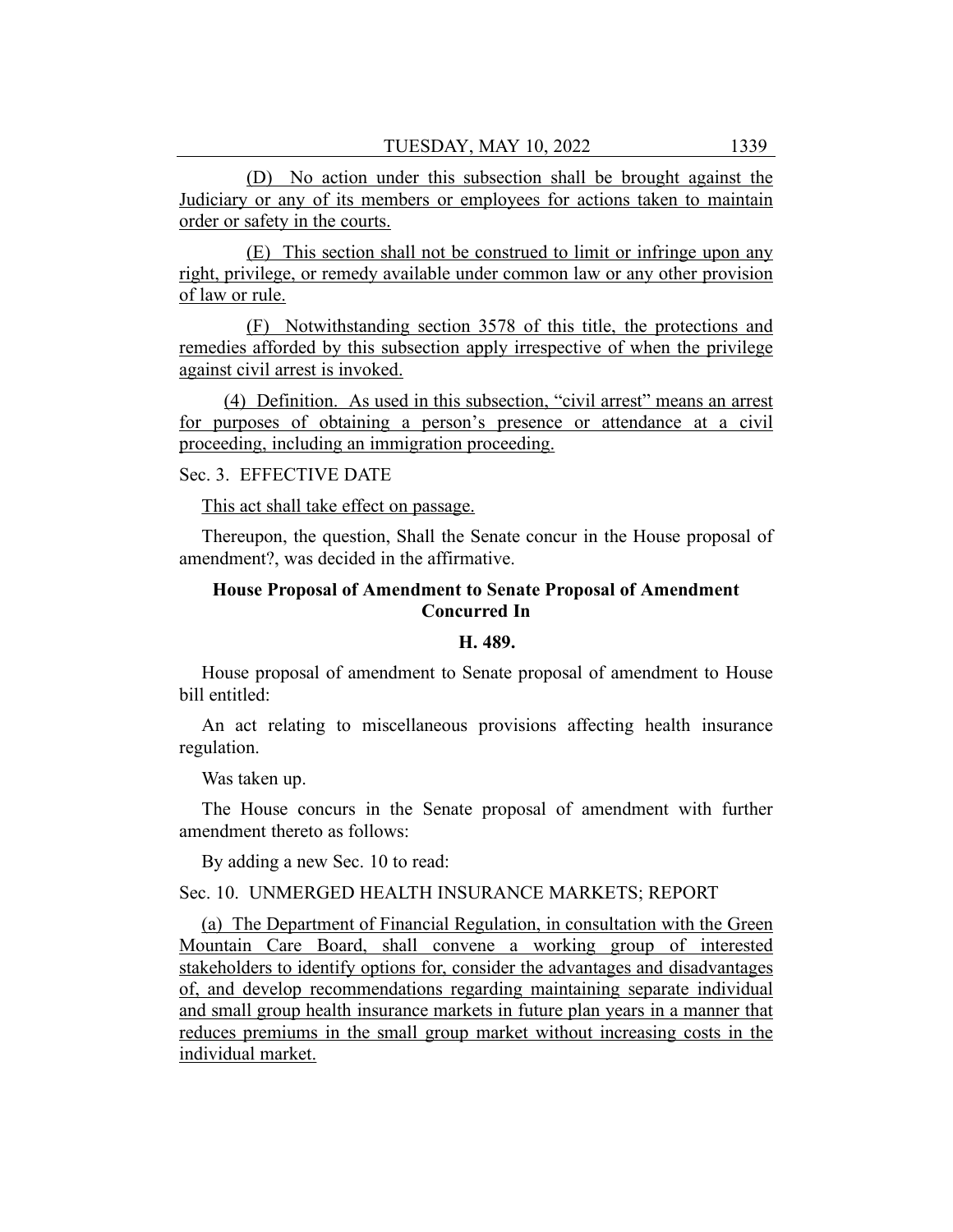(D) No action under this subsection shall be brought against the Judiciary or any of its members or employees for actions taken to maintain order or safety in the courts.

(E) This section shall not be construed to limit or infringe upon any right, privilege, or remedy available under common law or any other provision of law or rule.

(F) Notwithstanding section 3578 of this title, the protections and remedies afforded by this subsection apply irrespective of when the privilege against civil arrest is invoked.

(4) Definition. As used in this subsection, "civil arrest" means an arrest for purposes of obtaining a person's presence or attendance at a civil proceeding, including an immigration proceeding.

Sec. 3. EFFECTIVE DATE

This act shall take effect on passage.

Thereupon, the question, Shall the Senate concur in the House proposal of amendment?, was decided in the affirmative.

### House Proposal of Amendment to Senate Proposal of Amendment Concurred In

### H. 489.

House proposal of amendment to Senate proposal of amendment to House bill entitled:

An act relating to miscellaneous provisions affecting health insurance regulation.

Was taken up.

The House concurs in the Senate proposal of amendment with further amendment thereto as follows:

By adding a new Sec. 10 to read:

Sec. 10. UNMERGED HEALTH INSURANCE MARKETS; REPORT

(a) The Department of Financial Regulation, in consultation with the Green Mountain Care Board, shall convene a working group of interested stakeholders to identify options for, consider the advantages and disadvantages of, and develop recommendations regarding maintaining separate individual and small group health insurance markets in future plan years in a manner that reduces premiums in the small group market without increasing costs in the individual market.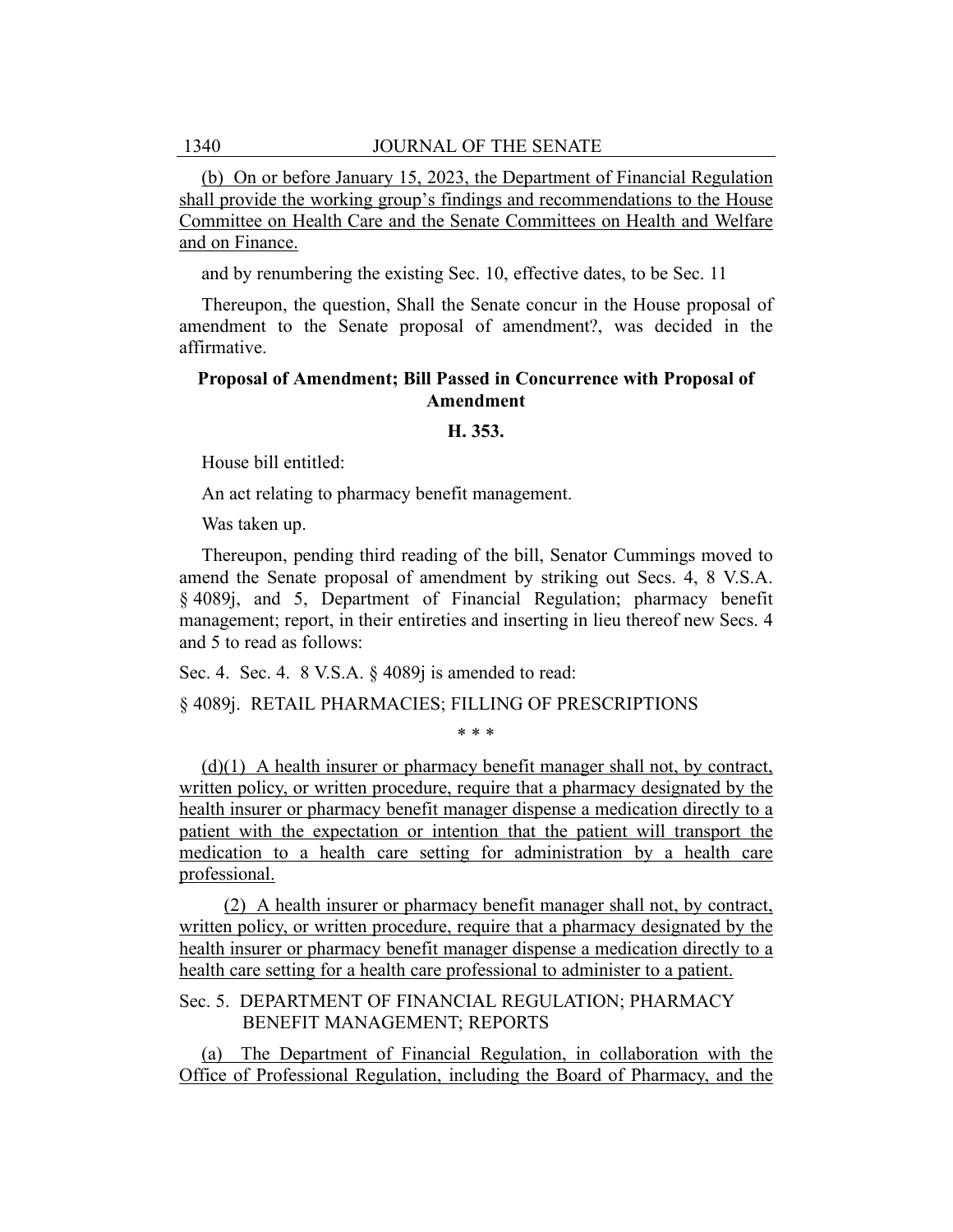(b) On or before January 15, 2023, the Department of Financial Regulation shall provide the working group's findings and recommendations to the House Committee on Health Care and the Senate Committees on Health and Welfare and on Finance.

and by renumbering the existing Sec. 10, effective dates, to be Sec. 11

Thereupon, the question, Shall the Senate concur in the House proposal of amendment to the Senate proposal of amendment?, was decided in the affirmative.

### Proposal of Amendment; Bill Passed in Concurrence with Proposal of Amendment

### H. 353.

House bill entitled:

An act relating to pharmacy benefit management.

Was taken up.

Thereupon, pending third reading of the bill, Senator Cummings moved to amend the Senate proposal of amendment by striking out Secs. 4, 8 V.S.A. § 4089j, and 5, Department of Financial Regulation; pharmacy benefit management; report, in their entireties and inserting in lieu thereof new Secs. 4 and 5 to read as follows:

Sec. 4. Sec. 4. 8 V.S.A. § 4089j is amended to read:

§ 4089j. RETAIL PHARMACIES; FILLING OF PRESCRIPTIONS

\* \* \*

(d)(1) A health insurer or pharmacy benefit manager shall not, by contract, written policy, or written procedure, require that a pharmacy designated by the health insurer or pharmacy benefit manager dispense a medication directly to a patient with the expectation or intention that the patient will transport the medication to a health care setting for administration by a health care professional.

(2) A health insurer or pharmacy benefit manager shall not, by contract, written policy, or written procedure, require that a pharmacy designated by the health insurer or pharmacy benefit manager dispense a medication directly to a health care setting for a health care professional to administer to a patient.

Sec. 5. DEPARTMENT OF FINANCIAL REGULATION; PHARMACY BENEFIT MANAGEMENT; REPORTS

(a) The Department of Financial Regulation, in collaboration with the Office of Professional Regulation, including the Board of Pharmacy, and the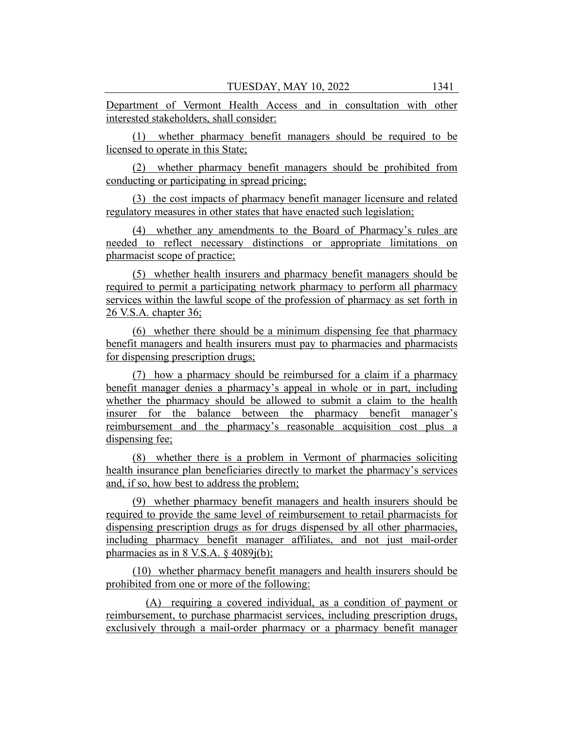Department of Vermont Health Access and in consultation with other interested stakeholders, shall consider:

(1) whether pharmacy benefit managers should be required to be licensed to operate in this State;

(2) whether pharmacy benefit managers should be prohibited from conducting or participating in spread pricing;

(3) the cost impacts of pharmacy benefit manager licensure and related regulatory measures in other states that have enacted such legislation;

(4) whether any amendments to the Board of Pharmacy's rules are needed to reflect necessary distinctions or appropriate limitations on pharmacist scope of practice;

(5) whether health insurers and pharmacy benefit managers should be required to permit a participating network pharmacy to perform all pharmacy services within the lawful scope of the profession of pharmacy as set forth in 26 V.S.A. chapter 36;

(6) whether there should be a minimum dispensing fee that pharmacy benefit managers and health insurers must pay to pharmacies and pharmacists for dispensing prescription drugs;

(7) how a pharmacy should be reimbursed for a claim if a pharmacy benefit manager denies a pharmacy's appeal in whole or in part, including whether the pharmacy should be allowed to submit a claim to the health insurer for the balance between the pharmacy benefit manager's reimbursement and the pharmacy's reasonable acquisition cost plus a dispensing fee;

(8) whether there is a problem in Vermont of pharmacies soliciting health insurance plan beneficiaries directly to market the pharmacy's services and, if so, how best to address the problem;

(9) whether pharmacy benefit managers and health insurers should be required to provide the same level of reimbursement to retail pharmacists for dispensing prescription drugs as for drugs dispensed by all other pharmacies, including pharmacy benefit manager affiliates, and not just mail-order pharmacies as in 8 V.S.A. § 4089j(b);

(10) whether pharmacy benefit managers and health insurers should be prohibited from one or more of the following:

(A) requiring a covered individual, as a condition of payment or reimbursement, to purchase pharmacist services, including prescription drugs, exclusively through a mail-order pharmacy or a pharmacy benefit manager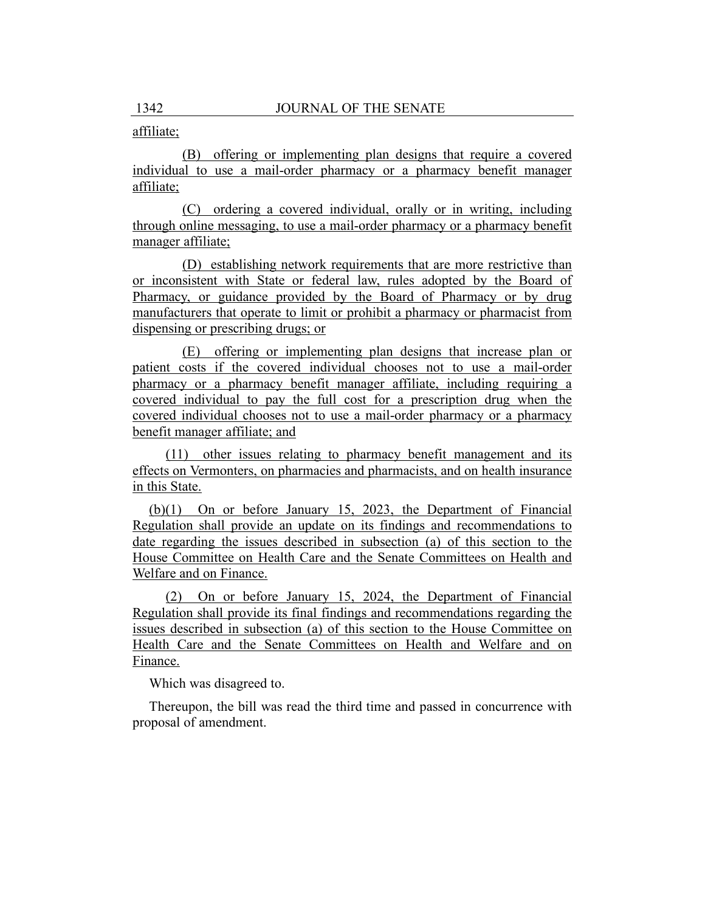affiliate;

(B) offering or implementing plan designs that require a covered individual to use a mail-order pharmacy or a pharmacy benefit manager affiliate;

(C) ordering a covered individual, orally or in writing, including through online messaging, to use a mail-order pharmacy or a pharmacy benefit manager affiliate;

(D) establishing network requirements that are more restrictive than or inconsistent with State or federal law, rules adopted by the Board of Pharmacy, or guidance provided by the Board of Pharmacy or by drug manufacturers that operate to limit or prohibit a pharmacy or pharmacist from dispensing or prescribing drugs; or

(E) offering or implementing plan designs that increase plan or patient costs if the covered individual chooses not to use a mail-order pharmacy or a pharmacy benefit manager affiliate, including requiring a covered individual to pay the full cost for a prescription drug when the covered individual chooses not to use a mail-order pharmacy or a pharmacy benefit manager affiliate; and

(11) other issues relating to pharmacy benefit management and its effects on Vermonters, on pharmacies and pharmacists, and on health insurance in this State.

(b)(1) On or before January 15, 2023, the Department of Financial Regulation shall provide an update on its findings and recommendations to date regarding the issues described in subsection (a) of this section to the House Committee on Health Care and the Senate Committees on Health and Welfare and on Finance.

(2) On or before January 15, 2024, the Department of Financial Regulation shall provide its final findings and recommendations regarding the issues described in subsection (a) of this section to the House Committee on Health Care and the Senate Committees on Health and Welfare and on Finance.

Which was disagreed to.

Thereupon, the bill was read the third time and passed in concurrence with proposal of amendment.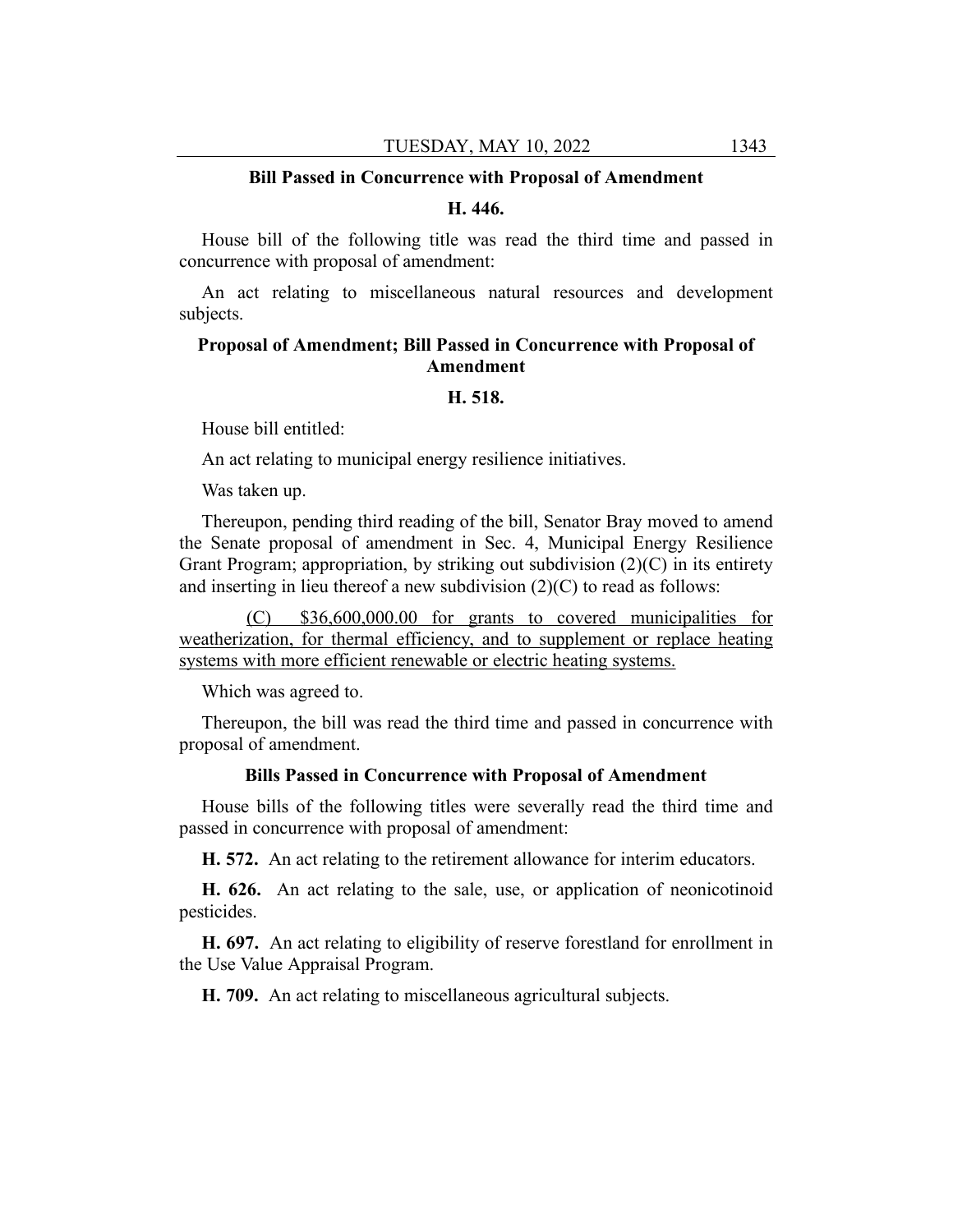**Bill Passed in Concurrence with Proposal of Amendment**

**H. 446.**

House bill of the following title was read the third time and passed in concurrence with proposal of amendment:

An act relating to miscellaneous natural resources and development subjects.

**Proposal of Amendment; Bill Passed in Concurrence with Proposal of Amendment**

**H. 518.**

House bill entitled:

An act relating to municipal energy resilience initiatives.

Was taken up.

Thereupon, pending third reading of the bill, Senator Bray moved to amend the Senate proposal of amendment in Sec. 4, Municipal Energy Resilience Grant Program; appropriation, by striking out subdivision (2)(C) in its entirety and inserting in lieu thereof a new subdivision (2)(C) to read as follows:

(C) $36,600,000.00 for grants to covered municipalities for weatherization, for thermal efficiency, and to supplement or replace heating systems with more efficient renewable or electric heating systems.

Which was agreed to.

Thereupon, the bill was read the third time and passed in concurrence with proposal of amendment.

**Bills Passed in Concurrence with Proposal of Amendment**

House bills of the following titles were severally read the third time and passed in concurrence with proposal of amendment:

**H. 572.** An act relating to the retirement allowance for interim educators.

**H. 626.** An act relating to the sale, use, or application of neonicotinoid pesticides.

**H. 697.** An act relating to eligibility of reserve forestland for enrollment in the Use Value Appraisal Program.

**H. 709.** An act relating to miscellaneous agricultural subjects.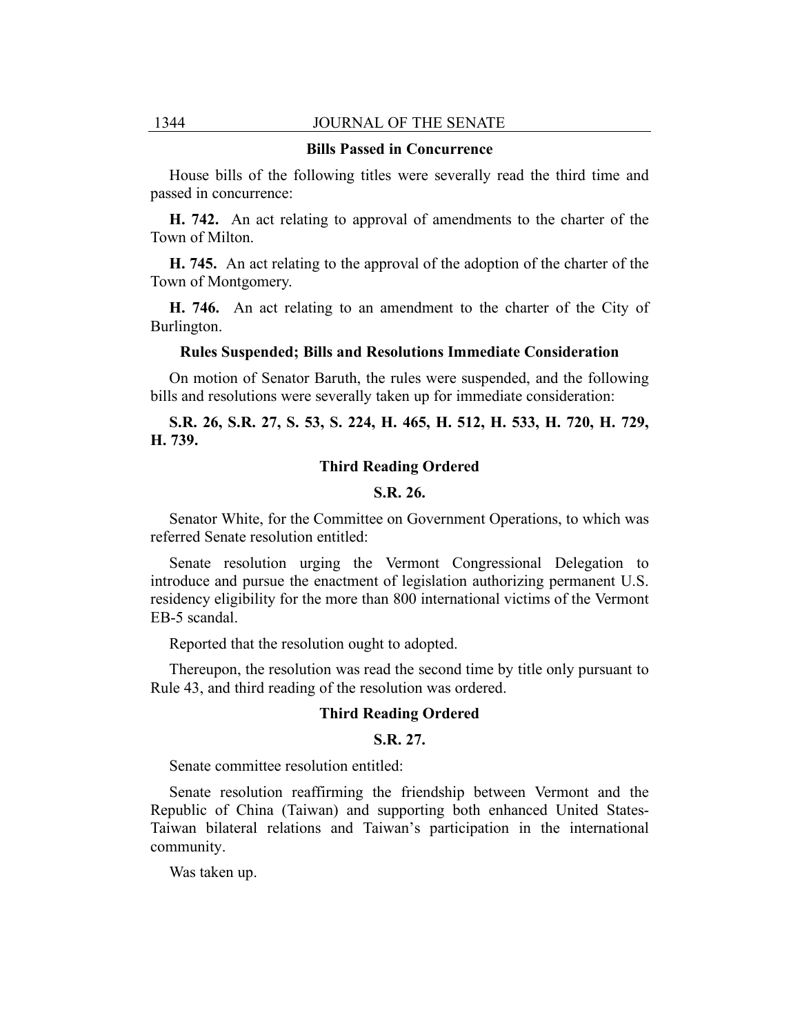### Bills Passed in Concurrence

House bills of the following titles were severally read the third time and passed in concurrence:

**H. 742.** An act relating to approval of amendments to the charter of the Town of Milton.

**H. 745.** An act relating to the approval of the adoption of the charter of the Town of Montgomery.

**H. 746.** An act relating to an amendment to the charter of the City of Burlington.

### Rules Suspended; Bills and Resolutions Immediate Consideration

On motion of Senator Baruth, the rules were suspended, and the following bills and resolutions were severally taken up for immediate consideration:

**S.R. 26, S.R. 27, S. 53, S. 224, H. 465, H. 512, H. 533, H. 720, H. 729, H. 739.**

### Third Reading Ordered

**S.R. 26.**

Senator White, for the Committee on Government Operations, to which was referred Senate resolution entitled:

Senate resolution urging the Vermont Congressional Delegation to introduce and pursue the enactment of legislation authorizing permanent U.S. residency eligibility for the more than 800 international victims of the Vermont EB-5 scandal.

Reported that the resolution ought to adopted.

Thereupon, the resolution was read the second time by title only pursuant to Rule 43, and third reading of the resolution was ordered.

### Third Reading Ordered

**S.R. 27.**

Senate committee resolution entitled:

Senate resolution reaffirming the friendship between Vermont and the Republic of China (Taiwan) and supporting both enhanced United States-Taiwan bilateral relations and Taiwan's participation in the international community.

Was taken up.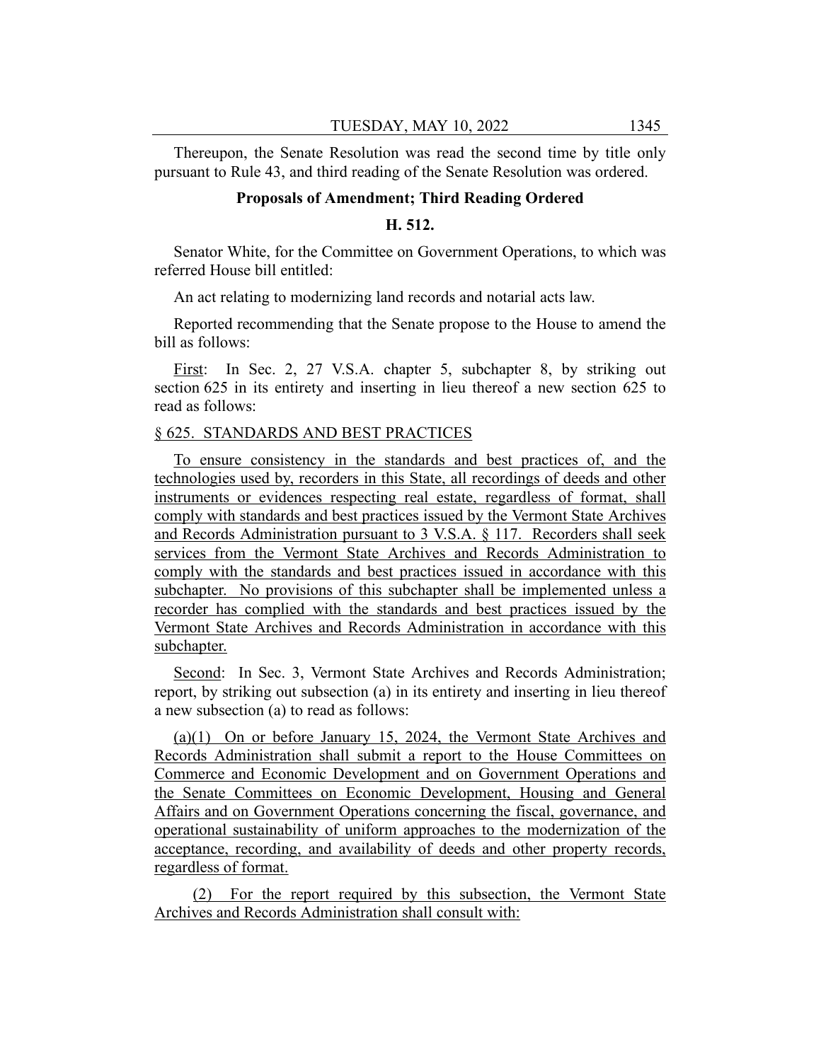Thereupon, the Senate Resolution was read the second time by title only pursuant to Rule 43, and third reading of the Senate Resolution was ordered.

## Proposals of Amendment; Third Reading Ordered

## H. 512.

Senator White, for the Committee on Government Operations, to which was referred House bill entitled:

An act relating to modernizing land records and notarial acts law.

Reported recommending that the Senate propose to the House to amend the bill as follows:

First: In Sec. 2, 27 V.S.A. chapter 5, subchapter 8, by striking out section 625 in its entirety and inserting in lieu thereof a new section 625 to read as follows:

§ 625. STANDARDS AND BEST PRACTICES

To ensure consistency in the standards and best practices of, and the technologies used by, recorders in this State, all recordings of deeds and other instruments or evidences respecting real estate, regardless of format, shall comply with standards and best practices issued by the Vermont State Archives and Records Administration pursuant to 3 V.S.A. § 117. Recorders shall seek services from the Vermont State Archives and Records Administration to comply with the standards and best practices issued in accordance with this subchapter. No provisions of this subchapter shall be implemented unless a recorder has complied with the standards and best practices issued by the Vermont State Archives and Records Administration in accordance with this subchapter.

Second: In Sec. 3, Vermont State Archives and Records Administration; report, by striking out subsection (a) in its entirety and inserting in lieu thereof a new subsection (a) to read as follows:

(a)(1) On or before January 15, 2024, the Vermont State Archives and Records Administration shall submit a report to the House Committees on Commerce and Economic Development and on Government Operations and the Senate Committees on Economic Development, Housing and General Affairs and on Government Operations concerning the fiscal, governance, and operational sustainability of uniform approaches to the modernization of the acceptance, recording, and availability of deeds and other property records, regardless of format.

(2) For the report required by this subsection, the Vermont State Archives and Records Administration shall consult with: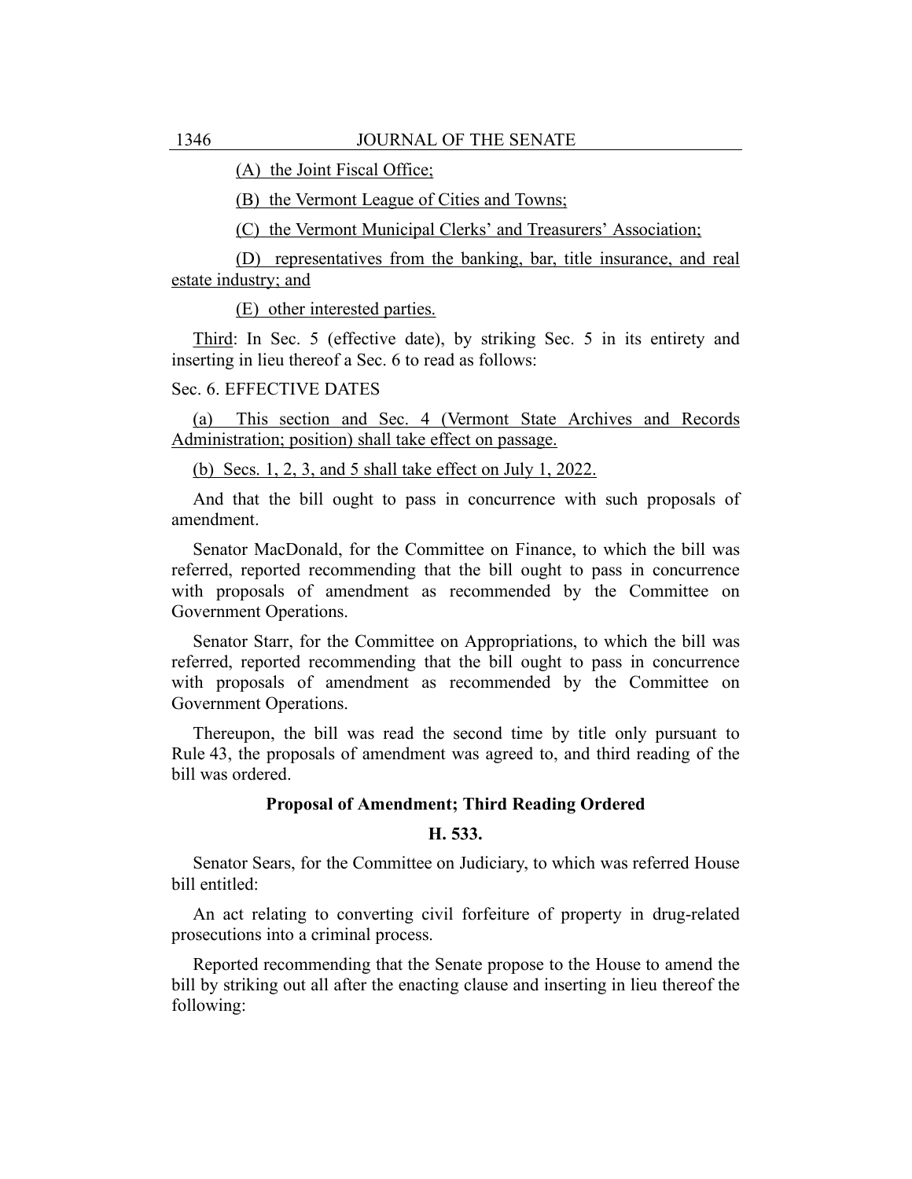(A) the Joint Fiscal Office;

(B) the Vermont League of Cities and Towns;

(C) the Vermont Municipal Clerks' and Treasurers' Association;

(D) representatives from the banking, bar, title insurance, and real estate industry; and

(E) other interested parties.

Third: In Sec. 5 (effective date), by striking Sec. 5 in its entirety and inserting in lieu thereof a Sec. 6 to read as follows:

Sec. 6. EFFECTIVE DATES

(a) This section and Sec. 4 (Vermont State Archives and Records Administration; position) shall take effect on passage.

(b) Secs. 1, 2, 3, and 5 shall take effect on July 1, 2022.

And that the bill ought to pass in concurrence with such proposals of amendment.

Senator MacDonald, for the Committee on Finance, to which the bill was referred, reported recommending that the bill ought to pass in concurrence with proposals of amendment as recommended by the Committee on Government Operations.

Senator Starr, for the Committee on Appropriations, to which the bill was referred, reported recommending that the bill ought to pass in concurrence with proposals of amendment as recommended by the Committee on Government Operations.

Thereupon, the bill was read the second time by title only pursuant to Rule 43, the proposals of amendment was agreed to, and third reading of the bill was ordered.

**Proposal of Amendment; Third Reading Ordered**

**H. 533.**

Senator Sears, for the Committee on Judiciary, to which was referred House bill entitled:

An act relating to converting civil forfeiture of property in drug-related prosecutions into a criminal process.

Reported recommending that the Senate propose to the House to amend the bill by striking out all after the enacting clause and inserting in lieu thereof the following: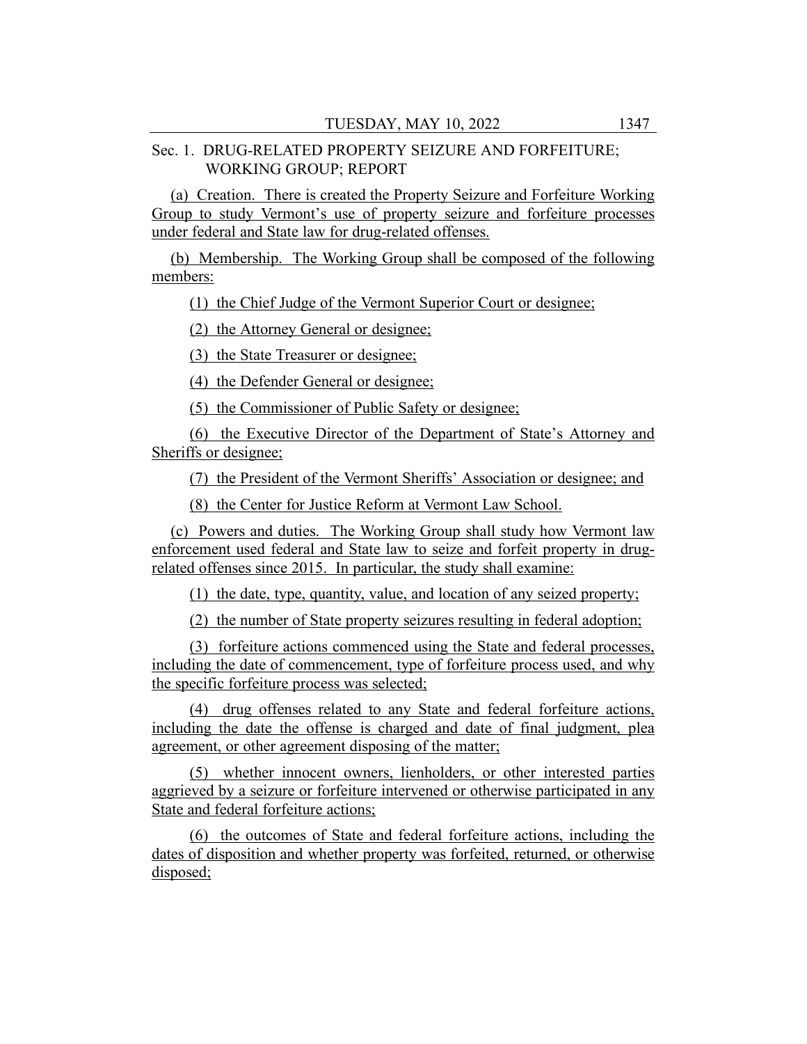Sec. 1. DRUG-RELATED PROPERTY SEIZURE AND FORFEITURE; WORKING GROUP; REPORT

(a) Creation. There is created the Property Seizure and Forfeiture Working Group to study Vermont's use of property seizure and forfeiture processes under federal and State law for drug-related offenses.

(b) Membership. The Working Group shall be composed of the following members:

(1) the Chief Judge of the Vermont Superior Court or designee;

(2) the Attorney General or designee;

(3) the State Treasurer or designee;

(4) the Defender General or designee;

(5) the Commissioner of Public Safety or designee;

(6) the Executive Director of the Department of State's Attorney and Sheriffs or designee;

(7) the President of the Vermont Sheriffs' Association or designee; and

(8) the Center for Justice Reform at Vermont Law School.

(c) Powers and duties. The Working Group shall study how Vermont law enforcement used federal and State law to seize and forfeit property in drug-related offenses since 2015. In particular, the study shall examine:

(1) the date, type, quantity, value, and location of any seized property;

(2) the number of State property seizures resulting in federal adoption;

(3) forfeiture actions commenced using the State and federal processes, including the date of commencement, type of forfeiture process used, and why the specific forfeiture process was selected;

(4) drug offenses related to any State and federal forfeiture actions, including the date the offense is charged and date of final judgment, plea agreement, or other agreement disposing of the matter;

(5) whether innocent owners, lienholders, or other interested parties aggrieved by a seizure or forfeiture intervened or otherwise participated in any State and federal forfeiture actions;

(6) the outcomes of State and federal forfeiture actions, including the dates of disposition and whether property was forfeited, returned, or otherwise disposed;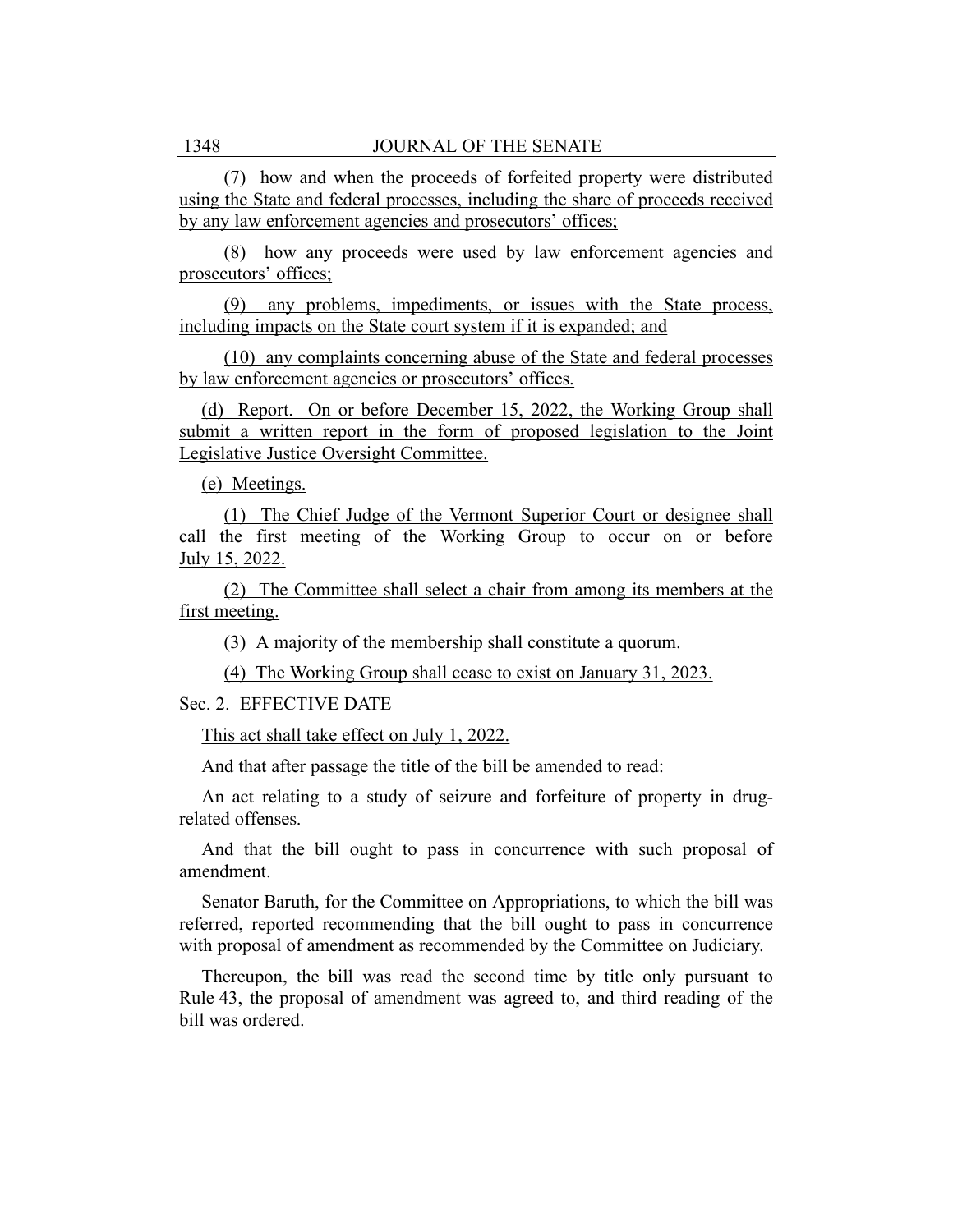(7) how and when the proceeds of forfeited property were distributed using the State and federal processes, including the share of proceeds received by any law enforcement agencies and prosecutors' offices;

(8) how any proceeds were used by law enforcement agencies and prosecutors' offices;

(9) any problems, impediments, or issues with the State process, including impacts on the State court system if it is expanded; and

(10) any complaints concerning abuse of the State and federal processes by law enforcement agencies or prosecutors' offices.

(d) Report. On or before December 15, 2022, the Working Group shall submit a written report in the form of proposed legislation to the Joint Legislative Justice Oversight Committee.

(e) Meetings.

(1) The Chief Judge of the Vermont Superior Court or designee shall call the first meeting of the Working Group to occur on or before July 15, 2022.

(2) The Committee shall select a chair from among its members at the first meeting.

(3) A majority of the membership shall constitute a quorum.

(4) The Working Group shall cease to exist on January 31, 2023.

Sec. 2. EFFECTIVE DATE

This act shall take effect on July 1, 2022.

And that after passage the title of the bill be amended to read:

An act relating to a study of seizure and forfeiture of property in drug-related offenses.

And that the bill ought to pass in concurrence with such proposal of amendment.

Senator Baruth, for the Committee on Appropriations, to which the bill was referred, reported recommending that the bill ought to pass in concurrence with proposal of amendment as recommended by the Committee on Judiciary.

Thereupon, the bill was read the second time by title only pursuant to Rule 43, the proposal of amendment was agreed to, and third reading of the bill was ordered.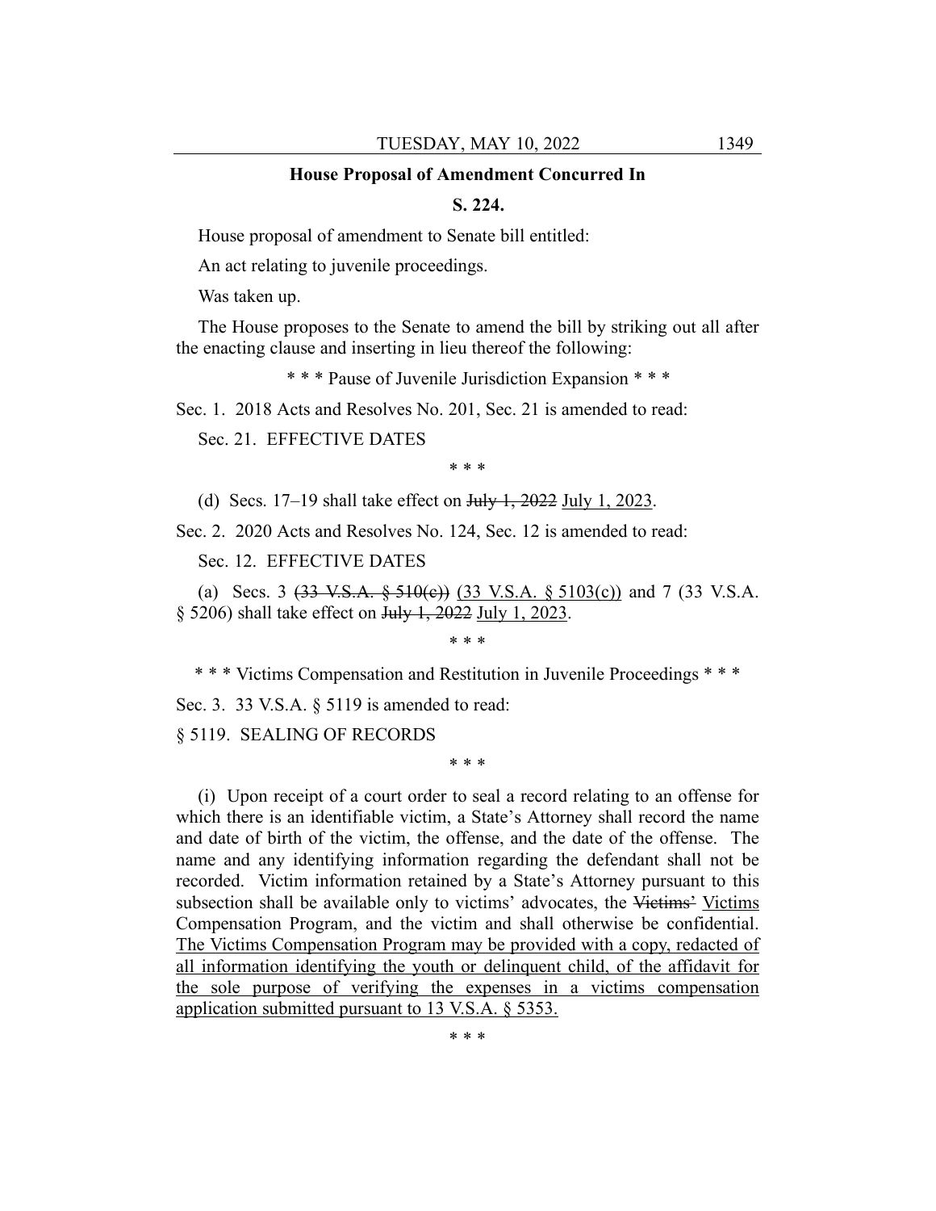**House Proposal of Amendment Concurred In**

**S. 224.**

House proposal of amendment to Senate bill entitled:

An act relating to juvenile proceedings.

Was taken up.

The House proposes to the Senate to amend the bill by striking out all after the enacting clause and inserting in lieu thereof the following:

\* \* \* Pause of Juvenile Jurisdiction Expansion \* \* \*

Sec. 1. 2018 Acts and Resolves No. 201, Sec. 21 is amended to read:

Sec. 21. EFFECTIVE DATES

\* \* \*

(d) Secs. 17–19 shall take effect on ~~July 1, 2022~~ July 1, 2023.

Sec. 2. 2020 Acts and Resolves No. 124, Sec. 12 is amended to read:

Sec. 12. EFFECTIVE DATES

(a) Secs. 3 ~~(33 V.S.A. § 510(c))~~ (33 V.S.A. § 5103(c)) and 7 (33 V.S.A. § 5206) shall take effect on ~~July 1, 2022~~ July 1, 2023.

\* \* \*

\* \* \* Victims Compensation and Restitution in Juvenile Proceedings \* \* \*

Sec. 3. 33 V.S.A. § 5119 is amended to read:

§ 5119. SEALING OF RECORDS

\* \* \*

(i) Upon receipt of a court order to seal a record relating to an offense for which there is an identifiable victim, a State's Attorney shall record the name and date of birth of the victim, the offense, and the date of the offense. The name and any identifying information regarding the defendant shall not be recorded. Victim information retained by a State's Attorney pursuant to this subsection shall be available only to victims' advocates, the ~~Victims'~~ Victims Compensation Program, and the victim and shall otherwise be confidential. The Victims Compensation Program may be provided with a copy, redacted of all information identifying the youth or delinquent child, of the affidavit for the sole purpose of verifying the expenses in a victims compensation application submitted pursuant to 13 V.S.A. § 5353.

\* \* \*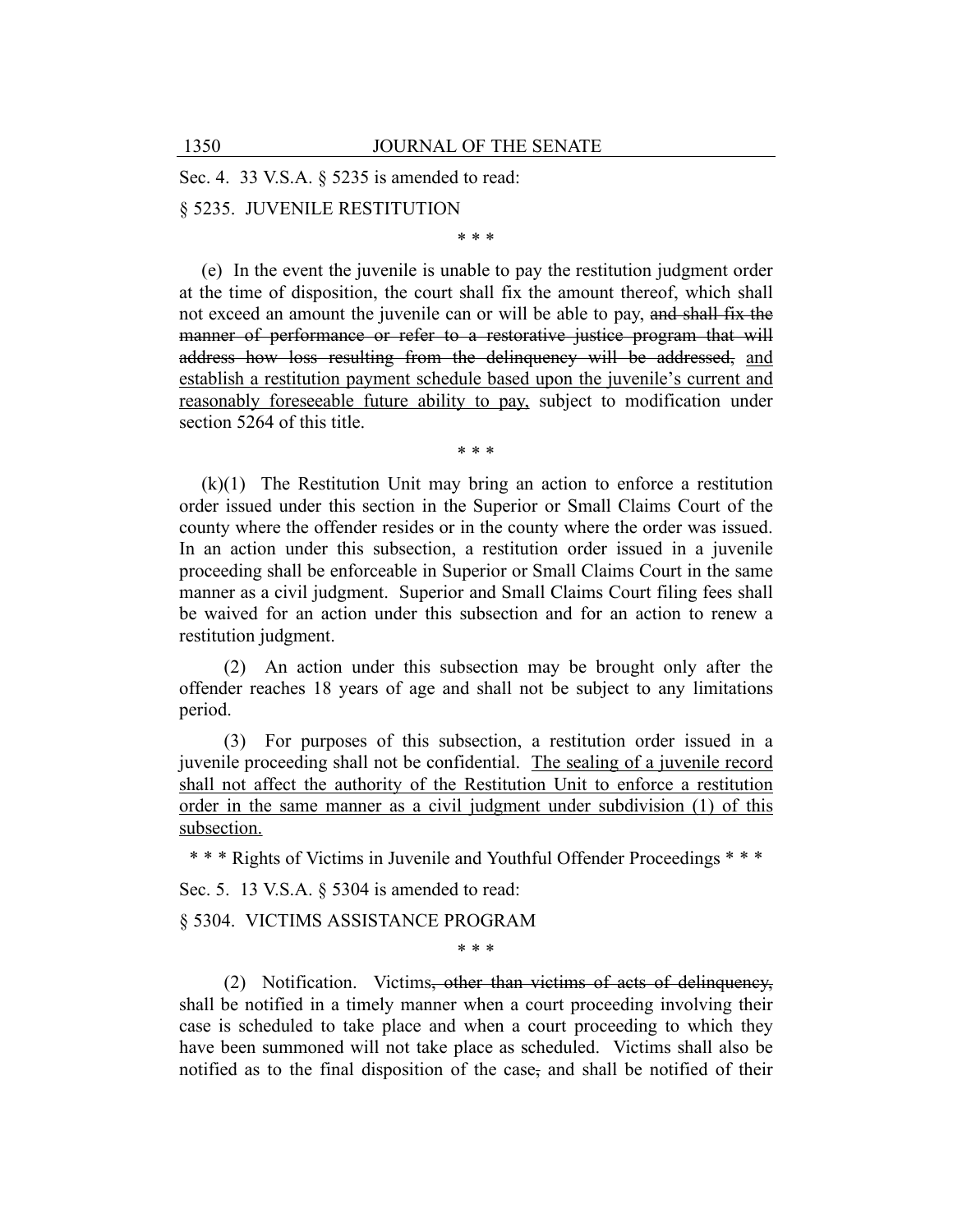Sec. 4. 33 V.S.A. § 5235 is amended to read:

§ 5235. JUVENILE RESTITUTION

\* \* \*

(e) In the event the juvenile is unable to pay the restitution judgment order at the time of disposition, the court shall fix the amount thereof, which shall not exceed an amount the juvenile can or will be able to pay, ~~and shall fix the manner of performance or refer to a restorative justice program that will address how loss resulting from the delinquency will be addressed,~~ <u>and establish a restitution payment schedule based upon the juvenile's current and reasonably foreseeable future ability to pay,</u> subject to modification under section 5264 of this title.

\* \* \*

(k)(1) The Restitution Unit may bring an action to enforce a restitution order issued under this section in the Superior or Small Claims Court of the county where the offender resides or in the county where the order was issued. In an action under this subsection, a restitution order issued in a juvenile proceeding shall be enforceable in Superior or Small Claims Court in the same manner as a civil judgment. Superior and Small Claims Court filing fees shall be waived for an action under this subsection and for an action to renew a restitution judgment.

(2) An action under this subsection may be brought only after the offender reaches 18 years of age and shall not be subject to any limitations period.

(3) For purposes of this subsection, a restitution order issued in a juvenile proceeding shall not be confidential. <u>The sealing of a juvenile record shall not affect the authority of the Restitution Unit to enforce a restitution order in the same manner as a civil judgment under subdivision (1) of this subsection.</u>

\* \* \* Rights of Victims in Juvenile and Youthful Offender Proceedings \* \* \*

Sec. 5. 13 V.S.A. § 5304 is amended to read:

§ 5304. VICTIMS ASSISTANCE PROGRAM

\* \* \*

(2) Notification. Victims~~, other than victims of acts of delinquency,~~ shall be notified in a timely manner when a court proceeding involving their case is scheduled to take place and when a court proceeding to which they have been summoned will not take place as scheduled. Victims shall also be notified as to the final disposition of the case~~,~~ and shall be notified of their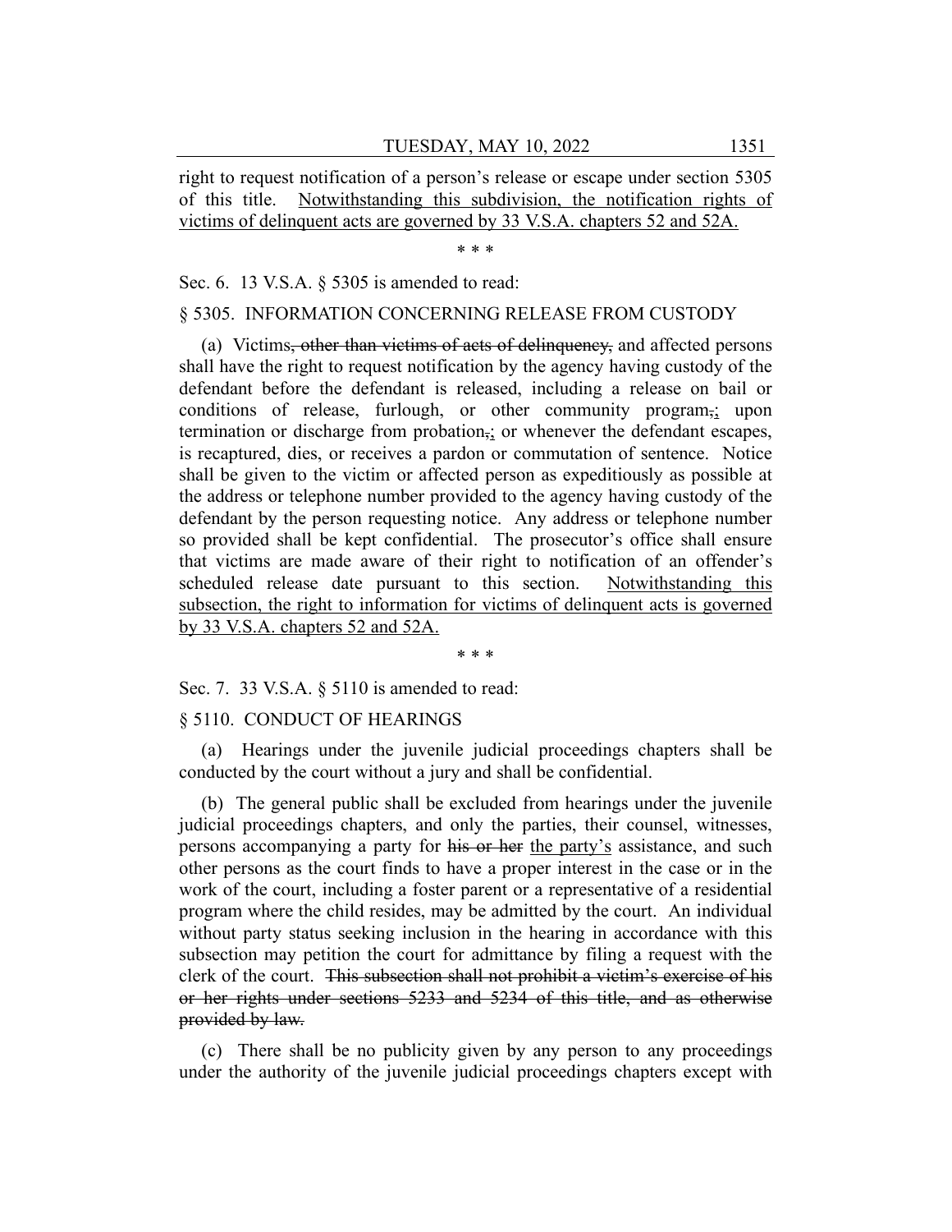right to request notification of a person's release or escape under section 5305 of this title. <u>Notwithstanding this subdivision, the notification rights of victims of delinquent acts are governed by 33 V.S.A. chapters 52 and 52A.</u>

\* \* \*

Sec. 6. 13 V.S.A. § 5305 is amended to read:

§ 5305. INFORMATION CONCERNING RELEASE FROM CUSTODY

(a) Victims~~, other than victims of acts of delinquency,~~ and affected persons shall have the right to request notification by the agency having custody of the defendant before the defendant is released, including a release on bail or conditions of release, furlough, or other community program~~,~~<u>;</u> upon termination or discharge from probation~~,~~<u>;</u> or whenever the defendant escapes, is recaptured, dies, or receives a pardon or commutation of sentence. Notice shall be given to the victim or affected person as expeditiously as possible at the address or telephone number provided to the agency having custody of the defendant by the person requesting notice. Any address or telephone number so provided shall be kept confidential. The prosecutor's office shall ensure that victims are made aware of their right to notification of an offender's scheduled release date pursuant to this section. <u>Notwithstanding this subsection, the right to information for victims of delinquent acts is governed by 33 V.S.A. chapters 52 and 52A.</u>

\* \* \*

Sec. 7. 33 V.S.A. § 5110 is amended to read:

§ 5110. CONDUCT OF HEARINGS

(a) Hearings under the juvenile judicial proceedings chapters shall be conducted by the court without a jury and shall be confidential.

(b) The general public shall be excluded from hearings under the juvenile judicial proceedings chapters, and only the parties, their counsel, witnesses, persons accompanying a party for ~~his or her~~ <u>the party's</u> assistance, and such other persons as the court finds to have a proper interest in the case or in the work of the court, including a foster parent or a representative of a residential program where the child resides, may be admitted by the court. An individual without party status seeking inclusion in the hearing in accordance with this subsection may petition the court for admittance by filing a request with the clerk of the court. ~~This subsection shall not prohibit a victim's exercise of his or her rights under sections 5233 and 5234 of this title, and as otherwise provided by law.~~

(c) There shall be no publicity given by any person to any proceedings under the authority of the juvenile judicial proceedings chapters except with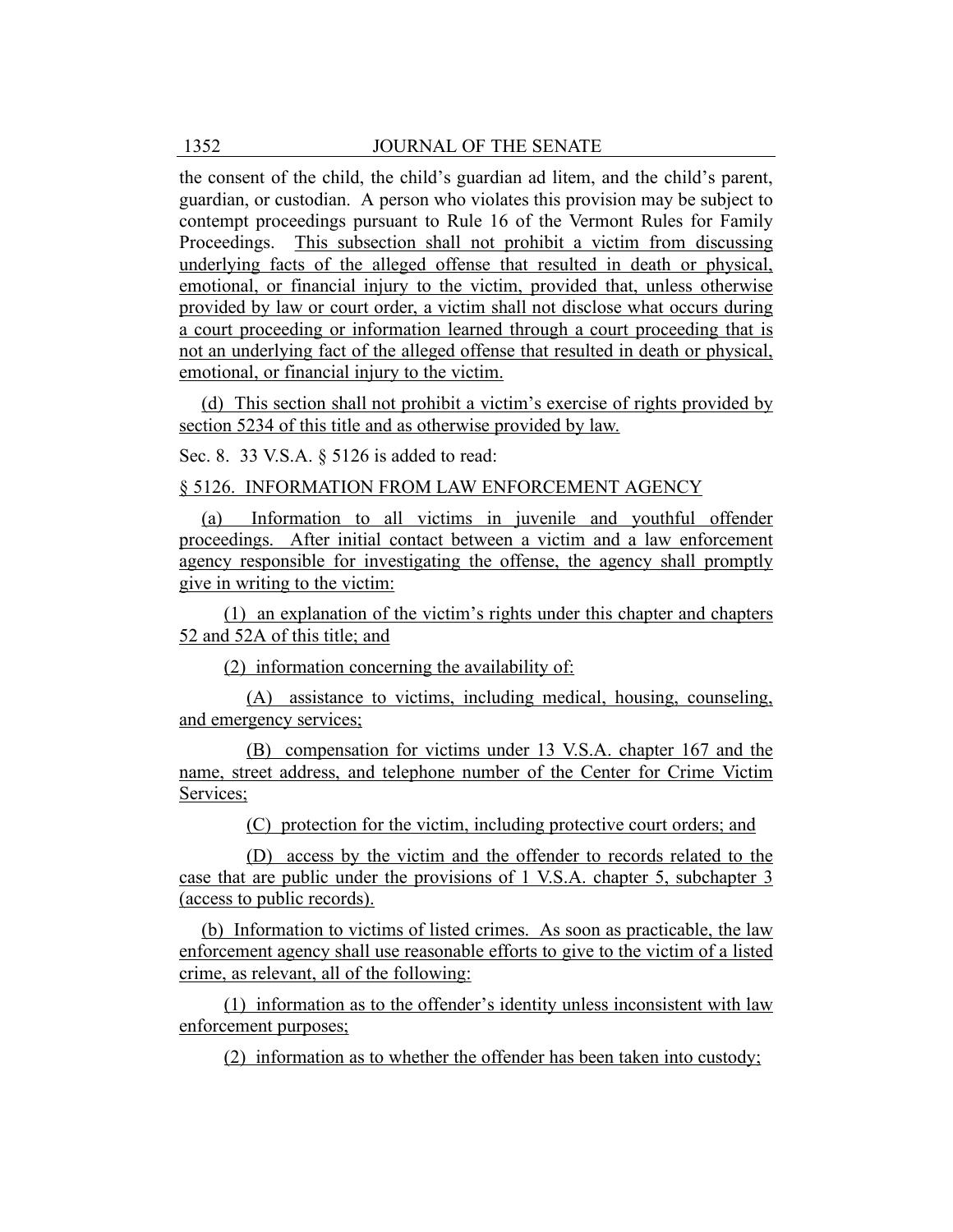the consent of the child, the child's guardian ad litem, and the child's parent, guardian, or custodian. A person who violates this provision may be subject to contempt proceedings pursuant to Rule 16 of the Vermont Rules for Family Proceedings. This subsection shall not prohibit a victim from discussing underlying facts of the alleged offense that resulted in death or physical, emotional, or financial injury to the victim, provided that, unless otherwise provided by law or court order, a victim shall not disclose what occurs during a court proceeding or information learned through a court proceeding that is not an underlying fact of the alleged offense that resulted in death or physical, emotional, or financial injury to the victim.

(d) This section shall not prohibit a victim's exercise of rights provided by section 5234 of this title and as otherwise provided by law.

Sec. 8. 33 V.S.A. § 5126 is added to read:

§ 5126. INFORMATION FROM LAW ENFORCEMENT AGENCY

(a) Information to all victims in juvenile and youthful offender proceedings. After initial contact between a victim and a law enforcement agency responsible for investigating the offense, the agency shall promptly give in writing to the victim:

(1) an explanation of the victim's rights under this chapter and chapters 52 and 52A of this title; and

(2) information concerning the availability of:

(A) assistance to victims, including medical, housing, counseling, and emergency services;

(B) compensation for victims under 13 V.S.A. chapter 167 and the name, street address, and telephone number of the Center for Crime Victim Services;

(C) protection for the victim, including protective court orders; and

(D) access by the victim and the offender to records related to the case that are public under the provisions of 1 V.S.A. chapter 5, subchapter 3 (access to public records).

(b) Information to victims of listed crimes. As soon as practicable, the law enforcement agency shall use reasonable efforts to give to the victim of a listed crime, as relevant, all of the following:

(1) information as to the offender's identity unless inconsistent with law enforcement purposes;

(2) information as to whether the offender has been taken into custody;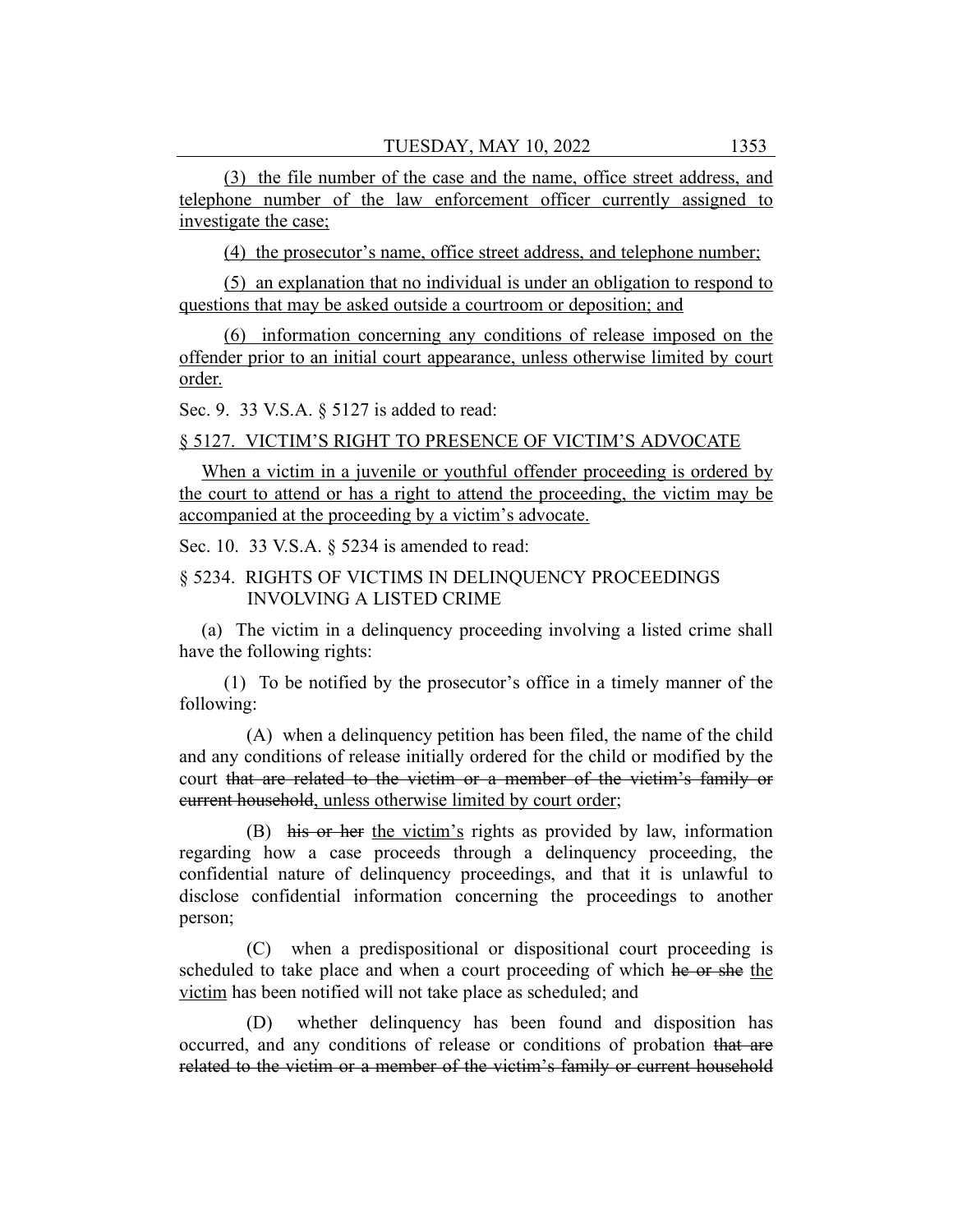(3) the file number of the case and the name, office street address, and telephone number of the law enforcement officer currently assigned to investigate the case;

(4) the prosecutor's name, office street address, and telephone number;

(5) an explanation that no individual is under an obligation to respond to questions that may be asked outside a courtroom or deposition; and

(6) information concerning any conditions of release imposed on the offender prior to an initial court appearance, unless otherwise limited by court order.

Sec. 9. 33 V.S.A. § 5127 is added to read:

§ 5127. VICTIM'S RIGHT TO PRESENCE OF VICTIM'S ADVOCATE

When a victim in a juvenile or youthful offender proceeding is ordered by the court to attend or has a right to attend the proceeding, the victim may be accompanied at the proceeding by a victim's advocate.

Sec. 10. 33 V.S.A. § 5234 is amended to read:

§ 5234. RIGHTS OF VICTIMS IN DELINQUENCY PROCEEDINGS INVOLVING A LISTED CRIME

(a) The victim in a delinquency proceeding involving a listed crime shall have the following rights:

(1) To be notified by the prosecutor's office in a timely manner of the following:

(A) when a delinquency petition has been filed, the name of the child and any conditions of release initially ordered for the child or modified by the court ~~that are related to the victim or a member of the victim's family or current household~~, unless otherwise limited by court order;

(B) ~~his or her~~ the victim's rights as provided by law, information regarding how a case proceeds through a delinquency proceeding, the confidential nature of delinquency proceedings, and that it is unlawful to disclose confidential information concerning the proceedings to another person;

(C) when a predispositional or dispositional court proceeding is scheduled to take place and when a court proceeding of which ~~he or she~~ the victim has been notified will not take place as scheduled; and

(D) whether delinquency has been found and disposition has occurred, and any conditions of release or conditions of probation ~~that are related to the victim or a member of the victim's family or current household~~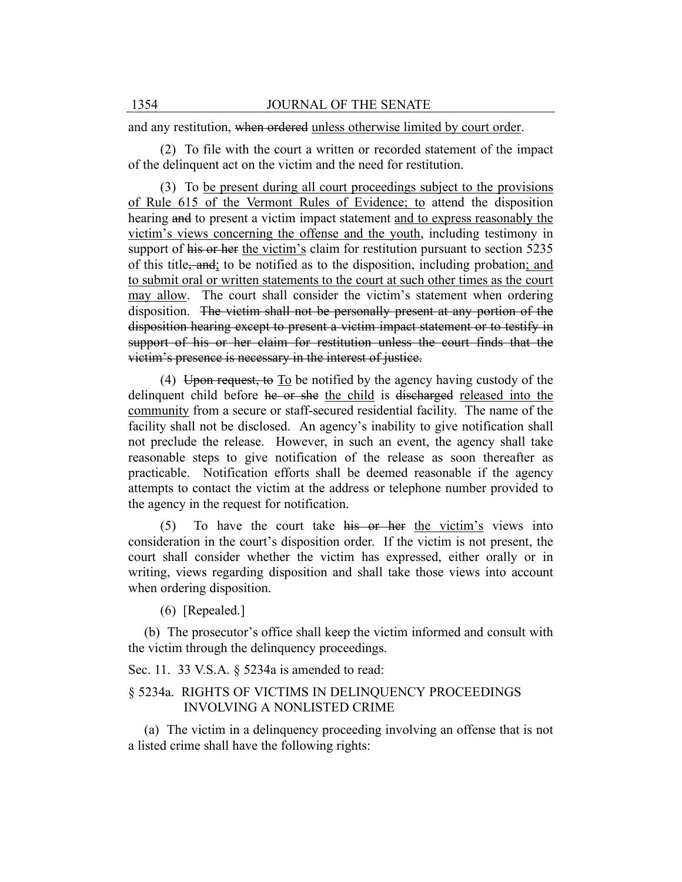and any restitution, ~~when ordered~~ <u>unless otherwise limited by court order</u>.

(2) To file with the court a written or recorded statement of the impact of the delinquent act on the victim and the need for restitution.

(3) To <u>be present during all court proceedings subject to the provisions of Rule 615 of the Vermont Rules of Evidence; to</u> attend the disposition hearing ~~and~~ to present a victim impact statement <u>and to express reasonably the victim's views concerning the offense and the youth</u>, including testimony in support of ~~his or her~~ <u>the victim's</u> claim for restitution pursuant to section 5235 of this title~~, and~~<u>;</u> to be notified as to the disposition, including probation<u>; and to submit oral or written statements to the court at such other times as the court may allow</u>. The court shall consider the victim's statement when ordering disposition. ~~The victim shall not be personally present at any portion of the disposition hearing except to present a victim impact statement or to testify in support of his or her claim for restitution unless the court finds that the victim's presence is necessary in the interest of justice.~~

(4) ~~Upon request, to~~ <u>To</u> be notified by the agency having custody of the delinquent child before ~~he or she~~ <u>the child</u> is ~~discharged~~ <u>released into the community</u> from a secure or staff-secured residential facility. The name of the facility shall not be disclosed. An agency's inability to give notification shall not preclude the release. However, in such an event, the agency shall take reasonable steps to give notification of the release as soon thereafter as practicable. Notification efforts shall be deemed reasonable if the agency attempts to contact the victim at the address or telephone number provided to the agency in the request for notification.

(5) To have the court take ~~his or her~~ <u>the victim's</u> views into consideration in the court's disposition order. If the victim is not present, the court shall consider whether the victim has expressed, either orally or in writing, views regarding disposition and shall take those views into account when ordering disposition.

(6) [Repealed.]

(b) The prosecutor's office shall keep the victim informed and consult with the victim through the delinquency proceedings.

Sec. 11. 33 V.S.A. § 5234a is amended to read:

§ 5234a. RIGHTS OF VICTIMS IN DELINQUENCY PROCEEDINGS INVOLVING A NONLISTED CRIME

(a) The victim in a delinquency proceeding involving an offense that is not a listed crime shall have the following rights: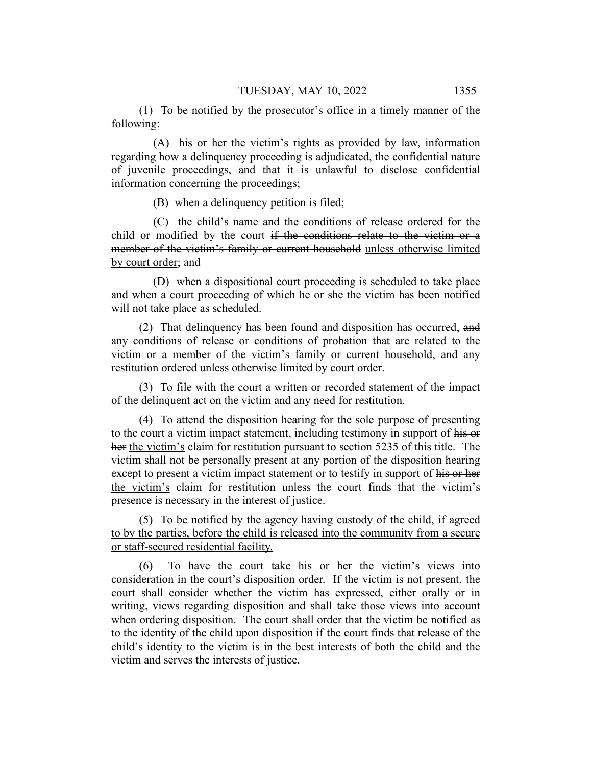(1) To be notified by the prosecutor's office in a timely manner of the following:

(A) ~~his or her~~ the victim's rights as provided by law, information regarding how a delinquency proceeding is adjudicated, the confidential nature of juvenile proceedings, and that it is unlawful to disclose confidential information concerning the proceedings;

(B) when a delinquency petition is filed;

(C) the child's name and the conditions of release ordered for the child or modified by the court ~~if the conditions relate to the victim or a member of the victim's family or current household~~ unless otherwise limited by court order; and

(D) when a dispositional court proceeding is scheduled to take place and when a court proceeding of which ~~he or she~~ the victim has been notified will not take place as scheduled.

(2) That delinquency has been found and disposition has occurred, ~~and~~ any conditions of release or conditions of probation ~~that are related to the victim or a member of the victim's family or current household~~, and any restitution ~~ordered~~ unless otherwise limited by court order.

(3) To file with the court a written or recorded statement of the impact of the delinquent act on the victim and any need for restitution.

(4) To attend the disposition hearing for the sole purpose of presenting to the court a victim impact statement, including testimony in support of ~~his or her~~ the victim's claim for restitution pursuant to section 5235 of this title. The victim shall not be personally present at any portion of the disposition hearing except to present a victim impact statement or to testify in support of ~~his or her~~ the victim's claim for restitution unless the court finds that the victim's presence is necessary in the interest of justice.

(5) To be notified by the agency having custody of the child, if agreed to by the parties, before the child is released into the community from a secure or staff-secured residential facility.

(6) To have the court take ~~his or her~~ the victim's views into consideration in the court's disposition order. If the victim is not present, the court shall consider whether the victim has expressed, either orally or in writing, views regarding disposition and shall take those views into account when ordering disposition. The court shall order that the victim be notified as to the identity of the child upon disposition if the court finds that release of the child's identity to the victim is in the best interests of both the child and the victim and serves the interests of justice.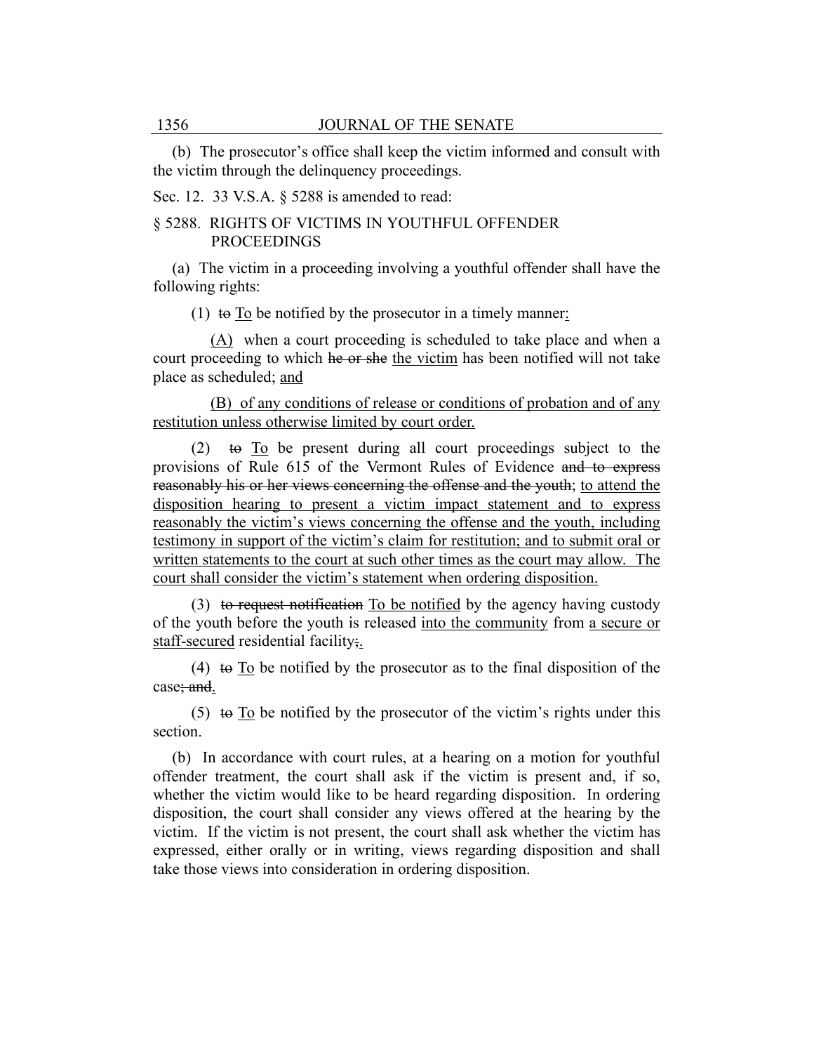(b) The prosecutor's office shall keep the victim informed and consult with the victim through the delinquency proceedings.

Sec. 12. 33 V.S.A. § 5288 is amended to read:

§ 5288. RIGHTS OF VICTIMS IN YOUTHFUL OFFENDER PROCEEDINGS

(a) The victim in a proceeding involving a youthful offender shall have the following rights:

(1) ~~to~~ <u>To</u> be notified by the prosecutor in a timely manner<u>:</u>

<u>(A)</u> when a court proceeding is scheduled to take place and when a court proceeding to which ~~he or she~~ <u>the victim</u> has been notified will not take place as scheduled; <u>and</u>

<u>(B) of any conditions of release or conditions of probation and of any restitution unless otherwise limited by court order.</u>

(2) ~~to~~ <u>To</u> be present during all court proceedings subject to the provisions of Rule 615 of the Vermont Rules of Evidence ~~and to express reasonably his or her views concerning the offense and the youth~~; <u>to attend the disposition hearing to present a victim impact statement and to express reasonably the victim's views concerning the offense and the youth, including testimony in support of the victim's claim for restitution; and to submit oral or written statements to the court at such other times as the court may allow. The court shall consider the victim's statement when ordering disposition.</u>

(3) ~~to request notification~~ <u>To be notified</u> by the agency having custody of the youth before the youth is released <u>into the community</u> from <u>a secure or staff-secured</u> residential facility~~;~~<u>.</u>

(4) ~~to~~ <u>To</u> be notified by the prosecutor as to the final disposition of the case~~; and~~<u>.</u>

(5) ~~to~~ <u>To</u> be notified by the prosecutor of the victim's rights under this section.

(b) In accordance with court rules, at a hearing on a motion for youthful offender treatment, the court shall ask if the victim is present and, if so, whether the victim would like to be heard regarding disposition. In ordering disposition, the court shall consider any views offered at the hearing by the victim. If the victim is not present, the court shall ask whether the victim has expressed, either orally or in writing, views regarding disposition and shall take those views into consideration in ordering disposition.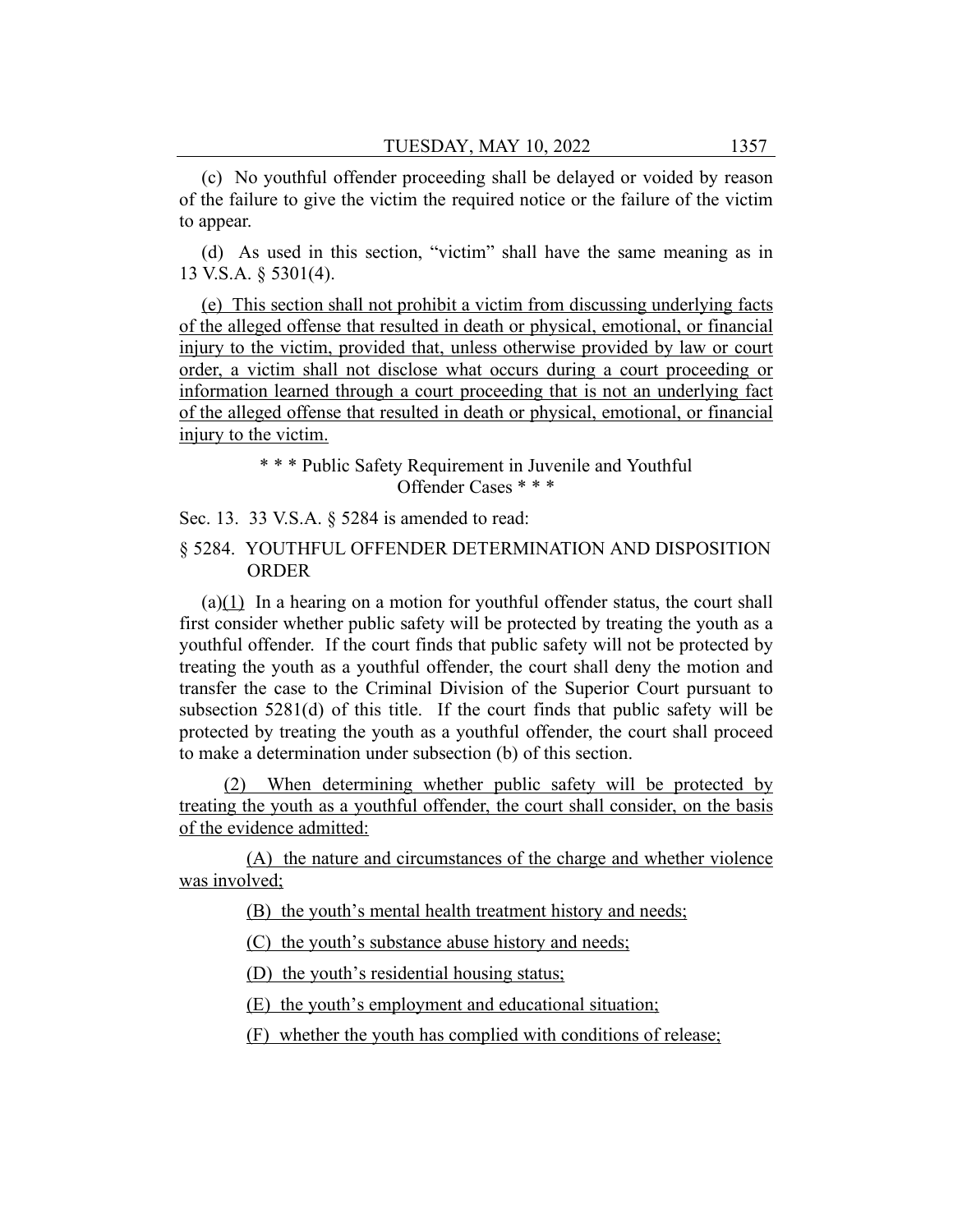(c) No youthful offender proceeding shall be delayed or voided by reason of the failure to give the victim the required notice or the failure of the victim to appear.

(d) As used in this section, "victim" shall have the same meaning as in 13 V.S.A. § 5301(4).

(e) This section shall not prohibit a victim from discussing underlying facts of the alleged offense that resulted in death or physical, emotional, or financial injury to the victim, provided that, unless otherwise provided by law or court order, a victim shall not disclose what occurs during a court proceeding or information learned through a court proceeding that is not an underlying fact of the alleged offense that resulted in death or physical, emotional, or financial injury to the victim.

\* \* \* Public Safety Requirement in Juvenile and Youthful Offender Cases \* \* \*

Sec. 13. 33 V.S.A. § 5284 is amended to read:

§ 5284. YOUTHFUL OFFENDER DETERMINATION AND DISPOSITION ORDER

(a)(1) In a hearing on a motion for youthful offender status, the court shall first consider whether public safety will be protected by treating the youth as a youthful offender. If the court finds that public safety will not be protected by treating the youth as a youthful offender, the court shall deny the motion and transfer the case to the Criminal Division of the Superior Court pursuant to subsection 5281(d) of this title. If the court finds that public safety will be protected by treating the youth as a youthful offender, the court shall proceed to make a determination under subsection (b) of this section.

(2) When determining whether public safety will be protected by treating the youth as a youthful offender, the court shall consider, on the basis of the evidence admitted:

(A) the nature and circumstances of the charge and whether violence was involved;

(B) the youth's mental health treatment history and needs;

(C) the youth's substance abuse history and needs;

(D) the youth's residential housing status;

(E) the youth's employment and educational situation;

(F) whether the youth has complied with conditions of release;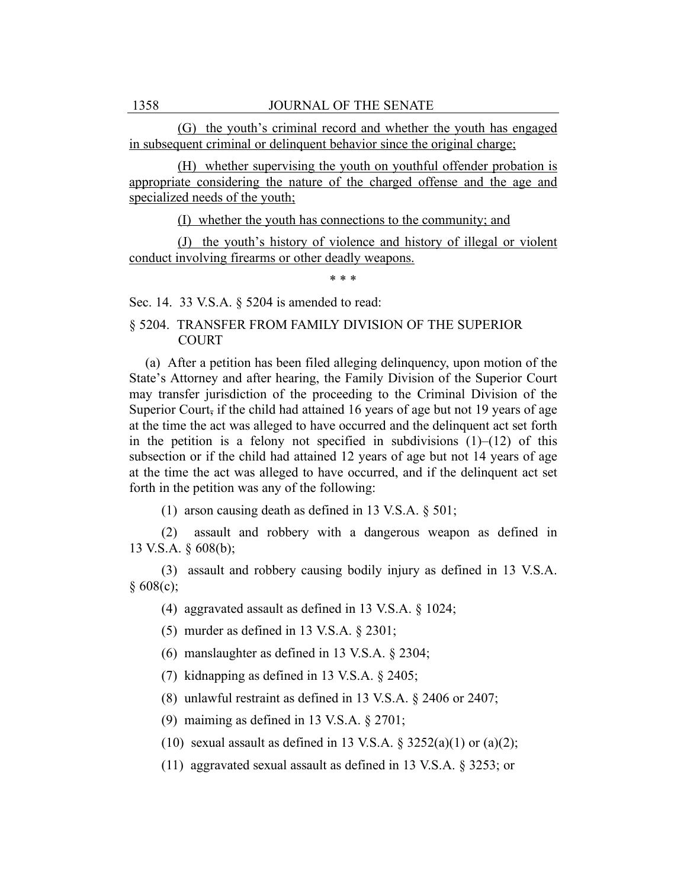(G) the youth's criminal record and whether the youth has engaged in subsequent criminal or delinquent behavior since the original charge;

(H) whether supervising the youth on youthful offender probation is appropriate considering the nature of the charged offense and the age and specialized needs of the youth;

(I) whether the youth has connections to the community; and

(J) the youth's history of violence and history of illegal or violent conduct involving firearms or other deadly weapons.

\* \* \*

Sec. 14. 33 V.S.A. § 5204 is amended to read:

§ 5204. TRANSFER FROM FAMILY DIVISION OF THE SUPERIOR COURT

(a) After a petition has been filed alleging delinquency, upon motion of the State's Attorney and after hearing, the Family Division of the Superior Court may transfer jurisdiction of the proceeding to the Criminal Division of the Superior Court, if the child had attained 16 years of age but not 19 years of age at the time the act was alleged to have occurred and the delinquent act set forth in the petition is a felony not specified in subdivisions (1)–(12) of this subsection or if the child had attained 12 years of age but not 14 years of age at the time the act was alleged to have occurred, and if the delinquent act set forth in the petition was any of the following:

(1) arson causing death as defined in 13 V.S.A. § 501;

(2) assault and robbery with a dangerous weapon as defined in 13 V.S.A. § 608(b);

(3) assault and robbery causing bodily injury as defined in 13 V.S.A. § 608(c);

(4) aggravated assault as defined in 13 V.S.A. § 1024;

(5) murder as defined in 13 V.S.A. § 2301;

(6) manslaughter as defined in 13 V.S.A. § 2304;

(7) kidnapping as defined in 13 V.S.A. § 2405;

(8) unlawful restraint as defined in 13 V.S.A. § 2406 or 2407;

(9) maiming as defined in 13 V.S.A. § 2701;

(10) sexual assault as defined in 13 V.S.A. § 3252(a)(1) or (a)(2);

(11) aggravated sexual assault as defined in 13 V.S.A. § 3253; or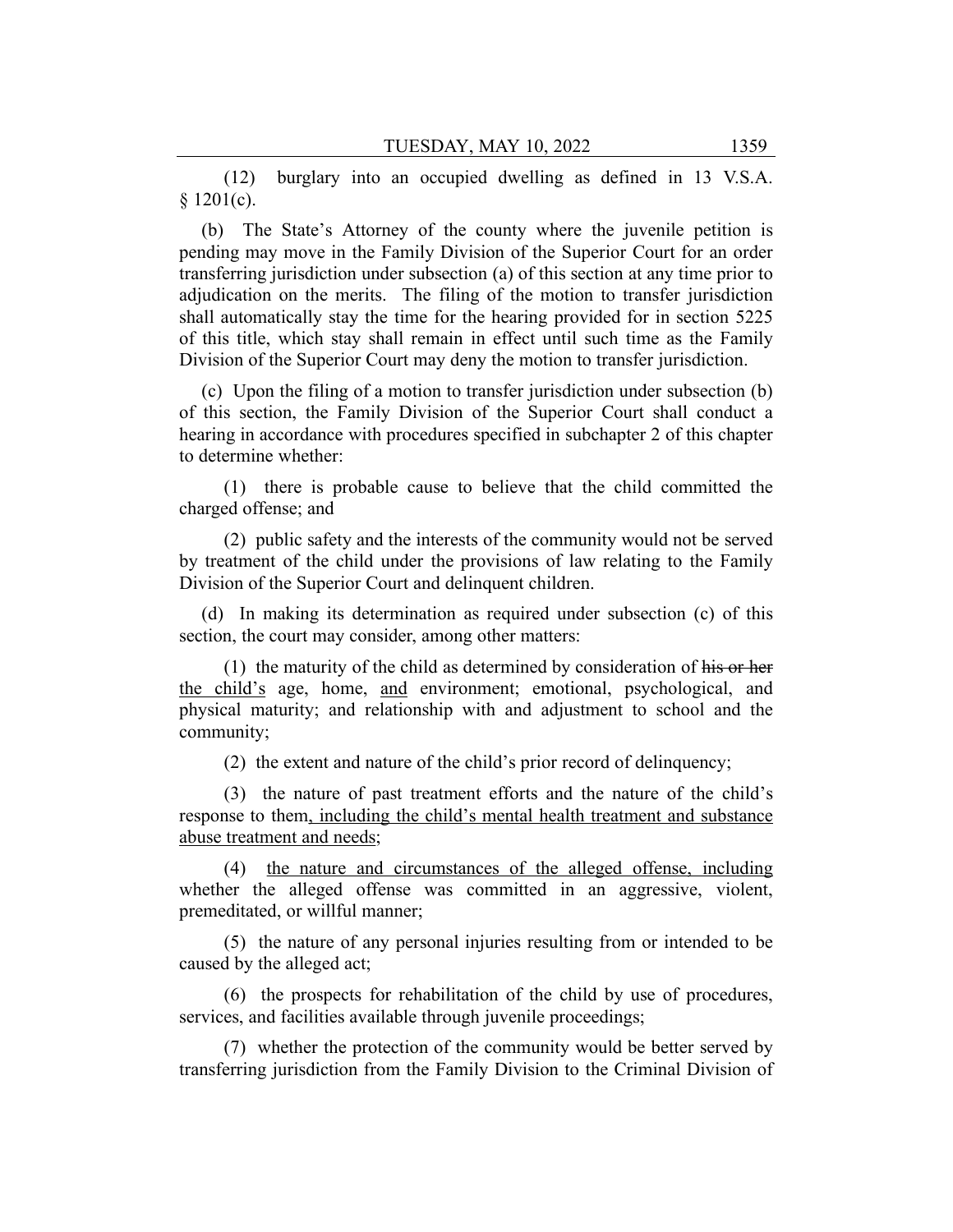(12) burglary into an occupied dwelling as defined in 13 V.S.A. § 1201(c).

(b) The State's Attorney of the county where the juvenile petition is pending may move in the Family Division of the Superior Court for an order transferring jurisdiction under subsection (a) of this section at any time prior to adjudication on the merits. The filing of the motion to transfer jurisdiction shall automatically stay the time for the hearing provided for in section 5225 of this title, which stay shall remain in effect until such time as the Family Division of the Superior Court may deny the motion to transfer jurisdiction.

(c) Upon the filing of a motion to transfer jurisdiction under subsection (b) of this section, the Family Division of the Superior Court shall conduct a hearing in accordance with procedures specified in subchapter 2 of this chapter to determine whether:

(1) there is probable cause to believe that the child committed the charged offense; and

(2) public safety and the interests of the community would not be served by treatment of the child under the provisions of law relating to the Family Division of the Superior Court and delinquent children.

(d) In making its determination as required under subsection (c) of this section, the court may consider, among other matters:

(1) the maturity of the child as determined by consideration of ~~his or her~~ <u>the child's</u> age, home, <u>and</u> environment; emotional, psychological, and physical maturity; and relationship with and adjustment to school and the community;

(2) the extent and nature of the child's prior record of delinquency;

(3) the nature of past treatment efforts and the nature of the child's response to them<u>, including the child's mental health treatment and substance abuse treatment and needs</u>;

(4) <u>the nature and circumstances of the alleged offense, including</u> whether the alleged offense was committed in an aggressive, violent, premeditated, or willful manner;

(5) the nature of any personal injuries resulting from or intended to be caused by the alleged act;

(6) the prospects for rehabilitation of the child by use of procedures, services, and facilities available through juvenile proceedings;

(7) whether the protection of the community would be better served by transferring jurisdiction from the Family Division to the Criminal Division of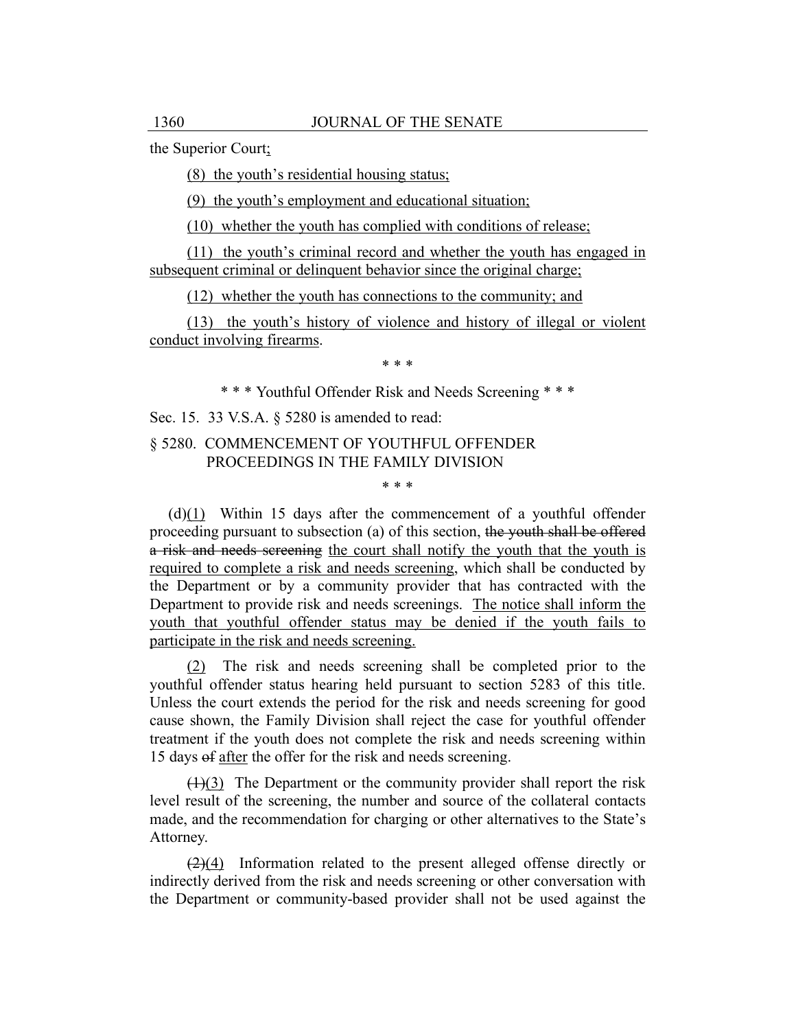the Superior Court;

(8) the youth's residential housing status;

(9) the youth's employment and educational situation;

(10) whether the youth has complied with conditions of release;

(11) the youth's criminal record and whether the youth has engaged in subsequent criminal or delinquent behavior since the original charge;

(12) whether the youth has connections to the community; and

(13) the youth's history of violence and history of illegal or violent conduct involving firearms.

\* \* \*

\* \* \* Youthful Offender Risk and Needs Screening \* \* \*

Sec. 15. 33 V.S.A. § 5280 is amended to read:

§ 5280. COMMENCEMENT OF YOUTHFUL OFFENDER PROCEEDINGS IN THE FAMILY DIVISION

\* \* \*

(d)(1) Within 15 days after the commencement of a youthful offender proceeding pursuant to subsection (a) of this section, ~~the youth shall be offered a risk and needs screening~~ the court shall notify the youth that the youth is required to complete a risk and needs screening, which shall be conducted by the Department or by a community provider that has contracted with the Department to provide risk and needs screenings. The notice shall inform the youth that youthful offender status may be denied if the youth fails to participate in the risk and needs screening.

(2) The risk and needs screening shall be completed prior to the youthful offender status hearing held pursuant to section 5283 of this title. Unless the court extends the period for the risk and needs screening for good cause shown, the Family Division shall reject the case for youthful offender treatment if the youth does not complete the risk and needs screening within 15 days ~~of~~ after the offer for the risk and needs screening.

~~(1)~~(3) The Department or the community provider shall report the risk level result of the screening, the number and source of the collateral contacts made, and the recommendation for charging or other alternatives to the State's Attorney.

~~(2)~~(4) Information related to the present alleged offense directly or indirectly derived from the risk and needs screening or other conversation with the Department or community-based provider shall not be used against the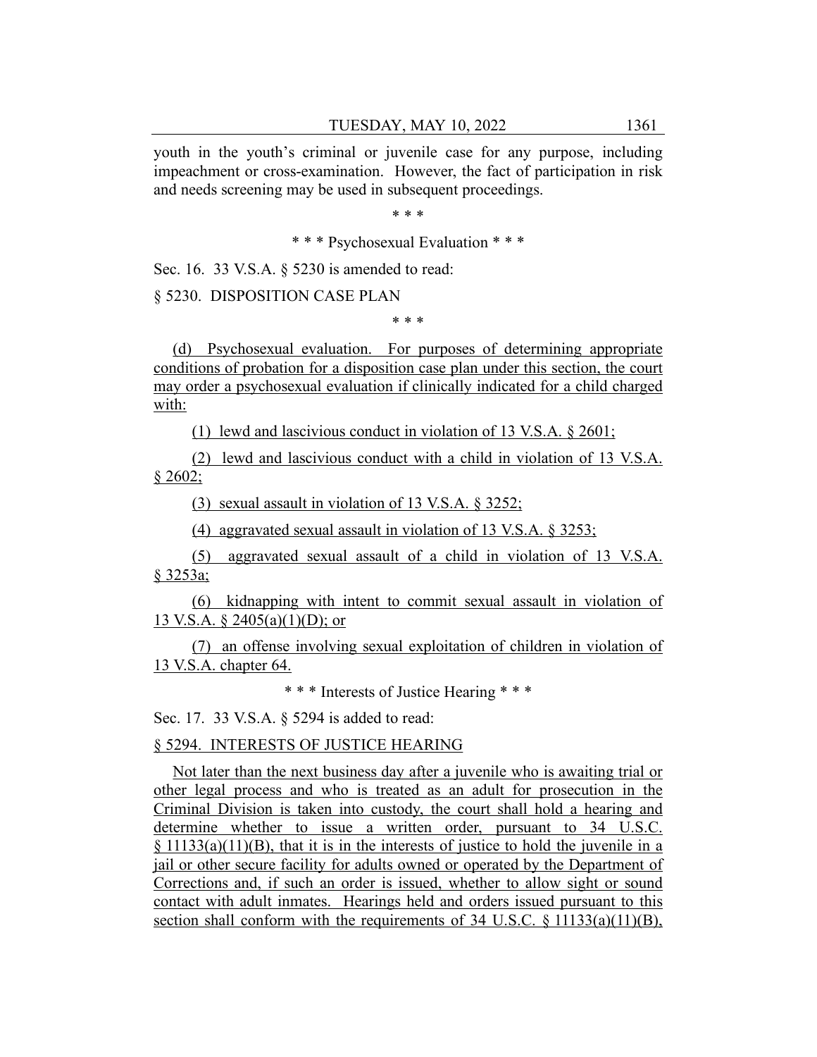youth in the youth's criminal or juvenile case for any purpose, including impeachment or cross-examination. However, the fact of participation in risk and needs screening may be used in subsequent proceedings.

\* \* \*

\* \* \* Psychosexual Evaluation \* \* \*

Sec. 16. 33 V.S.A. § 5230 is amended to read:

§ 5230. DISPOSITION CASE PLAN

\* \* \*

(d) Psychosexual evaluation. For purposes of determining appropriate conditions of probation for a disposition case plan under this section, the court may order a psychosexual evaluation if clinically indicated for a child charged with:

(1) lewd and lascivious conduct in violation of 13 V.S.A. § 2601;

(2) lewd and lascivious conduct with a child in violation of 13 V.S.A. § 2602;

(3) sexual assault in violation of 13 V.S.A. § 3252;

(4) aggravated sexual assault in violation of 13 V.S.A. § 3253;

(5) aggravated sexual assault of a child in violation of 13 V.S.A. § 3253a;

(6) kidnapping with intent to commit sexual assault in violation of 13 V.S.A. § 2405(a)(1)(D); or

(7) an offense involving sexual exploitation of children in violation of 13 V.S.A. chapter 64.

\* \* \* Interests of Justice Hearing \* \* \*

Sec. 17. 33 V.S.A. § 5294 is added to read:

§ 5294. INTERESTS OF JUSTICE HEARING

Not later than the next business day after a juvenile who is awaiting trial or other legal process and who is treated as an adult for prosecution in the Criminal Division is taken into custody, the court shall hold a hearing and determine whether to issue a written order, pursuant to 34 U.S.C. § 11133(a)(11)(B), that it is in the interests of justice to hold the juvenile in a jail or other secure facility for adults owned or operated by the Department of Corrections and, if such an order is issued, whether to allow sight or sound contact with adult inmates. Hearings held and orders issued pursuant to this section shall conform with the requirements of 34 U.S.C. § 11133(a)(11)(B),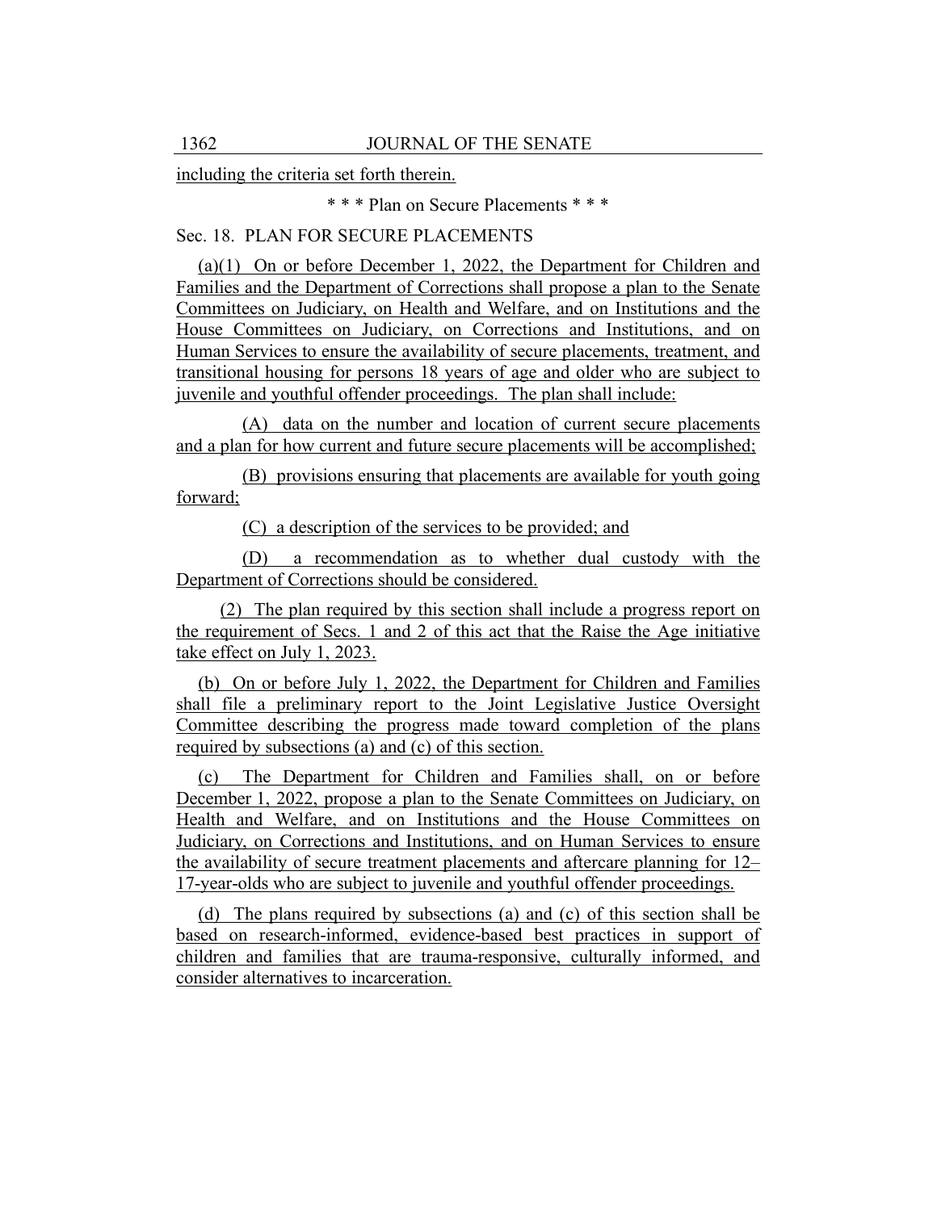including the criteria set forth therein.

\* \* \* Plan on Secure Placements \* \* \*

Sec. 18. PLAN FOR SECURE PLACEMENTS

(a)(1) On or before December 1, 2022, the Department for Children and Families and the Department of Corrections shall propose a plan to the Senate Committees on Judiciary, on Health and Welfare, and on Institutions and the House Committees on Judiciary, on Corrections and Institutions, and on Human Services to ensure the availability of secure placements, treatment, and transitional housing for persons 18 years of age and older who are subject to juvenile and youthful offender proceedings. The plan shall include:

(A) data on the number and location of current secure placements and a plan for how current and future secure placements will be accomplished;

(B) provisions ensuring that placements are available for youth going forward;

(C) a description of the services to be provided; and

(D) a recommendation as to whether dual custody with the Department of Corrections should be considered.

(2) The plan required by this section shall include a progress report on the requirement of Secs. 1 and 2 of this act that the Raise the Age initiative take effect on July 1, 2023.

(b) On or before July 1, 2022, the Department for Children and Families shall file a preliminary report to the Joint Legislative Justice Oversight Committee describing the progress made toward completion of the plans required by subsections (a) and (c) of this section.

(c) The Department for Children and Families shall, on or before December 1, 2022, propose a plan to the Senate Committees on Judiciary, on Health and Welfare, and on Institutions and the House Committees on Judiciary, on Corrections and Institutions, and on Human Services to ensure the availability of secure treatment placements and aftercare planning for 12–17-year-olds who are subject to juvenile and youthful offender proceedings.

(d) The plans required by subsections (a) and (c) of this section shall be based on research-informed, evidence-based best practices in support of children and families that are trauma-responsive, culturally informed, and consider alternatives to incarceration.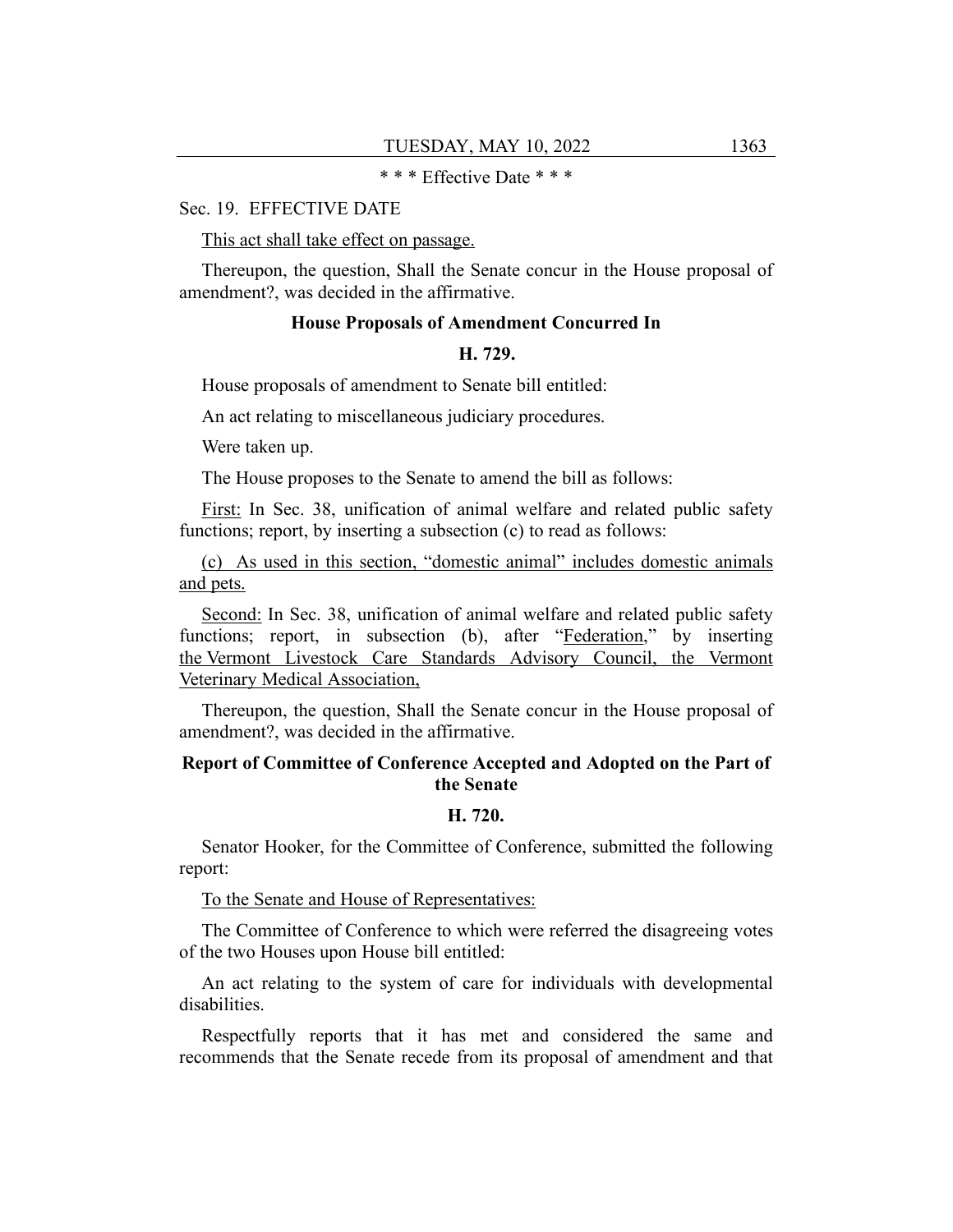\* \* \* Effective Date \* \* \*

Sec. 19. EFFECTIVE DATE

<u>This act shall take effect on passage.</u>

Thereupon, the question, Shall the Senate concur in the House proposal of amendment?, was decided in the affirmative.

**House Proposals of Amendment Concurred In**

**H. 729.**

House proposals of amendment to Senate bill entitled:

An act relating to miscellaneous judiciary procedures.

Were taken up.

The House proposes to the Senate to amend the bill as follows:

<u>First:</u> In Sec. 38, unification of animal welfare and related public safety functions; report, by inserting a subsection (c) to read as follows:

<u>(c) As used in this section, "domestic animal" includes domestic animals and pets.</u>

<u>Second:</u> In Sec. 38, unification of animal welfare and related public safety functions; report, in subsection (b), after "<u>Federation</u>," by inserting <u>the Vermont Livestock Care Standards Advisory Council, the Vermont Veterinary Medical Association,</u>

Thereupon, the question, Shall the Senate concur in the House proposal of amendment?, was decided in the affirmative.

**Report of Committee of Conference Accepted and Adopted on the Part of the Senate**

**H. 720.**

Senator Hooker, for the Committee of Conference, submitted the following report:

<u>To the Senate and House of Representatives:</u>

The Committee of Conference to which were referred the disagreeing votes of the two Houses upon House bill entitled:

An act relating to the system of care for individuals with developmental disabilities.

Respectfully reports that it has met and considered the same and recommends that the Senate recede from its proposal of amendment and that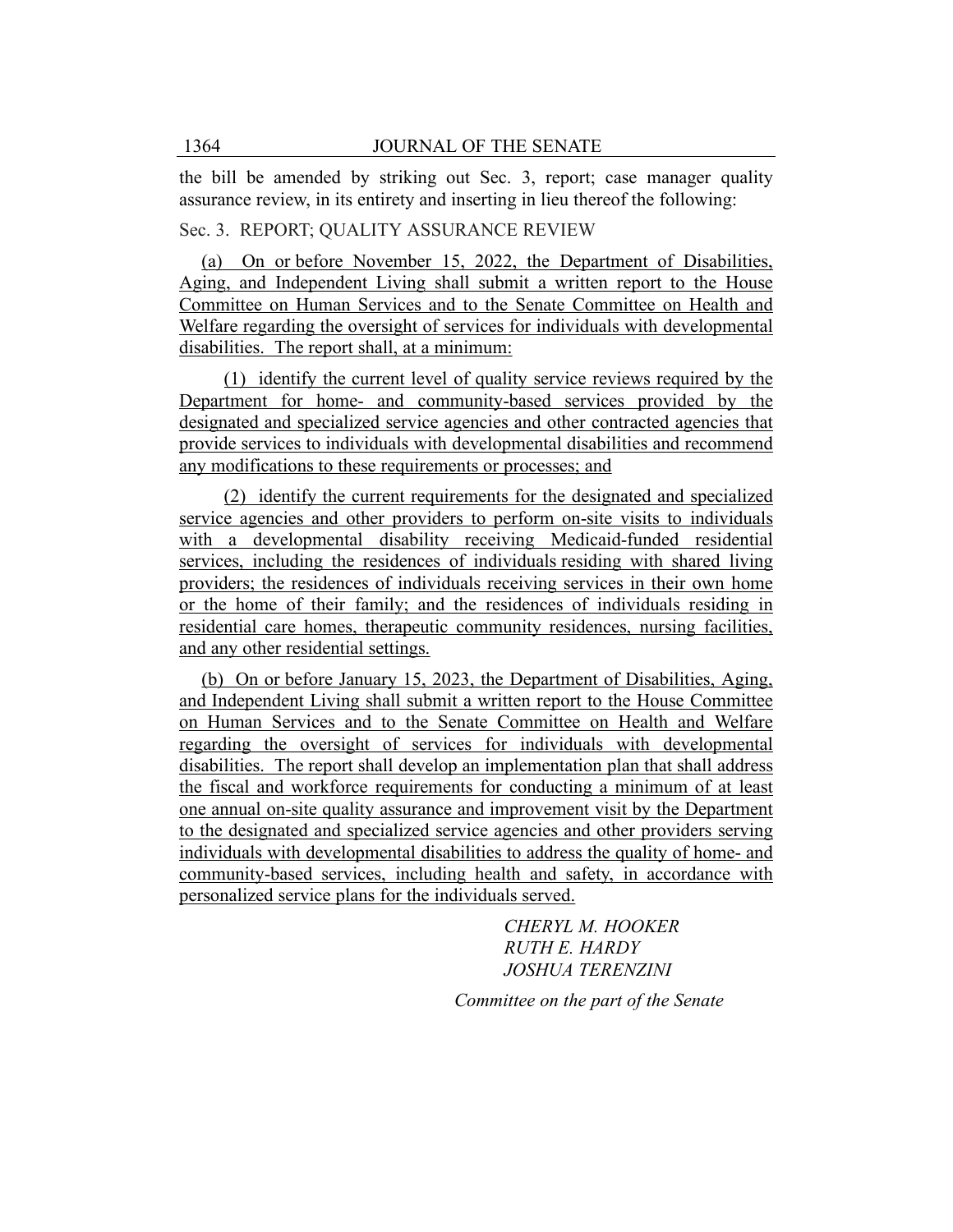the bill be amended by striking out Sec. 3, report; case manager quality assurance review, in its entirety and inserting in lieu thereof the following:

Sec. 3. REPORT; QUALITY ASSURANCE REVIEW

(a) On or before November 15, 2022, the Department of Disabilities, Aging, and Independent Living shall submit a written report to the House Committee on Human Services and to the Senate Committee on Health and Welfare regarding the oversight of services for individuals with developmental disabilities. The report shall, at a minimum:

(1) identify the current level of quality service reviews required by the Department for home- and community-based services provided by the designated and specialized service agencies and other contracted agencies that provide services to individuals with developmental disabilities and recommend any modifications to these requirements or processes; and

(2) identify the current requirements for the designated and specialized service agencies and other providers to perform on-site visits to individuals with a developmental disability receiving Medicaid-funded residential services, including the residences of individuals residing with shared living providers; the residences of individuals receiving services in their own home or the home of their family; and the residences of individuals residing in residential care homes, therapeutic community residences, nursing facilities, and any other residential settings.

(b) On or before January 15, 2023, the Department of Disabilities, Aging, and Independent Living shall submit a written report to the House Committee on Human Services and to the Senate Committee on Health and Welfare regarding the oversight of services for individuals with developmental disabilities. The report shall develop an implementation plan that shall address the fiscal and workforce requirements for conducting a minimum of at least one annual on-site quality assurance and improvement visit by the Department to the designated and specialized service agencies and other providers serving individuals with developmental disabilities to address the quality of home- and community-based services, including health and safety, in accordance with personalized service plans for the individuals served.

*CHERYL M. HOOKER*
*RUTH E. HARDY*
*JOSHUA TERENZINI*

*Committee on the part of the Senate*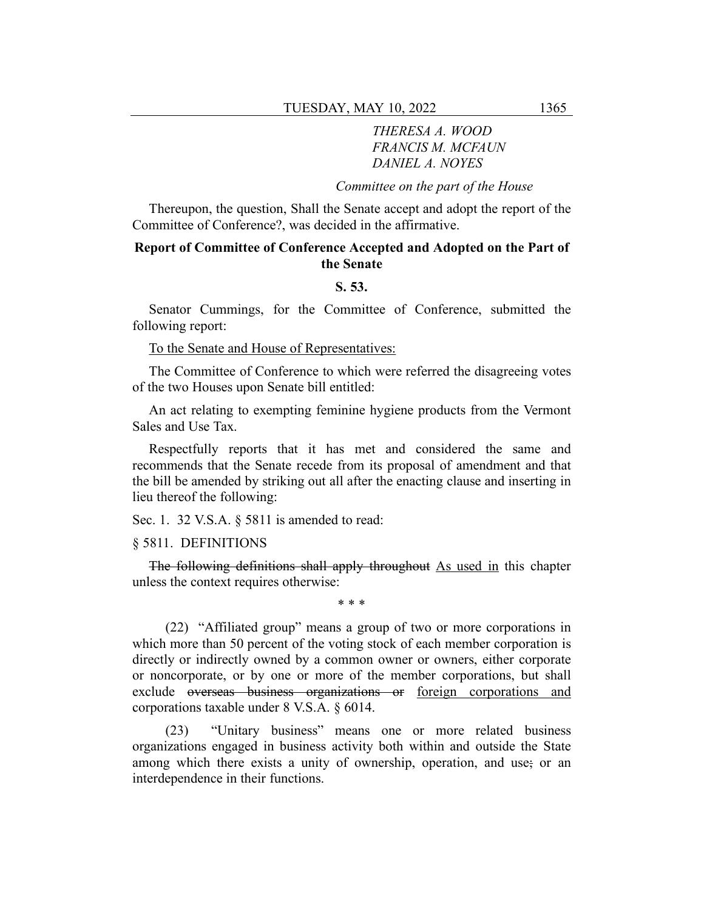*THERESA A. WOOD*
*FRANCIS M. MCFAUN*
*DANIEL A. NOYES*

*Committee on the part of the House*

Thereupon, the question, Shall the Senate accept and adopt the report of the Committee of Conference?, was decided in the affirmative.

**Report of Committee of Conference Accepted and Adopted on the Part of the Senate**

**S. 53.**

Senator Cummings, for the Committee of Conference, submitted the following report:

To the Senate and House of Representatives:

The Committee of Conference to which were referred the disagreeing votes of the two Houses upon Senate bill entitled:

An act relating to exempting feminine hygiene products from the Vermont Sales and Use Tax.

Respectfully reports that it has met and considered the same and recommends that the Senate recede from its proposal of amendment and that the bill be amended by striking out all after the enacting clause and inserting in lieu thereof the following:

Sec. 1. 32 V.S.A. § 5811 is amended to read:

§ 5811. DEFINITIONS

~~The following definitions shall apply throughout~~ As used in this chapter unless the context requires otherwise:

\* \* \*

(22) "Affiliated group" means a group of two or more corporations in which more than 50 percent of the voting stock of each member corporation is directly or indirectly owned by a common owner or owners, either corporate or noncorporate, or by one or more of the member corporations, but shall exclude ~~overseas business organizations or~~ foreign corporations and corporations taxable under 8 V.S.A. § 6014.

(23) "Unitary business" means one or more related business organizations engaged in business activity both within and outside the State among which there exists a unity of ownership, operation, and use~~;~~ or an interdependence in their functions.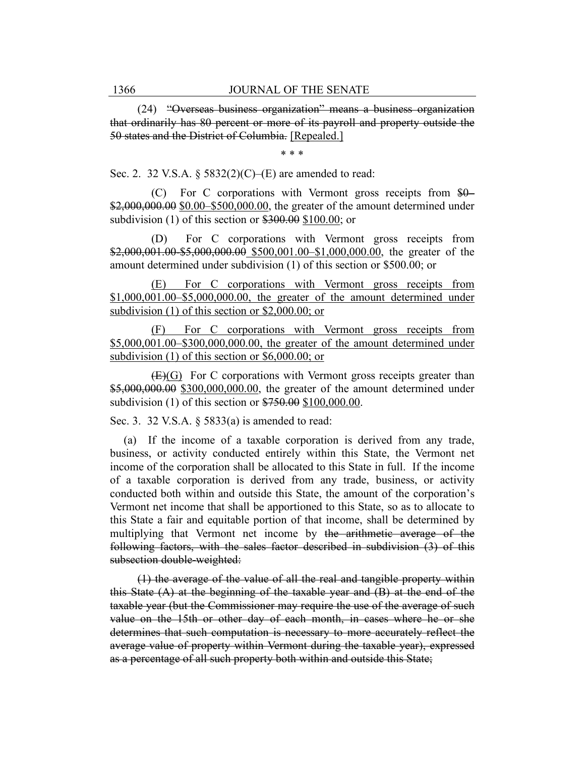(24) ~~"Overseas business organization" means a business organization that ordinarily has 80 percent or more of its payroll and property outside the 50 states and the District of Columbia.~~ [Repealed.]

\* \* \*

Sec. 2. 32 V.S.A. § 5832(2)(C)–(E) are amended to read:

(C) For C corporations with Vermont gross receipts from ~~$0–$2,000,000.00~~ $0.00–$500,000.00, the greater of the amount determined under subdivision (1) of this section or ~~$300.00~~ $100.00; or

(D) For C corporations with Vermont gross receipts from ~~$2,000,001.00–$5,000,000.00~~ $500,001.00–$1,000,000.00, the greater of the amount determined under subdivision (1) of this section or $500.00; or

(E) For C corporations with Vermont gross receipts from $1,000,001.00–$5,000,000.00, the greater of the amount determined under subdivision (1) of this section or $2,000.00; or

(F) For C corporations with Vermont gross receipts from $5,000,001.00–$300,000,000.00, the greater of the amount determined under subdivision (1) of this section or $6,000.00; or

~~(E)~~(G) For C corporations with Vermont gross receipts greater than ~~$5,000,000.00~~ $300,000,000.00, the greater of the amount determined under subdivision (1) of this section or ~~$750.00~~ $100,000.00.

Sec. 3. 32 V.S.A. § 5833(a) is amended to read:

(a) If the income of a taxable corporation is derived from any trade, business, or activity conducted entirely within this State, the Vermont net income of the corporation shall be allocated to this State in full. If the income of a taxable corporation is derived from any trade, business, or activity conducted both within and outside this State, the amount of the corporation's Vermont net income that shall be apportioned to this State, so as to allocate to this State a fair and equitable portion of that income, shall be determined by multiplying that Vermont net income by ~~the arithmetic average of the following factors, with the sales factor described in subdivision (3) of this subsection double-weighted:~~

~~(1) the average of the value of all the real and tangible property within this State (A) at the beginning of the taxable year and (B) at the end of the taxable year (but the Commissioner may require the use of the average of such value on the 15th or other day of each month, in cases where he or she determines that such computation is necessary to more accurately reflect the average value of property within Vermont during the taxable year), expressed as a percentage of all such property both within and outside this State;~~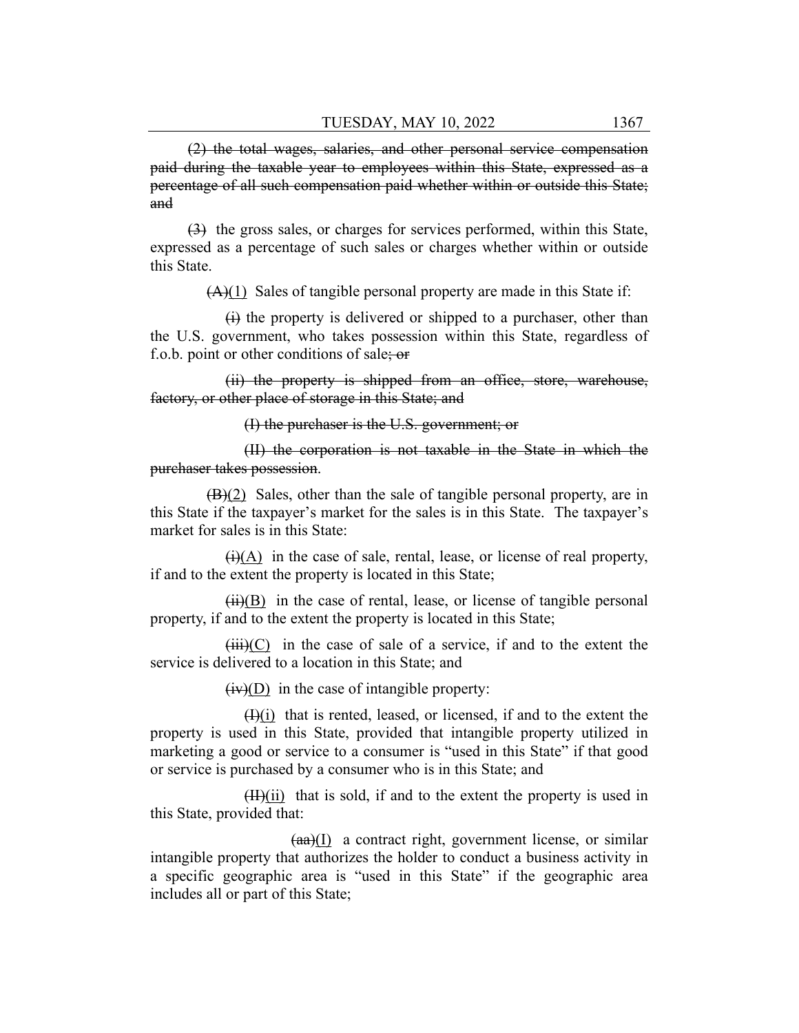~~(2) the total wages, salaries, and other personal service compensation paid during the taxable year to employees within this State, expressed as a percentage of all such compensation paid whether within or outside this State; and~~

~~(3)~~ the gross sales, or charges for services performed, within this State, expressed as a percentage of such sales or charges whether within or outside this State.

~~(A)~~(1) Sales of tangible personal property are made in this State if:

~~(i)~~ the property is delivered or shipped to a purchaser, other than the U.S. government, who takes possession within this State, regardless of f.o.b. point or other conditions of sale~~; or~~

~~(ii) the property is shipped from an office, store, warehouse, factory, or other place of storage in this State; and~~

~~(I) the purchaser is the U.S. government; or~~

~~(II) the corporation is not taxable in the State in which the purchaser takes possession~~.

~~(B)~~(2) Sales, other than the sale of tangible personal property, are in this State if the taxpayer's market for the sales is in this State. The taxpayer's market for sales is in this State:

~~(i)~~(A) in the case of sale, rental, lease, or license of real property, if and to the extent the property is located in this State;

~~(ii)~~(B) in the case of rental, lease, or license of tangible personal property, if and to the extent the property is located in this State;

~~(iii)~~(C) in the case of sale of a service, if and to the extent the service is delivered to a location in this State; and

~~(iv)~~(D) in the case of intangible property:

~~(I)~~(i) that is rented, leased, or licensed, if and to the extent the property is used in this State, provided that intangible property utilized in marketing a good or service to a consumer is "used in this State" if that good or service is purchased by a consumer who is in this State; and

~~(II)~~(ii) that is sold, if and to the extent the property is used in this State, provided that:

~~(aa)~~(I) a contract right, government license, or similar intangible property that authorizes the holder to conduct a business activity in a specific geographic area is "used in this State" if the geographic area includes all or part of this State;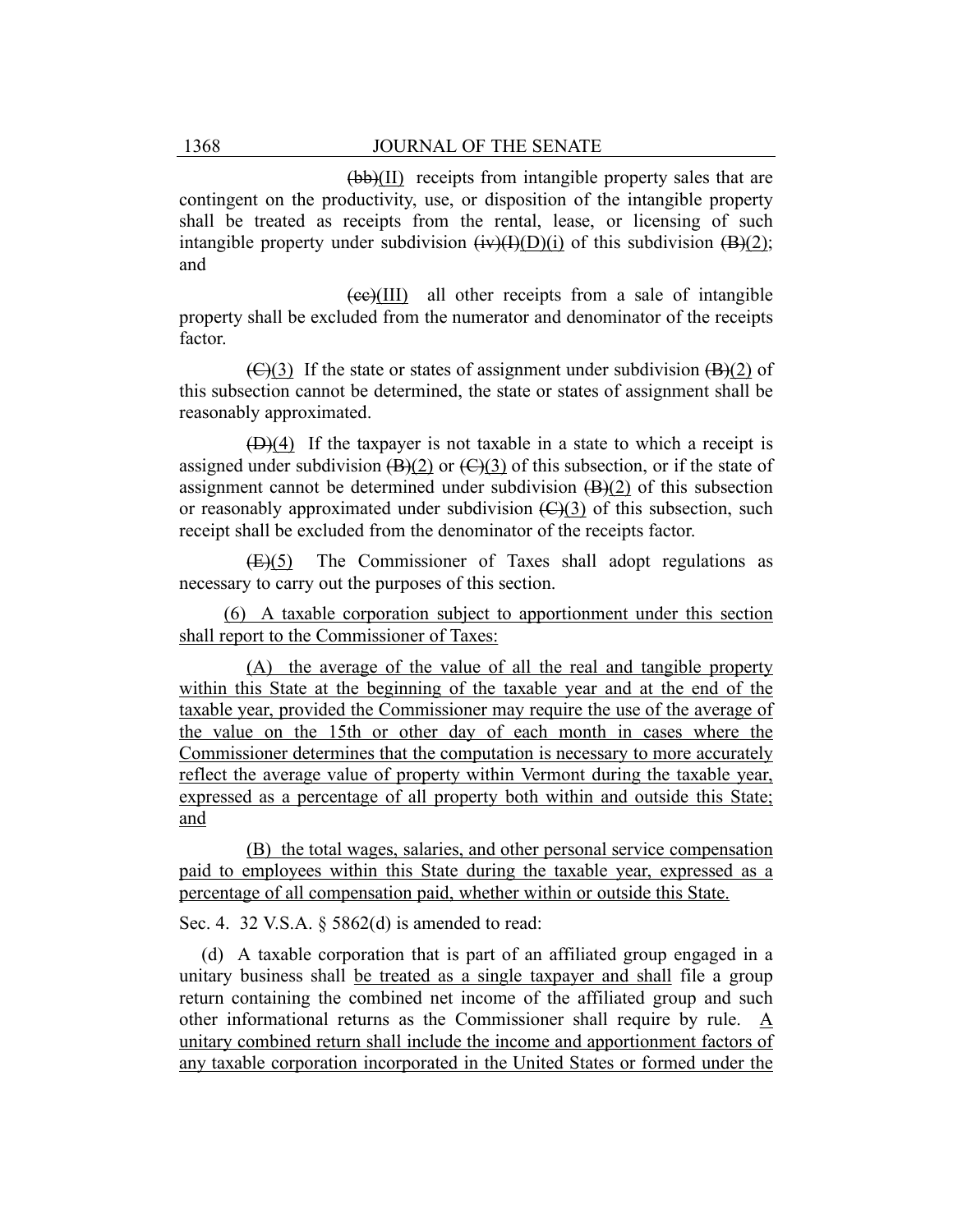(bb)(II) receipts from intangible property sales that are contingent on the productivity, use, or disposition of the intangible property shall be treated as receipts from the rental, lease, or licensing of such intangible property under subdivision (iv)(I)(D)(i) of this subdivision (B)(2); and

(cc)(III) all other receipts from a sale of intangible property shall be excluded from the numerator and denominator of the receipts factor.

(C)(3) If the state or states of assignment under subdivision (B)(2) of this subsection cannot be determined, the state or states of assignment shall be reasonably approximated.

(D)(4) If the taxpayer is not taxable in a state to which a receipt is assigned under subdivision (B)(2) or (C)(3) of this subsection, or if the state of assignment cannot be determined under subdivision (B)(2) of this subsection or reasonably approximated under subdivision (C)(3) of this subsection, such receipt shall be excluded from the denominator of the receipts factor.

(E)(5) The Commissioner of Taxes shall adopt regulations as necessary to carry out the purposes of this section.

(6) A taxable corporation subject to apportionment under this section shall report to the Commissioner of Taxes:

(A) the average of the value of all the real and tangible property within this State at the beginning of the taxable year and at the end of the taxable year, provided the Commissioner may require the use of the average of the value on the 15th or other day of each month in cases where the Commissioner determines that the computation is necessary to more accurately reflect the average value of property within Vermont during the taxable year, expressed as a percentage of all property both within and outside this State; and

(B) the total wages, salaries, and other personal service compensation paid to employees within this State during the taxable year, expressed as a percentage of all compensation paid, whether within or outside this State.

Sec. 4. 32 V.S.A. § 5862(d) is amended to read:

(d) A taxable corporation that is part of an affiliated group engaged in a unitary business shall be treated as a single taxpayer and shall file a group return containing the combined net income of the affiliated group and such other informational returns as the Commissioner shall require by rule. A unitary combined return shall include the income and apportionment factors of any taxable corporation incorporated in the United States or formed under the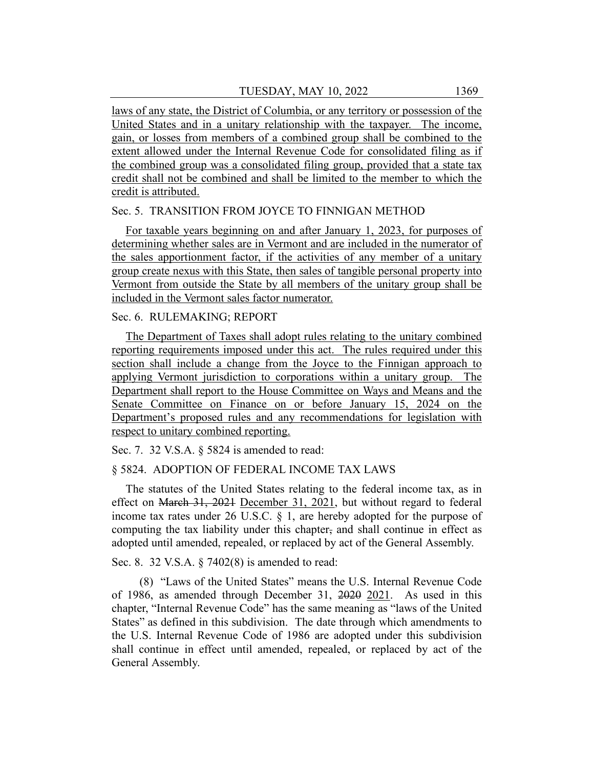<u>laws of any state, the District of Columbia, or any territory or possession of the United States and in a unitary relationship with the taxpayer. The income, gain, or losses from members of a combined group shall be combined to the extent allowed under the Internal Revenue Code for consolidated filing as if the combined group was a consolidated filing group, provided that a state tax credit shall not be combined and shall be limited to the member to which the credit is attributed.</u>

Sec. 5. TRANSITION FROM JOYCE TO FINNIGAN METHOD

<u>For taxable years beginning on and after January 1, 2023, for purposes of determining whether sales are in Vermont and are included in the numerator of the sales apportionment factor, if the activities of any member of a unitary group create nexus with this State, then sales of tangible personal property into Vermont from outside the State by all members of the unitary group shall be included in the Vermont sales factor numerator.</u>

Sec. 6. RULEMAKING; REPORT

<u>The Department of Taxes shall adopt rules relating to the unitary combined reporting requirements imposed under this act. The rules required under this section shall include a change from the Joyce to the Finnigan approach to applying Vermont jurisdiction to corporations within a unitary group. The Department shall report to the House Committee on Ways and Means and the Senate Committee on Finance on or before January 15, 2024 on the Department's proposed rules and any recommendations for legislation with respect to unitary combined reporting.</u>

Sec. 7. 32 V.S.A. § 5824 is amended to read:

§ 5824. ADOPTION OF FEDERAL INCOME TAX LAWS

The statutes of the United States relating to the federal income tax, as in effect on ~~March 31, 2021~~ <u>December 31, 2021</u>, but without regard to federal income tax rates under 26 U.S.C. § 1, are hereby adopted for the purpose of computing the tax liability under this chapter~~,~~ and shall continue in effect as adopted until amended, repealed, or replaced by act of the General Assembly.

Sec. 8. 32 V.S.A. § 7402(8) is amended to read:

(8) "Laws of the United States" means the U.S. Internal Revenue Code of 1986, as amended through December 31, ~~2020~~ <u>2021</u>. As used in this chapter, "Internal Revenue Code" has the same meaning as "laws of the United States" as defined in this subdivision. The date through which amendments to the U.S. Internal Revenue Code of 1986 are adopted under this subdivision shall continue in effect until amended, repealed, or replaced by act of the General Assembly.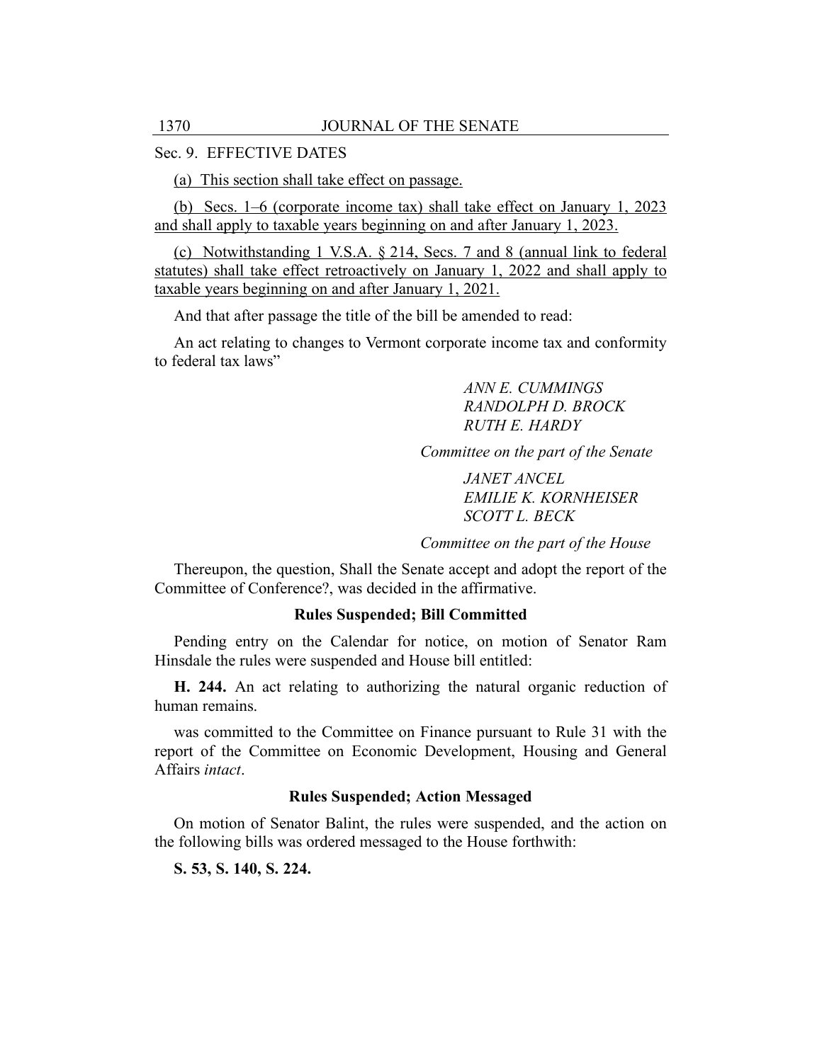Sec. 9. EFFECTIVE DATES

<u>(a) This section shall take effect on passage.</u>

<u>(b) Secs. 1–6 (corporate income tax) shall take effect on January 1, 2023 and shall apply to taxable years beginning on and after January 1, 2023.</u>

<u>(c) Notwithstanding 1 V.S.A. § 214, Secs. 7 and 8 (annual link to federal statutes) shall take effect retroactively on January 1, 2022 and shall apply to taxable years beginning on and after January 1, 2021.</u>

And that after passage the title of the bill be amended to read:

An act relating to changes to Vermont corporate income tax and conformity to federal tax laws"

*ANN E. CUMMINGS*
*RANDOLPH D. BROCK*
*RUTH E. HARDY*

*Committee on the part of the Senate*

*JANET ANCEL*
*EMILIE K. KORNHEISER*
*SCOTT L. BECK*

*Committee on the part of the House*

Thereupon, the question, Shall the Senate accept and adopt the report of the Committee of Conference?, was decided in the affirmative.

### Rules Suspended; Bill Committed

Pending entry on the Calendar for notice, on motion of Senator Ram Hinsdale the rules were suspended and House bill entitled:

**H. 244.** An act relating to authorizing the natural organic reduction of human remains.

was committed to the Committee on Finance pursuant to Rule 31 with the report of the Committee on Economic Development, Housing and General Affairs *intact*.

### Rules Suspended; Action Messaged

On motion of Senator Balint, the rules were suspended, and the action on the following bills was ordered messaged to the House forthwith:

**S. 53, S. 140, S. 224.**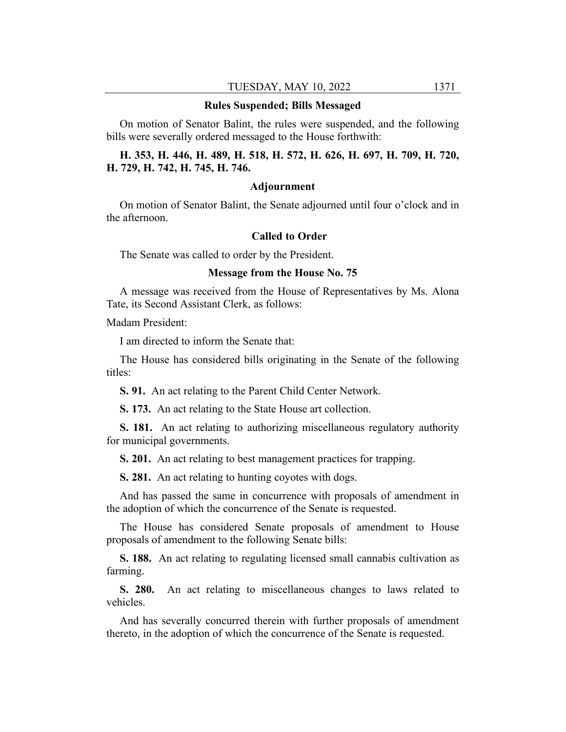### Rules Suspended; Bills Messaged

On motion of Senator Balint, the rules were suspended, and the following bills were severally ordered messaged to the House forthwith:

**H. 353, H. 446, H. 489, H. 518, H. 572, H. 626, H. 697, H. 709, H. 720, H. 729, H. 742, H. 745, H. 746.**

### Adjournment

On motion of Senator Balint, the Senate adjourned until four o'clock and in the afternoon.

### Called to Order

The Senate was called to order by the President.

### Message from the House No. 75

A message was received from the House of Representatives by Ms. Alona Tate, its Second Assistant Clerk, as follows:

Madam President:

I am directed to inform the Senate that:

The House has considered bills originating in the Senate of the following titles:

**S. 91.** An act relating to the Parent Child Center Network.

**S. 173.** An act relating to the State House art collection.

**S. 181.** An act relating to authorizing miscellaneous regulatory authority for municipal governments.

**S. 201.** An act relating to best management practices for trapping.

**S. 281.** An act relating to hunting coyotes with dogs.

And has passed the same in concurrence with proposals of amendment in the adoption of which the concurrence of the Senate is requested.

The House has considered Senate proposals of amendment to House proposals of amendment to the following Senate bills:

**S. 188.** An act relating to regulating licensed small cannabis cultivation as farming.

**S. 280.** An act relating to miscellaneous changes to laws related to vehicles.

And has severally concurred therein with further proposals of amendment thereto, in the adoption of which the concurrence of the Senate is requested.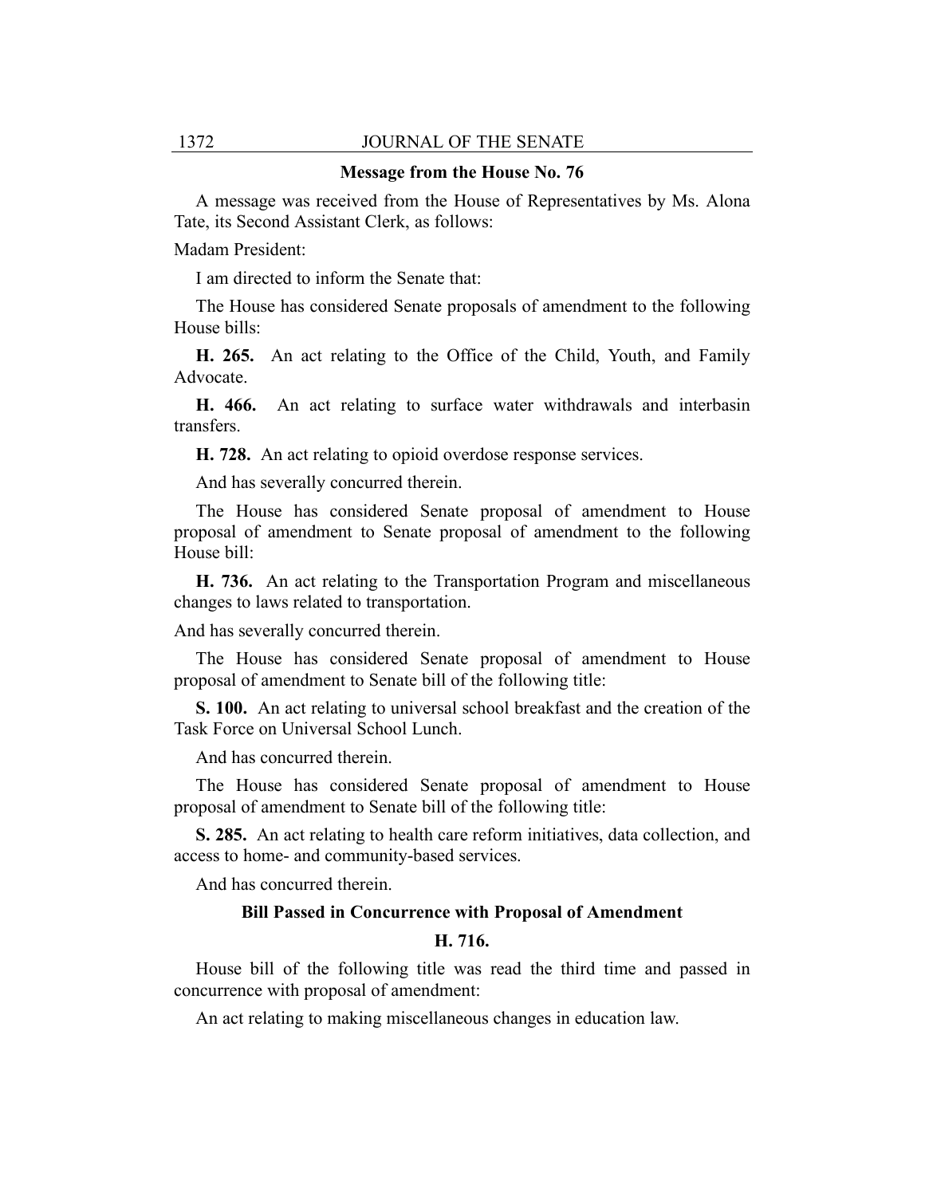## Message from the House No. 76

A message was received from the House of Representatives by Ms. Alona Tate, its Second Assistant Clerk, as follows:

Madam President:

I am directed to inform the Senate that:

The House has considered Senate proposals of amendment to the following House bills:

**H. 265.** An act relating to the Office of the Child, Youth, and Family Advocate.

**H. 466.** An act relating to surface water withdrawals and interbasin transfers.

**H. 728.** An act relating to opioid overdose response services.

And has severally concurred therein.

The House has considered Senate proposal of amendment to House proposal of amendment to Senate proposal of amendment to the following House bill:

**H. 736.** An act relating to the Transportation Program and miscellaneous changes to laws related to transportation.

And has severally concurred therein.

The House has considered Senate proposal of amendment to House proposal of amendment to Senate bill of the following title:

**S. 100.** An act relating to universal school breakfast and the creation of the Task Force on Universal School Lunch.

And has concurred therein.

The House has considered Senate proposal of amendment to House proposal of amendment to Senate bill of the following title:

**S. 285.** An act relating to health care reform initiatives, data collection, and access to home- and community-based services.

And has concurred therein.

## Bill Passed in Concurrence with Proposal of Amendment

### H. 716.

House bill of the following title was read the third time and passed in concurrence with proposal of amendment:

An act relating to making miscellaneous changes in education law.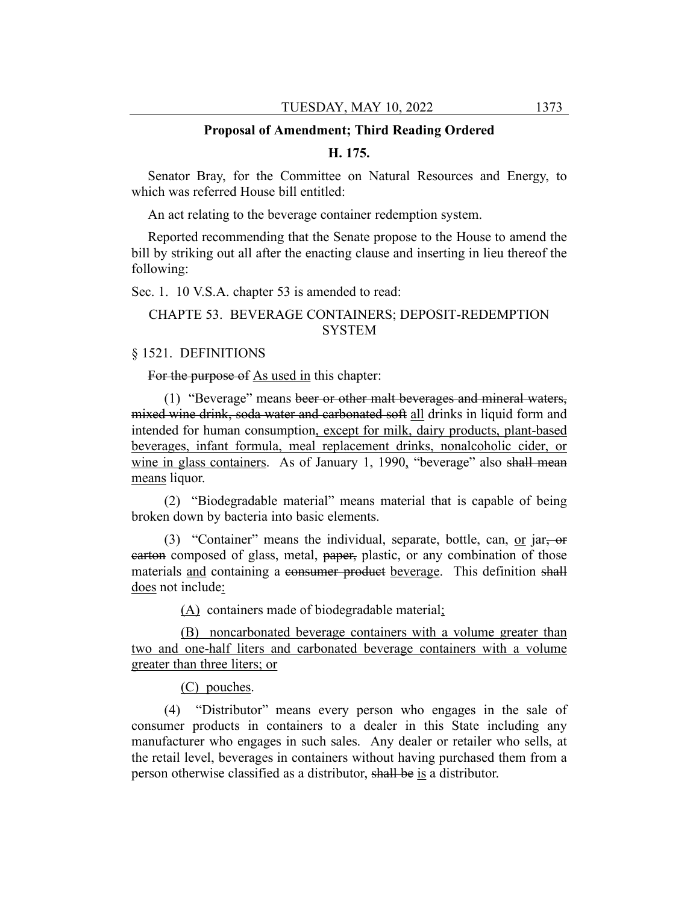**Proposal of Amendment; Third Reading Ordered**

**H. 175.**

Senator Bray, for the Committee on Natural Resources and Energy, to which was referred House bill entitled:

An act relating to the beverage container redemption system.

Reported recommending that the Senate propose to the House to amend the bill by striking out all after the enacting clause and inserting in lieu thereof the following:

Sec. 1. 10 V.S.A. chapter 53 is amended to read:

CHAPTE 53. BEVERAGE CONTAINERS; DEPOSIT-REDEMPTION SYSTEM

§ 1521. DEFINITIONS

~~For the purpose of~~ <u>As used in</u> this chapter:

(1) "Beverage" means ~~beer or other malt beverages and mineral waters, mixed wine drink, soda water and carbonated soft~~ <u>all</u> drinks in liquid form and intended for human consumption<u>, except for milk, dairy products, plant-based beverages, infant formula, meal replacement drinks, nonalcoholic cider, or wine in glass containers</u>. As of January 1, 1990<u>,</u> "beverage" also ~~shall mean~~ <u>means</u> liquor.

(2) "Biodegradable material" means material that is capable of being broken down by bacteria into basic elements.

(3) "Container" means the individual, separate, bottle, can, <u>or</u> jar~~, or carton~~ composed of glass, metal, ~~paper,~~ plastic, or any combination of those materials <u>and</u> containing a ~~consumer product~~ <u>beverage</u>. This definition ~~shall~~ <u>does</u> not include<u>:</u>

<u>(A)</u> containers made of biodegradable material<u>;</u>

<u>(B) noncarbonated beverage containers with a volume greater than two and one-half liters and carbonated beverage containers with a volume greater than three liters; or</u>

<u>(C) pouches</u>.

(4) "Distributor" means every person who engages in the sale of consumer products in containers to a dealer in this State including any manufacturer who engages in such sales. Any dealer or retailer who sells, at the retail level, beverages in containers without having purchased them from a person otherwise classified as a distributor, ~~shall be~~ <u>is</u> a distributor.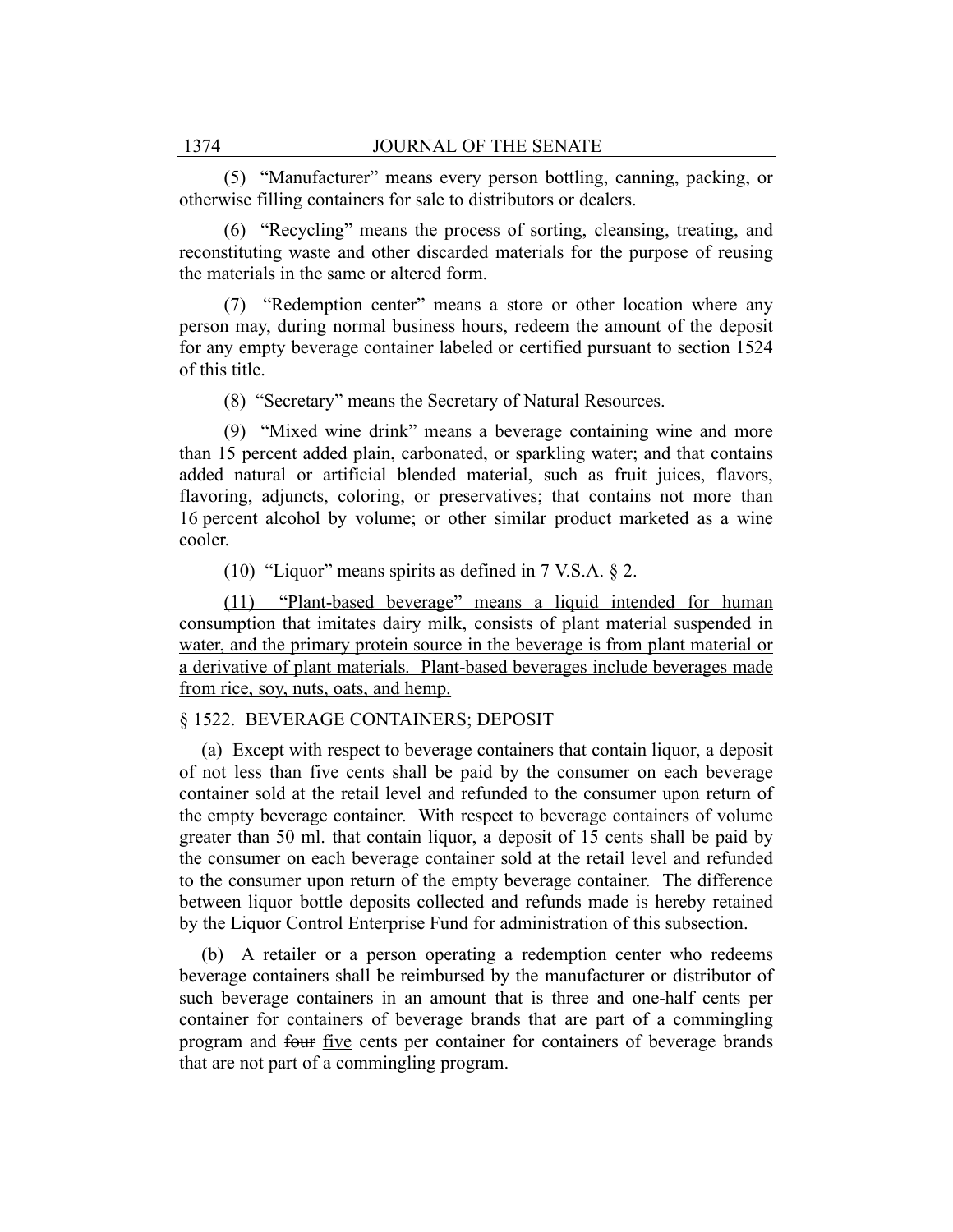(5) "Manufacturer" means every person bottling, canning, packing, or otherwise filling containers for sale to distributors or dealers.

(6) "Recycling" means the process of sorting, cleansing, treating, and reconstituting waste and other discarded materials for the purpose of reusing the materials in the same or altered form.

(7) "Redemption center" means a store or other location where any person may, during normal business hours, redeem the amount of the deposit for any empty beverage container labeled or certified pursuant to section 1524 of this title.

(8) "Secretary" means the Secretary of Natural Resources.

(9) "Mixed wine drink" means a beverage containing wine and more than 15 percent added plain, carbonated, or sparkling water; and that contains added natural or artificial blended material, such as fruit juices, flavors, flavoring, adjuncts, coloring, or preservatives; that contains not more than 16 percent alcohol by volume; or other similar product marketed as a wine cooler.

(10) "Liquor" means spirits as defined in 7 V.S.A. § 2.

<u>(11) "Plant-based beverage" means a liquid intended for human consumption that imitates dairy milk, consists of plant material suspended in water, and the primary protein source in the beverage is from plant material or a derivative of plant materials. Plant-based beverages include beverages made from rice, soy, nuts, oats, and hemp.</u>

§ 1522. BEVERAGE CONTAINERS; DEPOSIT

(a) Except with respect to beverage containers that contain liquor, a deposit of not less than five cents shall be paid by the consumer on each beverage container sold at the retail level and refunded to the consumer upon return of the empty beverage container. With respect to beverage containers of volume greater than 50 ml. that contain liquor, a deposit of 15 cents shall be paid by the consumer on each beverage container sold at the retail level and refunded to the consumer upon return of the empty beverage container. The difference between liquor bottle deposits collected and refunds made is hereby retained by the Liquor Control Enterprise Fund for administration of this subsection.

(b) A retailer or a person operating a redemption center who redeems beverage containers shall be reimbursed by the manufacturer or distributor of such beverage containers in an amount that is three and one-half cents per container for containers of beverage brands that are part of a commingling program and ~~four~~ <u>five</u> cents per container for containers of beverage brands that are not part of a commingling program.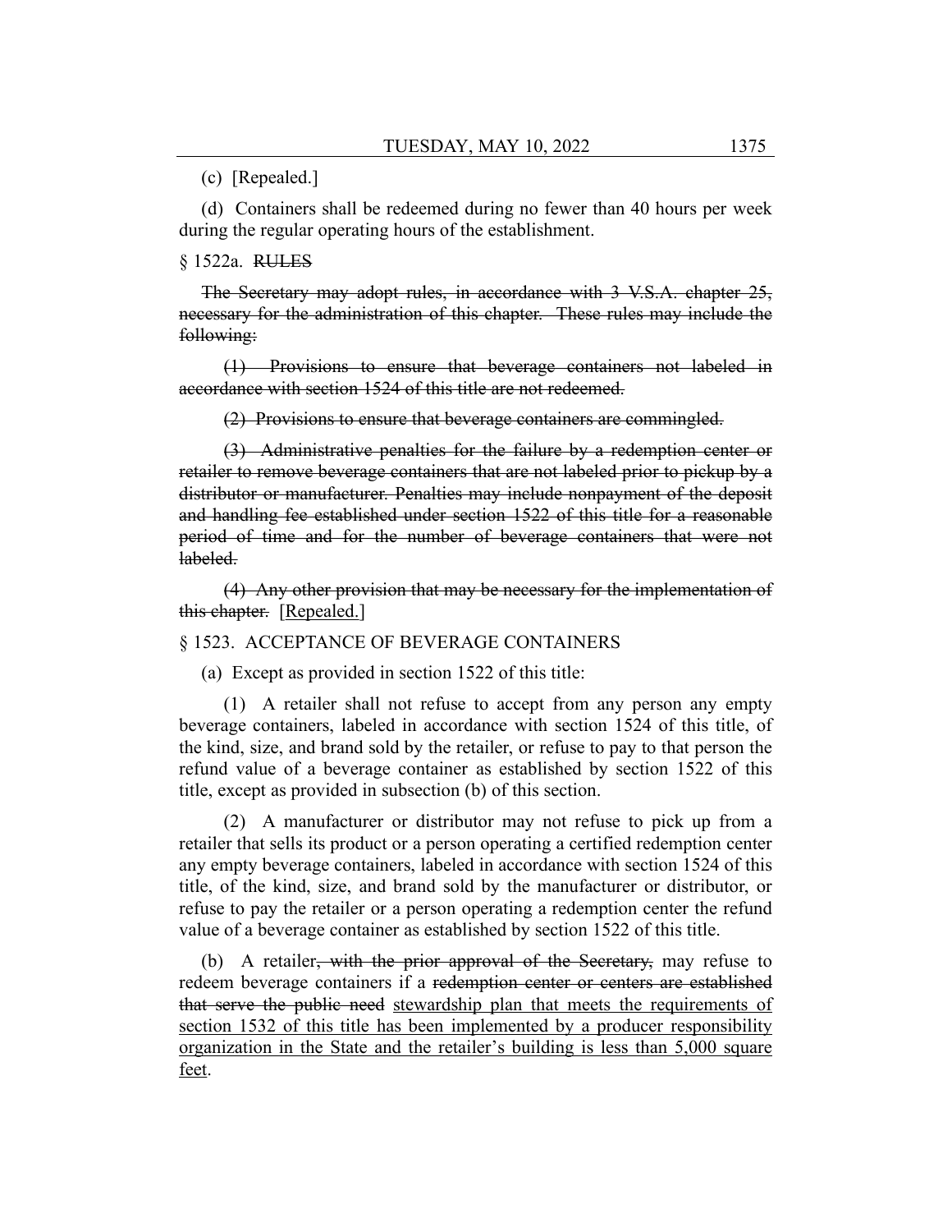(c) [Repealed.]

(d) Containers shall be redeemed during no fewer than 40 hours per week during the regular operating hours of the establishment.

§ 1522a. ~~RULES~~

~~The Secretary may adopt rules, in accordance with 3 V.S.A. chapter 25, necessary for the administration of this chapter. These rules may include the following:~~

~~(1) Provisions to ensure that beverage containers not labeled in accordance with section 1524 of this title are not redeemed.~~

~~(2) Provisions to ensure that beverage containers are commingled.~~

~~(3) Administrative penalties for the failure by a redemption center or retailer to remove beverage containers that are not labeled prior to pickup by a distributor or manufacturer. Penalties may include nonpayment of the deposit and handling fee established under section 1522 of this title for a reasonable period of time and for the number of beverage containers that were not labeled.~~

~~(4) Any other provision that may be necessary for the implementation of this chapter.~~ <u>[Repealed.]</u>

§ 1523. ACCEPTANCE OF BEVERAGE CONTAINERS

(a) Except as provided in section 1522 of this title:

(1) A retailer shall not refuse to accept from any person any empty beverage containers, labeled in accordance with section 1524 of this title, of the kind, size, and brand sold by the retailer, or refuse to pay to that person the refund value of a beverage container as established by section 1522 of this title, except as provided in subsection (b) of this section.

(2) A manufacturer or distributor may not refuse to pick up from a retailer that sells its product or a person operating a certified redemption center any empty beverage containers, labeled in accordance with section 1524 of this title, of the kind, size, and brand sold by the manufacturer or distributor, or refuse to pay the retailer or a person operating a redemption center the refund value of a beverage container as established by section 1522 of this title.

(b) A retailer~~, with the prior approval of the Secretary,~~ may refuse to redeem beverage containers if a ~~redemption center or centers are established that serve the public need~~ <u>stewardship plan that meets the requirements of section 1532 of this title has been implemented by a producer responsibility organization in the State and the retailer's building is less than 5,000 square feet</u>.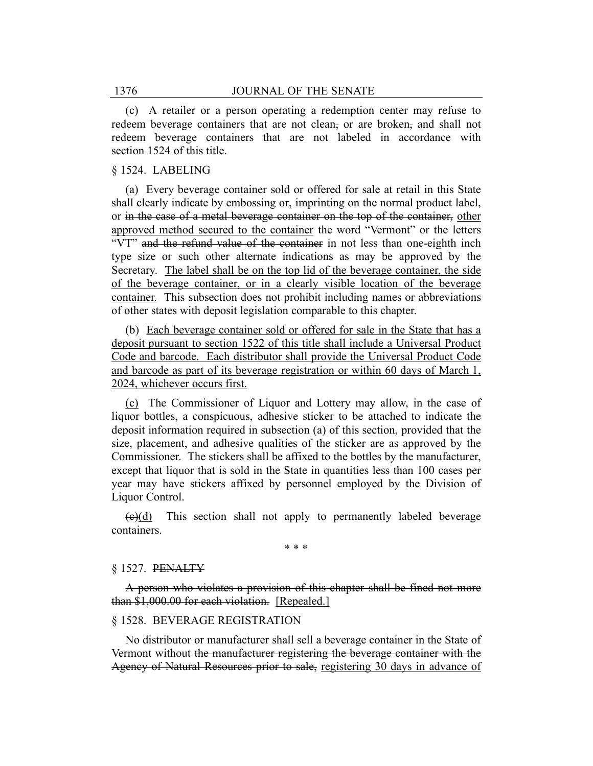(c) A retailer or a person operating a redemption center may refuse to redeem beverage containers that are not clean, or are broken, and shall not redeem beverage containers that are not labeled in accordance with section 1524 of this title.

§ 1524. LABELING

(a) Every beverage container sold or offered for sale at retail in this State shall clearly indicate by embossing ~~or~~, imprinting on the normal product label, or ~~in the case of a metal beverage container on the top of the container,~~ other approved method secured to the container the word "Vermont" or the letters "VT" ~~and the refund value of the container~~ in not less than one-eighth inch type size or such other alternate indications as may be approved by the Secretary. The label shall be on the top lid of the beverage container, the side of the beverage container, or in a clearly visible location of the beverage container. This subsection does not prohibit including names or abbreviations of other states with deposit legislation comparable to this chapter.

(b) Each beverage container sold or offered for sale in the State that has a deposit pursuant to section 1522 of this title shall include a Universal Product Code and barcode. Each distributor shall provide the Universal Product Code and barcode as part of its beverage registration or within 60 days of March 1, 2024, whichever occurs first.

(c) The Commissioner of Liquor and Lottery may allow, in the case of liquor bottles, a conspicuous, adhesive sticker to be attached to indicate the deposit information required in subsection (a) of this section, provided that the size, placement, and adhesive qualities of the sticker are as approved by the Commissioner. The stickers shall be affixed to the bottles by the manufacturer, except that liquor that is sold in the State in quantities less than 100 cases per year may have stickers affixed by personnel employed by the Division of Liquor Control.

~~(c)~~(d) This section shall not apply to permanently labeled beverage containers.

\* \* \*

§ 1527. ~~PENALTY~~

~~A person who violates a provision of this chapter shall be fined not more than $1,000.00 for each violation.~~ [Repealed.]

§ 1528. BEVERAGE REGISTRATION

No distributor or manufacturer shall sell a beverage container in the State of Vermont without ~~the manufacturer registering the beverage container with the Agency of Natural Resources prior to sale,~~ registering 30 days in advance of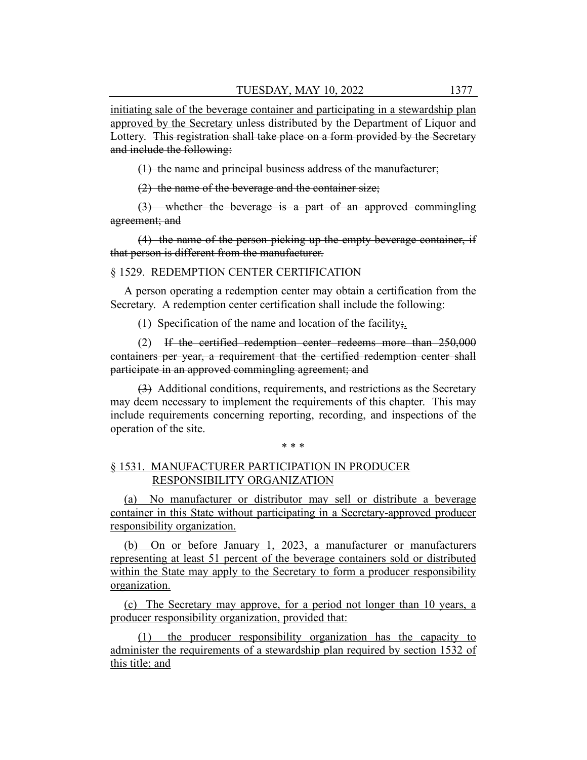initiating sale of the beverage container and participating in a stewardship plan approved by the Secretary unless distributed by the Department of Liquor and Lottery. This registration shall take place on a form provided by the Secretary and include the following:

(1) the name and principal business address of the manufacturer;

(2) the name of the beverage and the container size;

(3) whether the beverage is a part of an approved commingling agreement; and

(4) the name of the person picking up the empty beverage container, if that person is different from the manufacturer.

§ 1529. REDEMPTION CENTER CERTIFICATION

A person operating a redemption center may obtain a certification from the Secretary. A redemption center certification shall include the following:

(1) Specification of the name and location of the facility;.

(2) If the certified redemption center redeems more than 250,000 containers per year, a requirement that the certified redemption center shall participate in an approved commingling agreement; and

(3) Additional conditions, requirements, and restrictions as the Secretary may deem necessary to implement the requirements of this chapter. This may include requirements concerning reporting, recording, and inspections of the operation of the site.

\* \* \*

§ 1531. MANUFACTURER PARTICIPATION IN PRODUCER RESPONSIBILITY ORGANIZATION

(a) No manufacturer or distributor may sell or distribute a beverage container in this State without participating in a Secretary-approved producer responsibility organization.

(b) On or before January 1, 2023, a manufacturer or manufacturers representing at least 51 percent of the beverage containers sold or distributed within the State may apply to the Secretary to form a producer responsibility organization.

(c) The Secretary may approve, for a period not longer than 10 years, a producer responsibility organization, provided that:

(1) the producer responsibility organization has the capacity to administer the requirements of a stewardship plan required by section 1532 of this title; and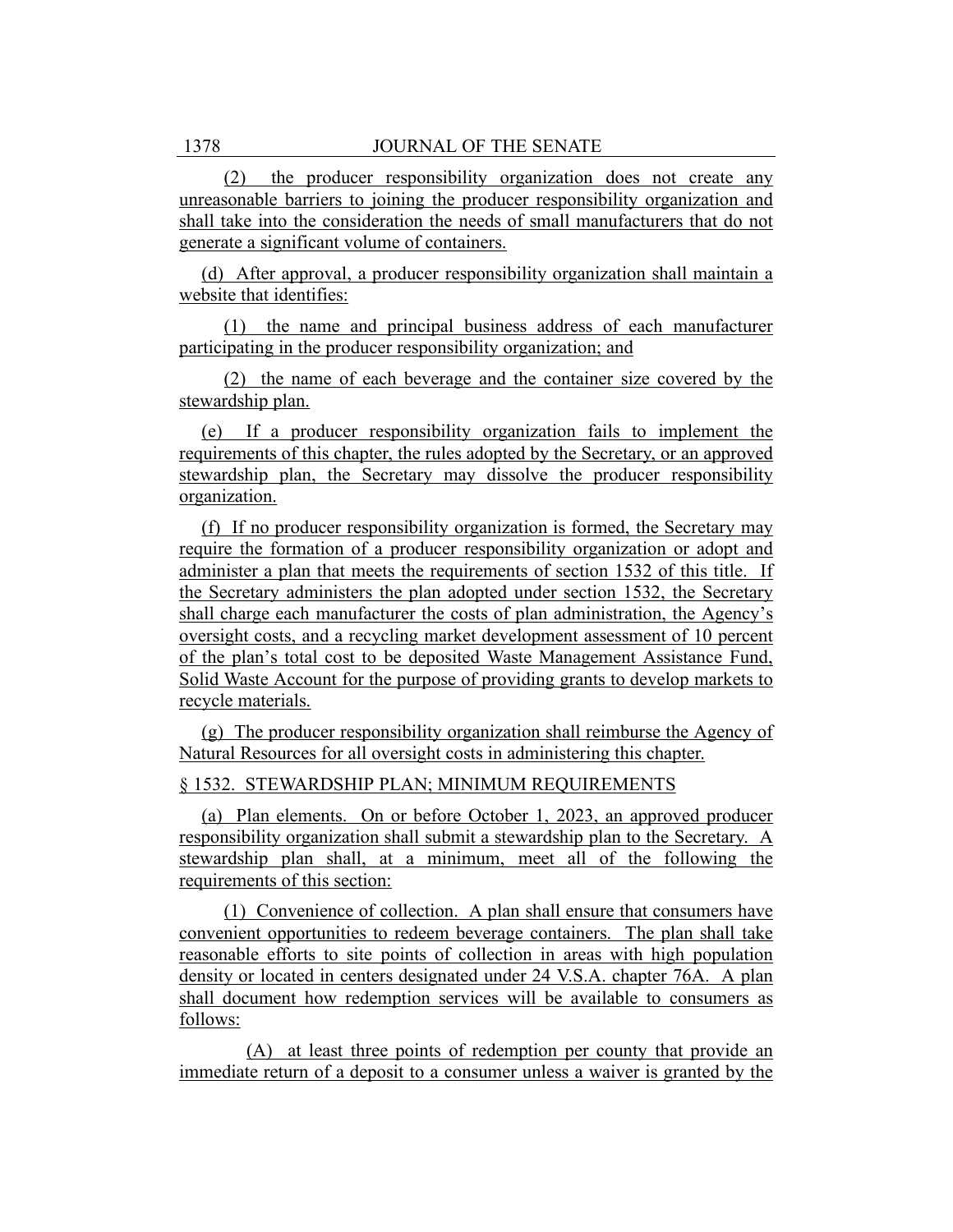(2) the producer responsibility organization does not create any unreasonable barriers to joining the producer responsibility organization and shall take into the consideration the needs of small manufacturers that do not generate a significant volume of containers.

(d) After approval, a producer responsibility organization shall maintain a website that identifies:

(1) the name and principal business address of each manufacturer participating in the producer responsibility organization; and

(2) the name of each beverage and the container size covered by the stewardship plan.

(e) If a producer responsibility organization fails to implement the requirements of this chapter, the rules adopted by the Secretary, or an approved stewardship plan, the Secretary may dissolve the producer responsibility organization.

(f) If no producer responsibility organization is formed, the Secretary may require the formation of a producer responsibility organization or adopt and administer a plan that meets the requirements of section 1532 of this title. If the Secretary administers the plan adopted under section 1532, the Secretary shall charge each manufacturer the costs of plan administration, the Agency's oversight costs, and a recycling market development assessment of 10 percent of the plan's total cost to be deposited Waste Management Assistance Fund, Solid Waste Account for the purpose of providing grants to develop markets to recycle materials.

(g) The producer responsibility organization shall reimburse the Agency of Natural Resources for all oversight costs in administering this chapter.

§ 1532. STEWARDSHIP PLAN; MINIMUM REQUIREMENTS

(a) Plan elements. On or before October 1, 2023, an approved producer responsibility organization shall submit a stewardship plan to the Secretary. A stewardship plan shall, at a minimum, meet all of the following the requirements of this section:

(1) Convenience of collection. A plan shall ensure that consumers have convenient opportunities to redeem beverage containers. The plan shall take reasonable efforts to site points of collection in areas with high population density or located in centers designated under 24 V.S.A. chapter 76A. A plan shall document how redemption services will be available to consumers as follows:

(A) at least three points of redemption per county that provide an immediate return of a deposit to a consumer unless a waiver is granted by the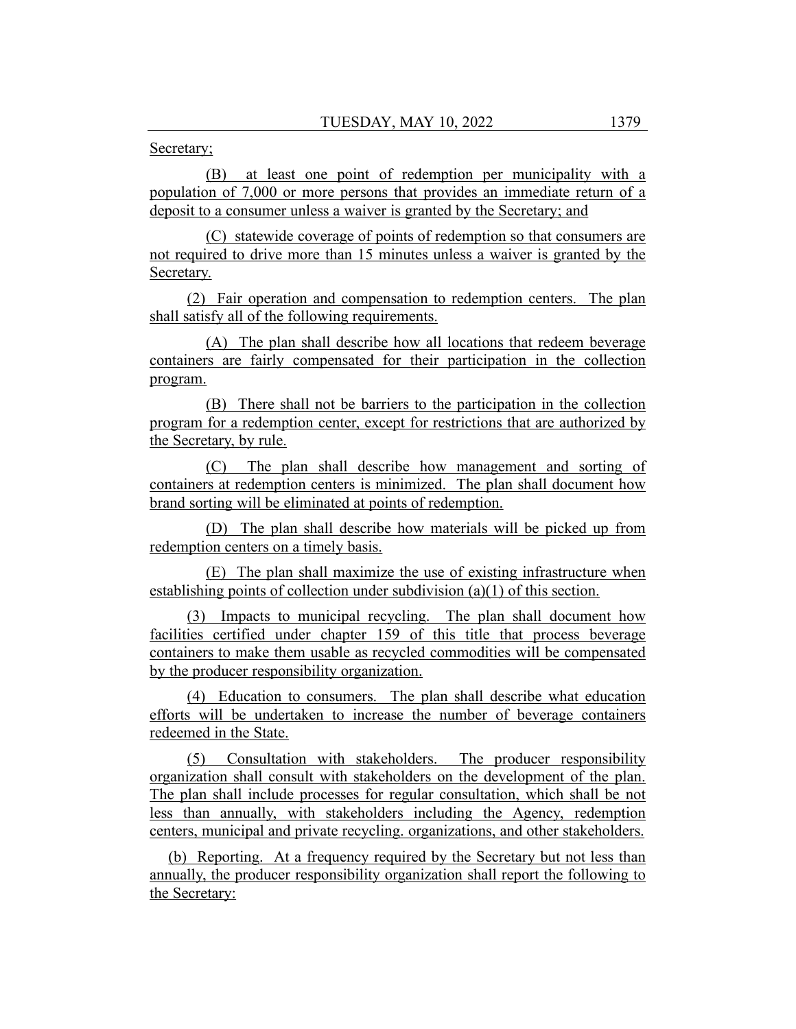Secretary;

(B) at least one point of redemption per municipality with a population of 7,000 or more persons that provides an immediate return of a deposit to a consumer unless a waiver is granted by the Secretary; and

(C) statewide coverage of points of redemption so that consumers are not required to drive more than 15 minutes unless a waiver is granted by the Secretary.

(2) Fair operation and compensation to redemption centers. The plan shall satisfy all of the following requirements.

(A) The plan shall describe how all locations that redeem beverage containers are fairly compensated for their participation in the collection program.

(B) There shall not be barriers to the participation in the collection program for a redemption center, except for restrictions that are authorized by the Secretary, by rule.

(C) The plan shall describe how management and sorting of containers at redemption centers is minimized. The plan shall document how brand sorting will be eliminated at points of redemption.

(D) The plan shall describe how materials will be picked up from redemption centers on a timely basis.

(E) The plan shall maximize the use of existing infrastructure when establishing points of collection under subdivision (a)(1) of this section.

(3) Impacts to municipal recycling. The plan shall document how facilities certified under chapter 159 of this title that process beverage containers to make them usable as recycled commodities will be compensated by the producer responsibility organization.

(4) Education to consumers. The plan shall describe what education efforts will be undertaken to increase the number of beverage containers redeemed in the State.

(5) Consultation with stakeholders. The producer responsibility organization shall consult with stakeholders on the development of the plan. The plan shall include processes for regular consultation, which shall be not less than annually, with stakeholders including the Agency, redemption centers, municipal and private recycling. organizations, and other stakeholders.

(b) Reporting. At a frequency required by the Secretary but not less than annually, the producer responsibility organization shall report the following to the Secretary: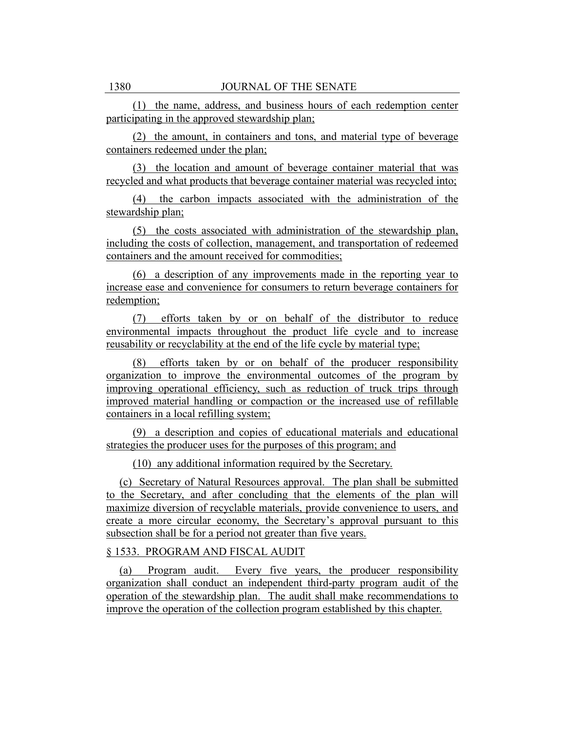(1) the name, address, and business hours of each redemption center participating in the approved stewardship plan;

(2) the amount, in containers and tons, and material type of beverage containers redeemed under the plan;

(3) the location and amount of beverage container material that was recycled and what products that beverage container material was recycled into;

(4) the carbon impacts associated with the administration of the stewardship plan;

(5) the costs associated with administration of the stewardship plan, including the costs of collection, management, and transportation of redeemed containers and the amount received for commodities;

(6) a description of any improvements made in the reporting year to increase ease and convenience for consumers to return beverage containers for redemption;

(7) efforts taken by or on behalf of the distributor to reduce environmental impacts throughout the product life cycle and to increase reusability or recyclability at the end of the life cycle by material type;

(8) efforts taken by or on behalf of the producer responsibility organization to improve the environmental outcomes of the program by improving operational efficiency, such as reduction of truck trips through improved material handling or compaction or the increased use of refillable containers in a local refilling system;

(9) a description and copies of educational materials and educational strategies the producer uses for the purposes of this program; and

(10) any additional information required by the Secretary.

(c) Secretary of Natural Resources approval. The plan shall be submitted to the Secretary, and after concluding that the elements of the plan will maximize diversion of recyclable materials, provide convenience to users, and create a more circular economy, the Secretary's approval pursuant to this subsection shall be for a period not greater than five years.

§ 1533. PROGRAM AND FISCAL AUDIT

(a) Program audit. Every five years, the producer responsibility organization shall conduct an independent third-party program audit of the operation of the stewardship plan. The audit shall make recommendations to improve the operation of the collection program established by this chapter.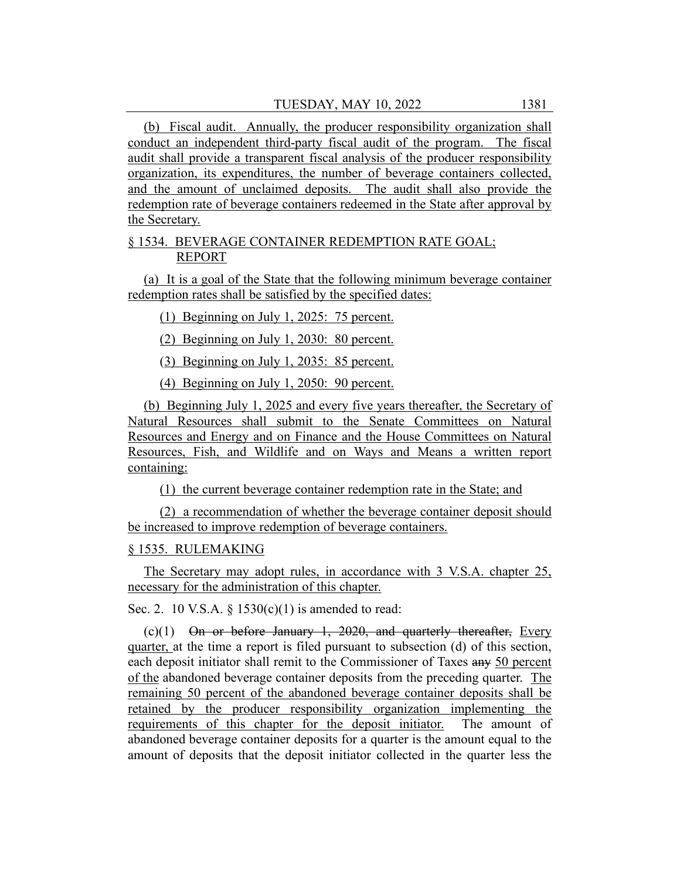(b) Fiscal audit. Annually, the producer responsibility organization shall conduct an independent third-party fiscal audit of the program. The fiscal audit shall provide a transparent fiscal analysis of the producer responsibility organization, its expenditures, the number of beverage containers collected, and the amount of unclaimed deposits. The audit shall also provide the redemption rate of beverage containers redeemed in the State after approval by the Secretary.

§ 1534. BEVERAGE CONTAINER REDEMPTION RATE GOAL; REPORT

(a) It is a goal of the State that the following minimum beverage container redemption rates shall be satisfied by the specified dates:

(1) Beginning on July 1, 2025: 75 percent.

(2) Beginning on July 1, 2030: 80 percent.

(3) Beginning on July 1, 2035: 85 percent.

(4) Beginning on July 1, 2050: 90 percent.

(b) Beginning July 1, 2025 and every five years thereafter, the Secretary of Natural Resources shall submit to the Senate Committees on Natural Resources and Energy and on Finance and the House Committees on Natural Resources, Fish, and Wildlife and on Ways and Means a written report containing:

(1) the current beverage container redemption rate in the State; and

(2) a recommendation of whether the beverage container deposit should be increased to improve redemption of beverage containers.

§ 1535. RULEMAKING

The Secretary may adopt rules, in accordance with 3 V.S.A. chapter 25, necessary for the administration of this chapter.

Sec. 2. 10 V.S.A. § 1530(c)(1) is amended to read:

(c)(1) ~~On or before January 1, 2020, and quarterly thereafter,~~ Every quarter, at the time a report is filed pursuant to subsection (d) of this section, each deposit initiator shall remit to the Commissioner of Taxes ~~any~~ 50 percent of the abandoned beverage container deposits from the preceding quarter. The remaining 50 percent of the abandoned beverage container deposits shall be retained by the producer responsibility organization implementing the requirements of this chapter for the deposit initiator. The amount of abandoned beverage container deposits for a quarter is the amount equal to the amount of deposits that the deposit initiator collected in the quarter less the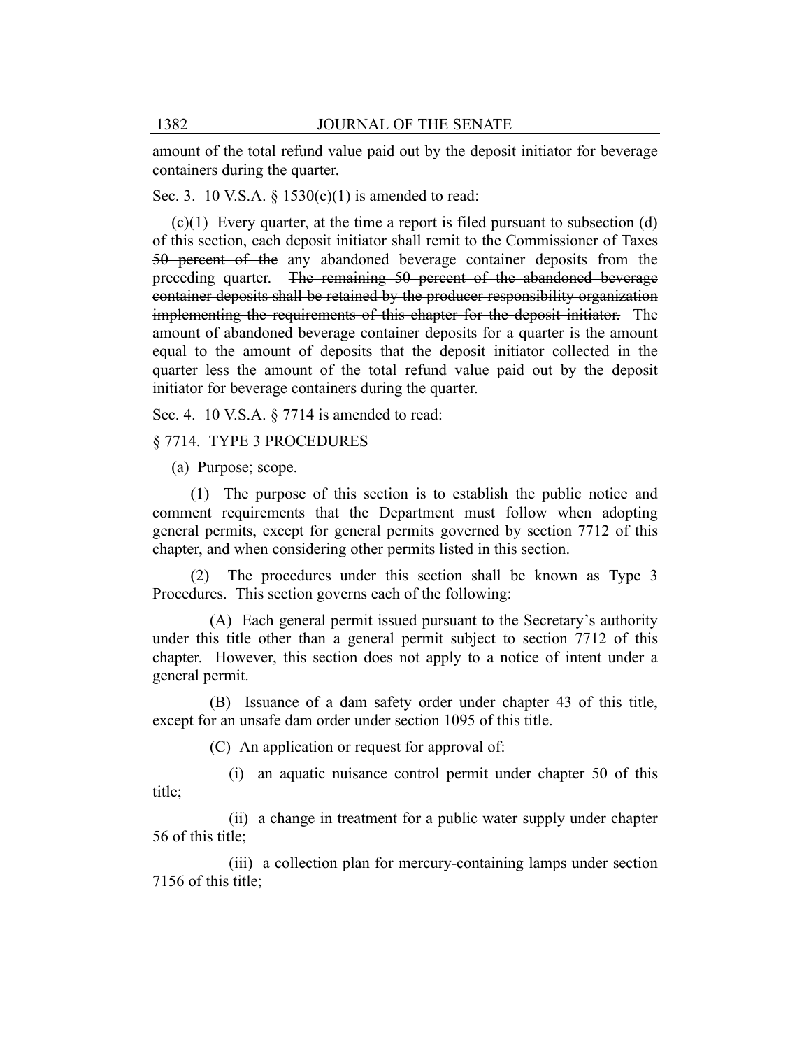amount of the total refund value paid out by the deposit initiator for beverage containers during the quarter.

Sec. 3. 10 V.S.A. § 1530(c)(1) is amended to read:

(c)(1) Every quarter, at the time a report is filed pursuant to subsection (d) of this section, each deposit initiator shall remit to the Commissioner of Taxes ~~50 percent of the~~ <u>any</u> abandoned beverage container deposits from the preceding quarter. ~~The remaining 50 percent of the abandoned beverage container deposits shall be retained by the producer responsibility organization implementing the requirements of this chapter for the deposit initiator.~~ The amount of abandoned beverage container deposits for a quarter is the amount equal to the amount of deposits that the deposit initiator collected in the quarter less the amount of the total refund value paid out by the deposit initiator for beverage containers during the quarter.

Sec. 4. 10 V.S.A. § 7714 is amended to read:

§ 7714. TYPE 3 PROCEDURES

(a) Purpose; scope.

(1) The purpose of this section is to establish the public notice and comment requirements that the Department must follow when adopting general permits, except for general permits governed by section 7712 of this chapter, and when considering other permits listed in this section.

(2) The procedures under this section shall be known as Type 3 Procedures. This section governs each of the following:

(A) Each general permit issued pursuant to the Secretary's authority under this title other than a general permit subject to section 7712 of this chapter. However, this section does not apply to a notice of intent under a general permit.

(B) Issuance of a dam safety order under chapter 43 of this title, except for an unsafe dam order under section 1095 of this title.

(C) An application or request for approval of:

(i) an aquatic nuisance control permit under chapter 50 of this title;

(ii) a change in treatment for a public water supply under chapter 56 of this title;

(iii) a collection plan for mercury-containing lamps under section 7156 of this title;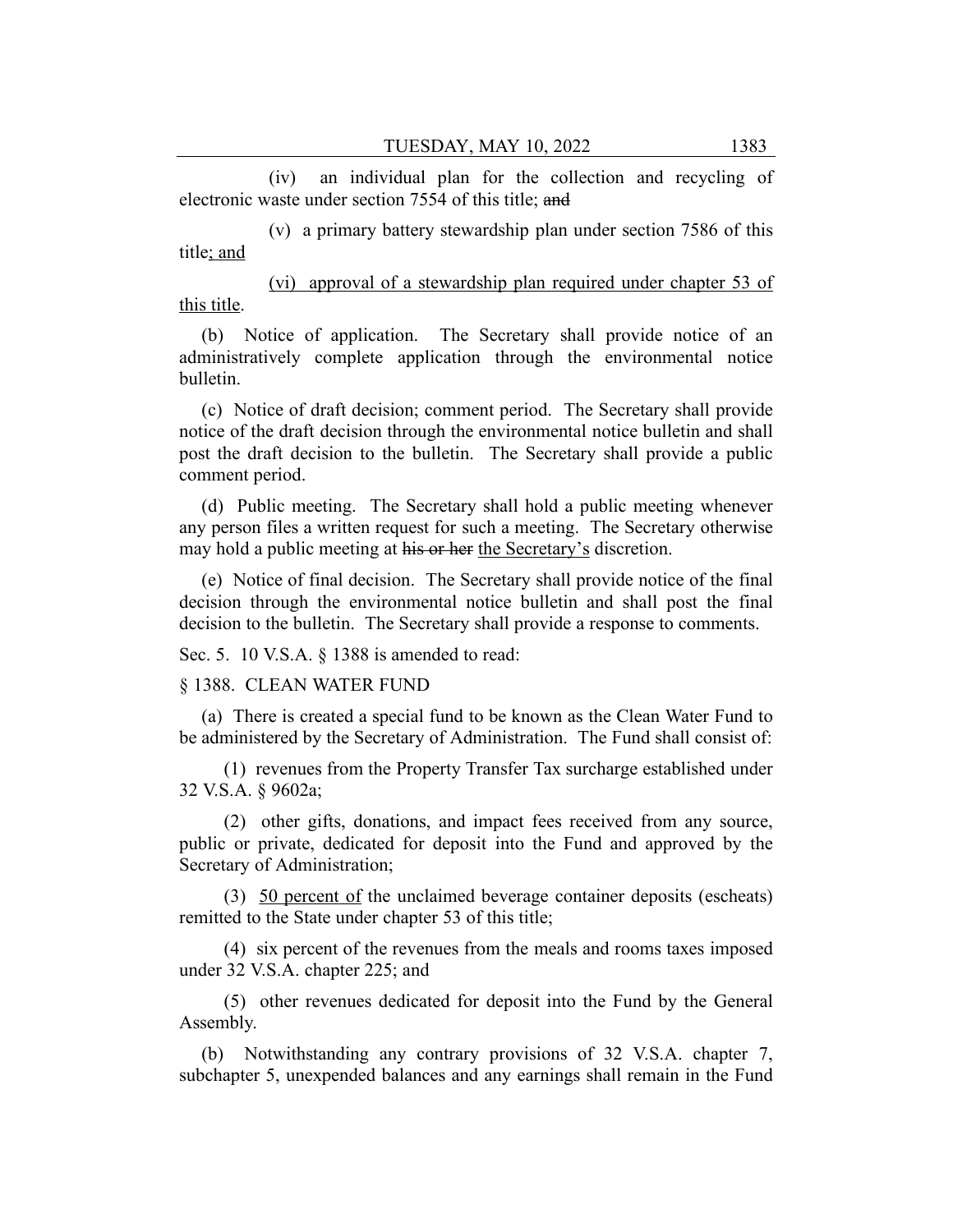(iv) an individual plan for the collection and recycling of electronic waste under section 7554 of this title; ~~and~~

(v) a primary battery stewardship plan under section 7586 of this title; and

(vi) approval of a stewardship plan required under chapter 53 of this title.

(b) Notice of application. The Secretary shall provide notice of an administratively complete application through the environmental notice bulletin.

(c) Notice of draft decision; comment period. The Secretary shall provide notice of the draft decision through the environmental notice bulletin and shall post the draft decision to the bulletin. The Secretary shall provide a public comment period.

(d) Public meeting. The Secretary shall hold a public meeting whenever any person files a written request for such a meeting. The Secretary otherwise may hold a public meeting at ~~his or her~~ the Secretary's discretion.

(e) Notice of final decision. The Secretary shall provide notice of the final decision through the environmental notice bulletin and shall post the final decision to the bulletin. The Secretary shall provide a response to comments.

Sec. 5. 10 V.S.A. § 1388 is amended to read:

§ 1388. CLEAN WATER FUND

(a) There is created a special fund to be known as the Clean Water Fund to be administered by the Secretary of Administration. The Fund shall consist of:

(1) revenues from the Property Transfer Tax surcharge established under 32 V.S.A. § 9602a;

(2) other gifts, donations, and impact fees received from any source, public or private, dedicated for deposit into the Fund and approved by the Secretary of Administration;

(3) 50 percent of the unclaimed beverage container deposits (escheats) remitted to the State under chapter 53 of this title;

(4) six percent of the revenues from the meals and rooms taxes imposed under 32 V.S.A. chapter 225; and

(5) other revenues dedicated for deposit into the Fund by the General Assembly.

(b) Notwithstanding any contrary provisions of 32 V.S.A. chapter 7, subchapter 5, unexpended balances and any earnings shall remain in the Fund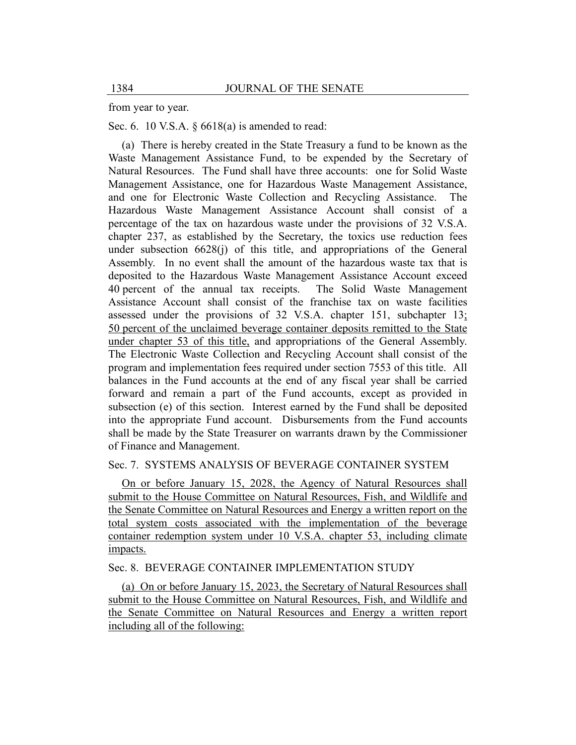from year to year.

Sec. 6. 10 V.S.A. § 6618(a) is amended to read:

(a) There is hereby created in the State Treasury a fund to be known as the Waste Management Assistance Fund, to be expended by the Secretary of Natural Resources. The Fund shall have three accounts: one for Solid Waste Management Assistance, one for Hazardous Waste Management Assistance, and one for Electronic Waste Collection and Recycling Assistance. The Hazardous Waste Management Assistance Account shall consist of a percentage of the tax on hazardous waste under the provisions of 32 V.S.A. chapter 237, as established by the Secretary, the toxics use reduction fees under subsection 6628(j) of this title, and appropriations of the General Assembly. In no event shall the amount of the hazardous waste tax that is deposited to the Hazardous Waste Management Assistance Account exceed 40 percent of the annual tax receipts. The Solid Waste Management Assistance Account shall consist of the franchise tax on waste facilities assessed under the provisions of 32 V.S.A. chapter 151, subchapter 13; 50 percent of the unclaimed beverage container deposits remitted to the State under chapter 53 of this title, and appropriations of the General Assembly. The Electronic Waste Collection and Recycling Account shall consist of the program and implementation fees required under section 7553 of this title. All balances in the Fund accounts at the end of any fiscal year shall be carried forward and remain a part of the Fund accounts, except as provided in subsection (e) of this section. Interest earned by the Fund shall be deposited into the appropriate Fund account. Disbursements from the Fund accounts shall be made by the State Treasurer on warrants drawn by the Commissioner of Finance and Management.

Sec. 7. SYSTEMS ANALYSIS OF BEVERAGE CONTAINER SYSTEM

On or before January 15, 2028, the Agency of Natural Resources shall submit to the House Committee on Natural Resources, Fish, and Wildlife and the Senate Committee on Natural Resources and Energy a written report on the total system costs associated with the implementation of the beverage container redemption system under 10 V.S.A. chapter 53, including climate impacts.

Sec. 8. BEVERAGE CONTAINER IMPLEMENTATION STUDY

(a) On or before January 15, 2023, the Secretary of Natural Resources shall submit to the House Committee on Natural Resources, Fish, and Wildlife and the Senate Committee on Natural Resources and Energy a written report including all of the following: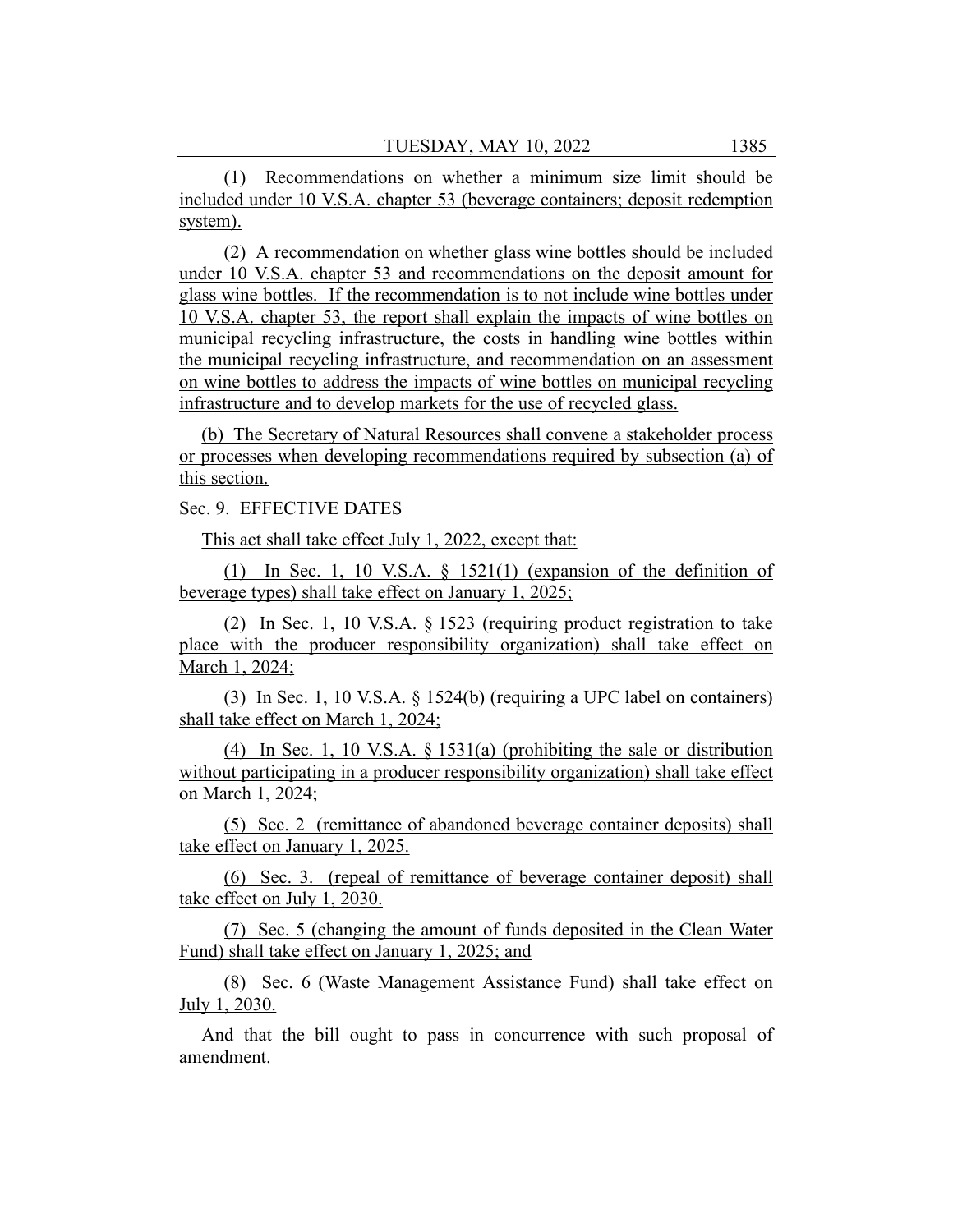(1) Recommendations on whether a minimum size limit should be included under 10 V.S.A. chapter 53 (beverage containers; deposit redemption system).

(2) A recommendation on whether glass wine bottles should be included under 10 V.S.A. chapter 53 and recommendations on the deposit amount for glass wine bottles. If the recommendation is to not include wine bottles under 10 V.S.A. chapter 53, the report shall explain the impacts of wine bottles on municipal recycling infrastructure, the costs in handling wine bottles within the municipal recycling infrastructure, and recommendation on an assessment on wine bottles to address the impacts of wine bottles on municipal recycling infrastructure and to develop markets for the use of recycled glass.

(b) The Secretary of Natural Resources shall convene a stakeholder process or processes when developing recommendations required by subsection (a) of this section.

Sec. 9. EFFECTIVE DATES

This act shall take effect July 1, 2022, except that:

(1) In Sec. 1, 10 V.S.A. § 1521(1) (expansion of the definition of beverage types) shall take effect on January 1, 2025;

(2) In Sec. 1, 10 V.S.A. § 1523 (requiring product registration to take place with the producer responsibility organization) shall take effect on March 1, 2024;

(3) In Sec. 1, 10 V.S.A. § 1524(b) (requiring a UPC label on containers) shall take effect on March 1, 2024;

(4) In Sec. 1, 10 V.S.A. § 1531(a) (prohibiting the sale or distribution without participating in a producer responsibility organization) shall take effect on March 1, 2024;

(5) Sec. 2 (remittance of abandoned beverage container deposits) shall take effect on January 1, 2025.

(6) Sec. 3. (repeal of remittance of beverage container deposit) shall take effect on July 1, 2030.

(7) Sec. 5 (changing the amount of funds deposited in the Clean Water Fund) shall take effect on January 1, 2025; and

(8) Sec. 6 (Waste Management Assistance Fund) shall take effect on July 1, 2030.

And that the bill ought to pass in concurrence with such proposal of amendment.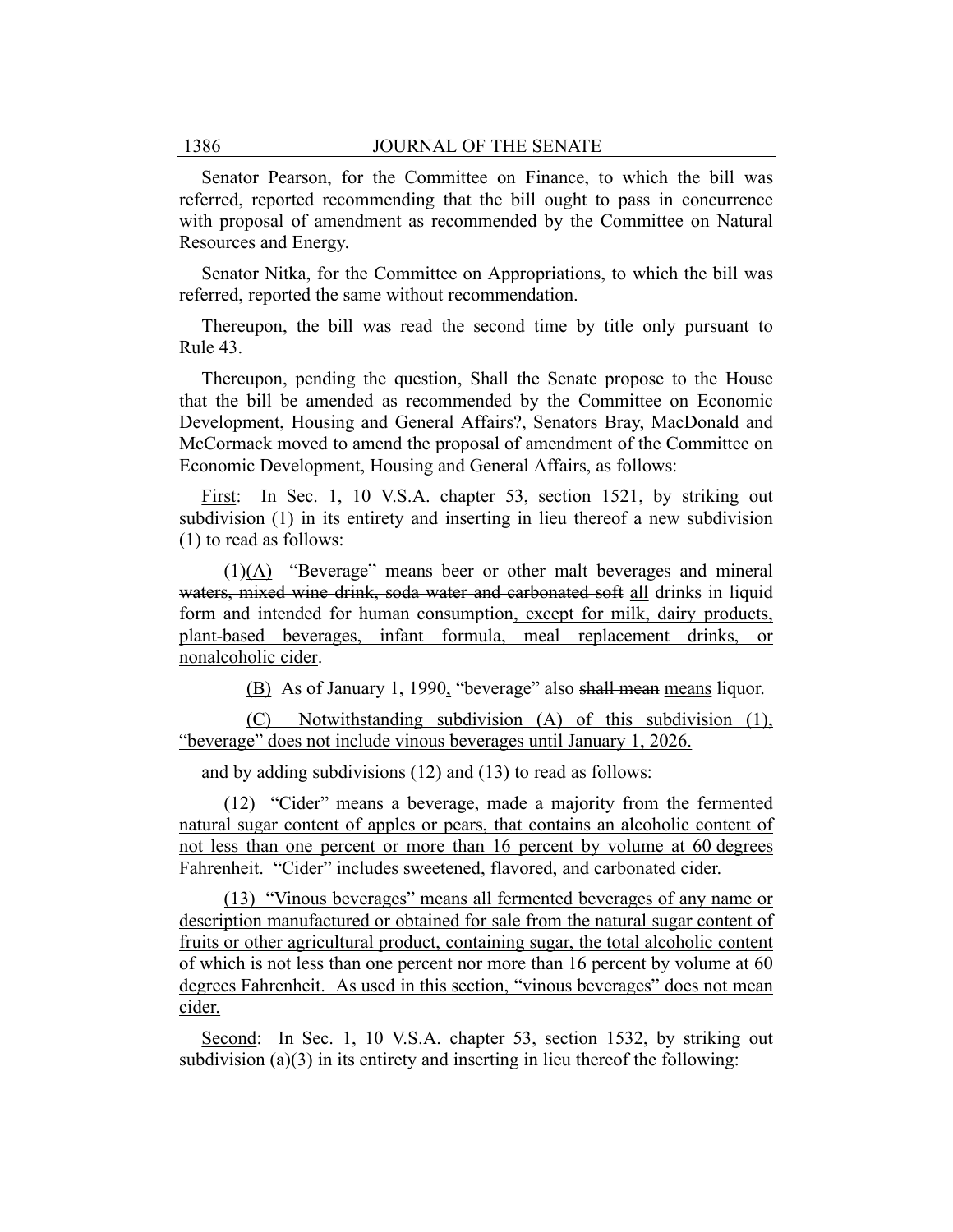Senator Pearson, for the Committee on Finance, to which the bill was referred, reported recommending that the bill ought to pass in concurrence with proposal of amendment as recommended by the Committee on Natural Resources and Energy.

Senator Nitka, for the Committee on Appropriations, to which the bill was referred, reported the same without recommendation.

Thereupon, the bill was read the second time by title only pursuant to Rule 43.

Thereupon, pending the question, Shall the Senate propose to the House that the bill be amended as recommended by the Committee on Economic Development, Housing and General Affairs?, Senators Bray, MacDonald and McCormack moved to amend the proposal of amendment of the Committee on Economic Development, Housing and General Affairs, as follows:

<u>First</u>: In Sec. 1, 10 V.S.A. chapter 53, section 1521, by striking out subdivision (1) in its entirety and inserting in lieu thereof a new subdivision (1) to read as follows:

(1)<u>(A)</u> "Beverage" means ~~beer or other malt beverages and mineral waters, mixed wine drink, soda water and carbonated soft~~ <u>all</u> drinks in liquid form and intended for human consumption<u>, except for milk, dairy products, plant-based beverages, infant formula, meal replacement drinks, or nonalcoholic cider</u>.

<u>(B)</u> As of January 1, 1990<u>,</u> "beverage" also ~~shall mean~~ <u>means</u> liquor.

<u>(C) Notwithstanding subdivision (A) of this subdivision (1), "beverage" does not include vinous beverages until January 1, 2026.</u>

and by adding subdivisions (12) and (13) to read as follows:

<u>(12) "Cider" means a beverage, made a majority from the fermented natural sugar content of apples or pears, that contains an alcoholic content of not less than one percent or more than 16 percent by volume at 60 degrees Fahrenheit. "Cider" includes sweetened, flavored, and carbonated cider.</u>

<u>(13) "Vinous beverages" means all fermented beverages of any name or description manufactured or obtained for sale from the natural sugar content of fruits or other agricultural product, containing sugar, the total alcoholic content of which is not less than one percent nor more than 16 percent by volume at 60 degrees Fahrenheit. As used in this section, "vinous beverages" does not mean cider.</u>

<u>Second</u>: In Sec. 1, 10 V.S.A. chapter 53, section 1532, by striking out subdivision (a)(3) in its entirety and inserting in lieu thereof the following: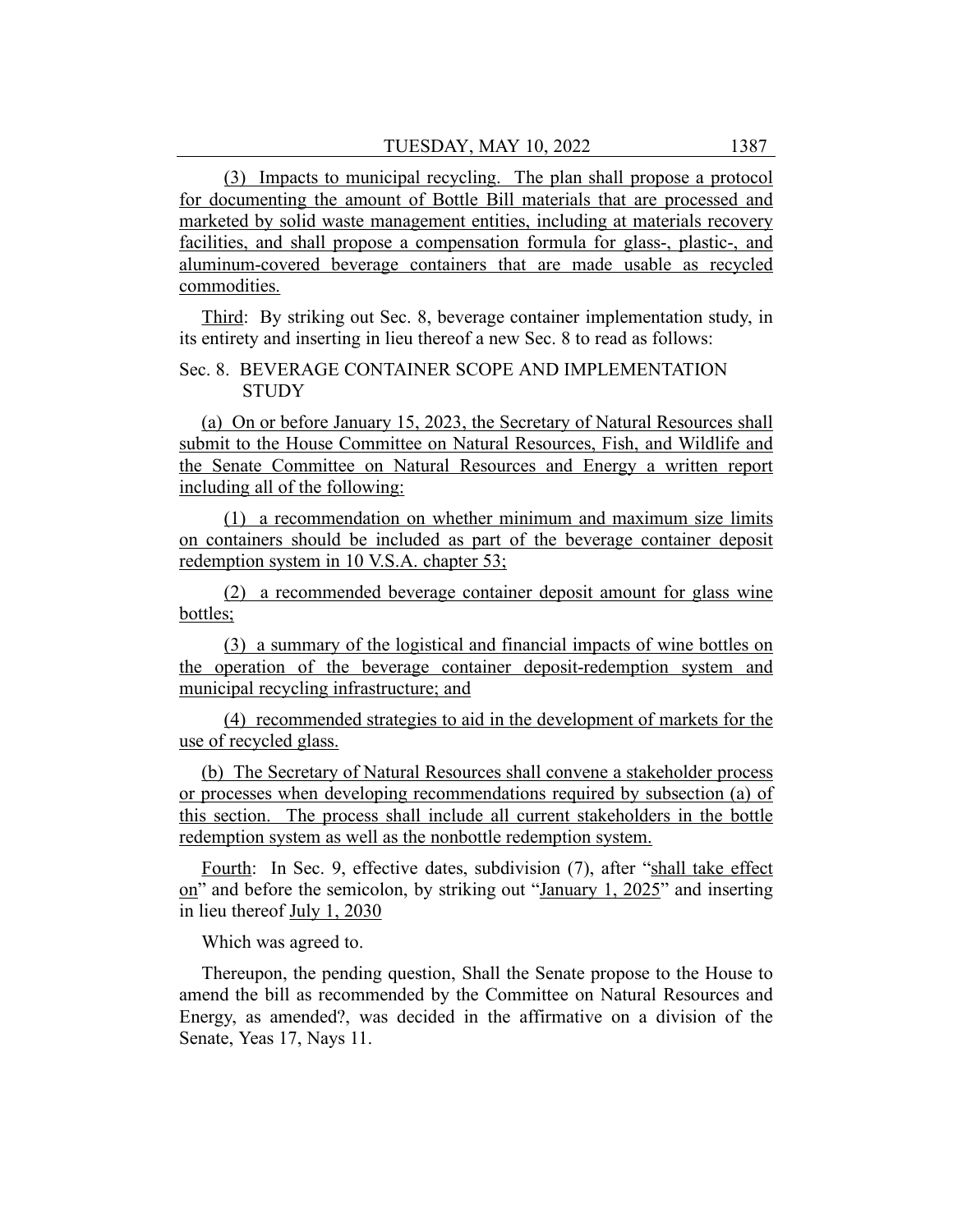(3) Impacts to municipal recycling. The plan shall propose a protocol for documenting the amount of Bottle Bill materials that are processed and marketed by solid waste management entities, including at materials recovery facilities, and shall propose a compensation formula for glass-, plastic-, and aluminum-covered beverage containers that are made usable as recycled commodities.

Third: By striking out Sec. 8, beverage container implementation study, in its entirety and inserting in lieu thereof a new Sec. 8 to read as follows:

Sec. 8. BEVERAGE CONTAINER SCOPE AND IMPLEMENTATION STUDY

(a) On or before January 15, 2023, the Secretary of Natural Resources shall submit to the House Committee on Natural Resources, Fish, and Wildlife and the Senate Committee on Natural Resources and Energy a written report including all of the following:

(1) a recommendation on whether minimum and maximum size limits on containers should be included as part of the beverage container deposit redemption system in 10 V.S.A. chapter 53;

(2) a recommended beverage container deposit amount for glass wine bottles;

(3) a summary of the logistical and financial impacts of wine bottles on the operation of the beverage container deposit-redemption system and municipal recycling infrastructure; and

(4) recommended strategies to aid in the development of markets for the use of recycled glass.

(b) The Secretary of Natural Resources shall convene a stakeholder process or processes when developing recommendations required by subsection (a) of this section. The process shall include all current stakeholders in the bottle redemption system as well as the nonbottle redemption system.

Fourth: In Sec. 9, effective dates, subdivision (7), after "shall take effect on" and before the semicolon, by striking out "January 1, 2025" and inserting in lieu thereof July 1, 2030

Which was agreed to.

Thereupon, the pending question, Shall the Senate propose to the House to amend the bill as recommended by the Committee on Natural Resources and Energy, as amended?, was decided in the affirmative on a division of the Senate, Yeas 17, Nays 11.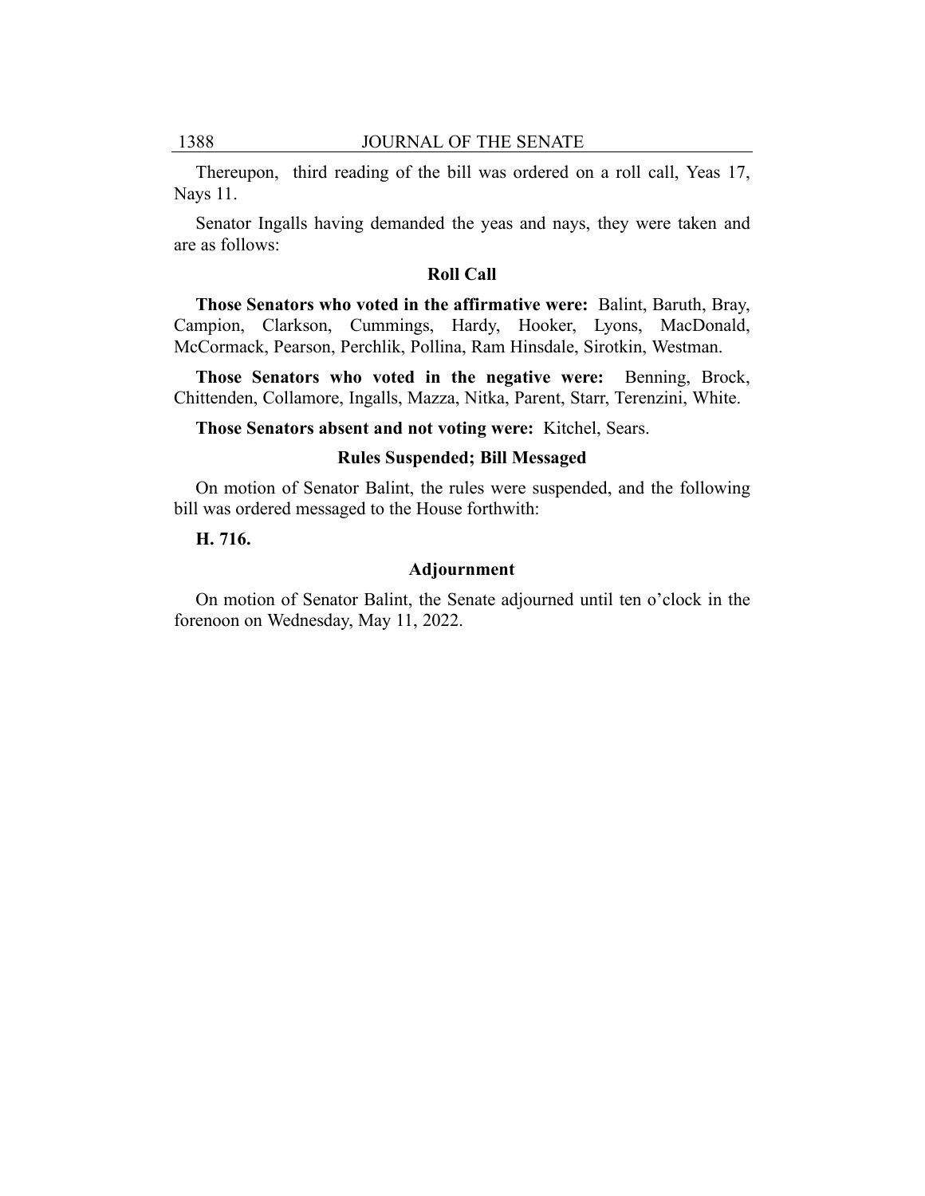Thereupon, third reading of the bill was ordered on a roll call, Yeas 17, Nays 11.

Senator Ingalls having demanded the yeas and nays, they were taken and are as follows:

### Roll Call

**Those Senators who voted in the affirmative were:** Balint, Baruth, Bray, Campion, Clarkson, Cummings, Hardy, Hooker, Lyons, MacDonald, McCormack, Pearson, Perchlik, Pollina, Ram Hinsdale, Sirotkin, Westman.

**Those Senators who voted in the negative were:** Benning, Brock, Chittenden, Collamore, Ingalls, Mazza, Nitka, Parent, Starr, Terenzini, White.

**Those Senators absent and not voting were:** Kitchel, Sears.

### Rules Suspended; Bill Messaged

On motion of Senator Balint, the rules were suspended, and the following bill was ordered messaged to the House forthwith:

**H. 716.**

### Adjournment

On motion of Senator Balint, the Senate adjourned until ten o'clock in the forenoon on Wednesday, May 11, 2022.